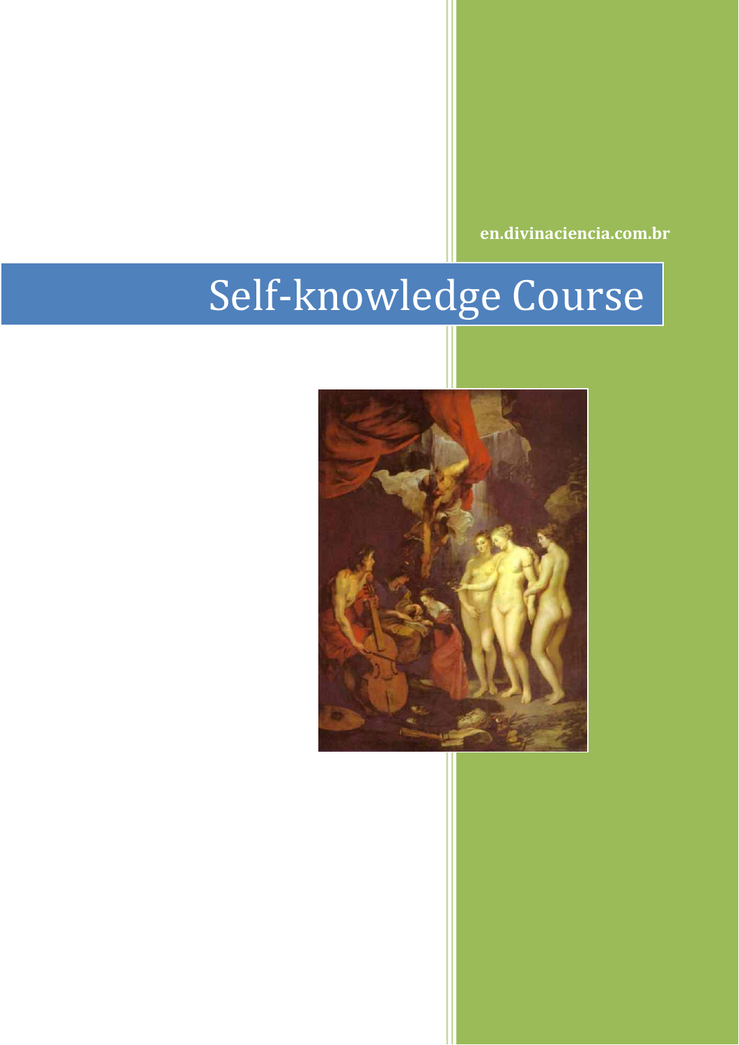en.divinaciencia.com.br

# Self-knowledge Course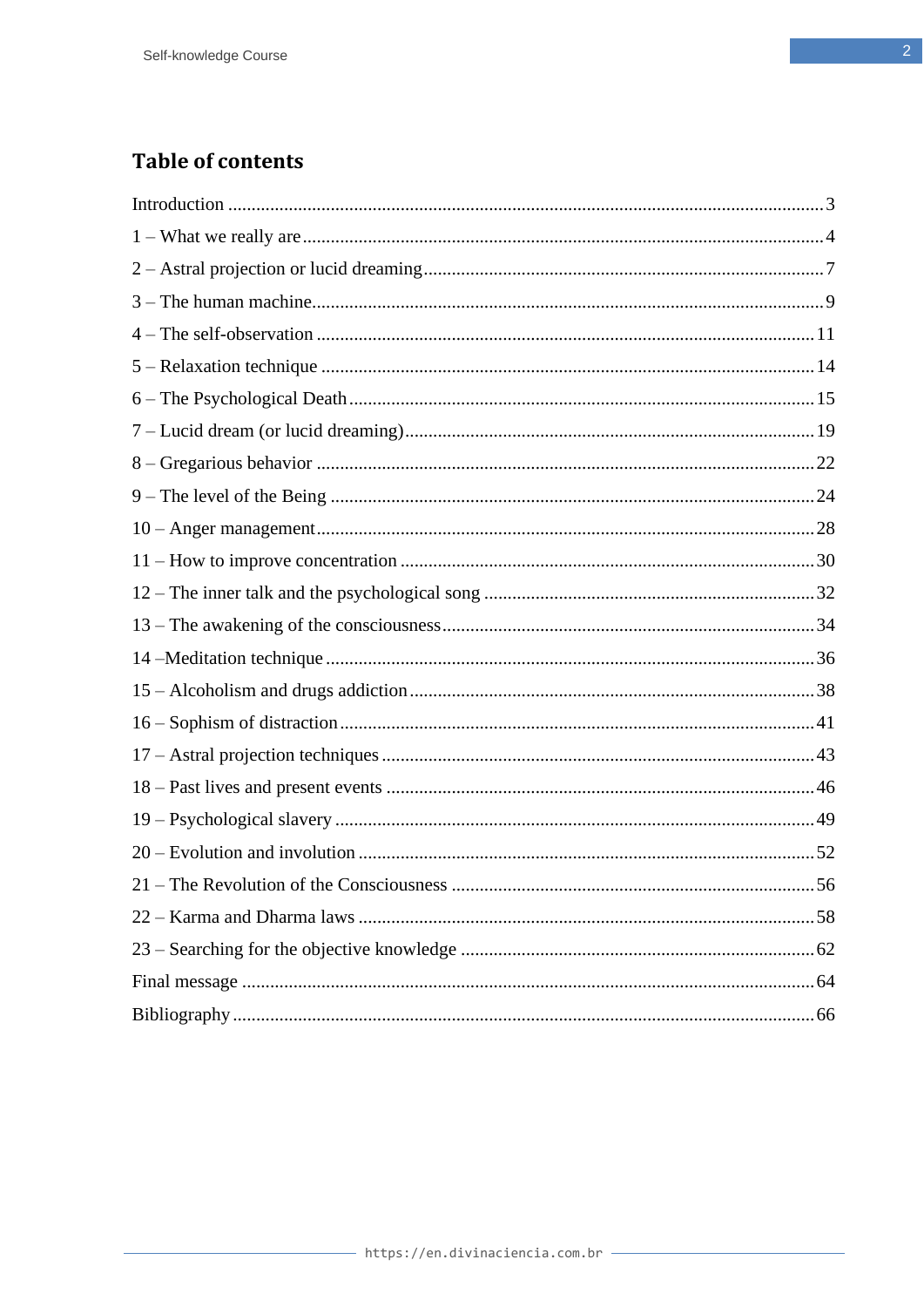## Table of contents

Introduction ..... 3

1 – What we really are ..... 4

2 – Astral projection or lucid dreaming ..... 7

3 – The human machine ..... 9

4 – The self-observation ..... 11

5 – Relaxation technique ..... 14

6 – The Psychological Death ..... 15

7 – Lucid dream (or lucid dreaming) ..... 19

8 – Gregarious behavior ..... 22

9 – The level of the Being ..... 24

10 – Anger management ..... 28

11 – How to improve concentration ..... 30

12 – The inner talk and the psychological song ..... 32

13 – The awakening of the consciousness ..... 34

14 –Meditation technique ..... 36

15 – Alcoholism and drugs addiction ..... 38

16 – Sophism of distraction ..... 41

17 – Astral projection techniques ..... 43

18 – Past lives and present events ..... 46

19 – Psychological slavery ..... 49

20 – Evolution and involution ..... 52

21 – The Revolution of the Consciousness ..... 56

22 – Karma and Dharma laws ..... 58

23 – Searching for the objective knowledge ..... 62

Final message ..... 64

Bibliography ..... 66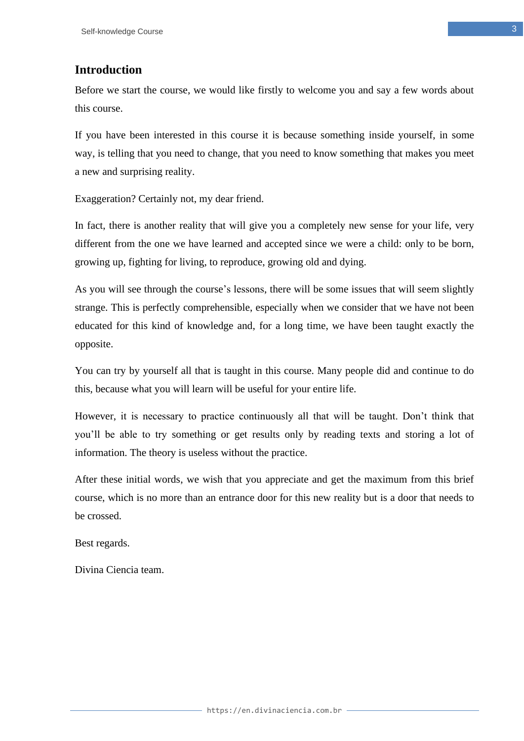## Introduction

Before we start the course, we would like firstly to welcome you and say a few words about this course.

If you have been interested in this course it is because something inside yourself, in some way, is telling that you need to change, that you need to know something that makes you meet a new and surprising reality.

Exaggeration? Certainly not, my dear friend.

In fact, there is another reality that will give you a completely new sense for your life, very different from the one we have learned and accepted since we were a child: only to be born, growing up, fighting for living, to reproduce, growing old and dying.

As you will see through the course's lessons, there will be some issues that will seem slightly strange. This is perfectly comprehensible, especially when we consider that we have not been educated for this kind of knowledge and, for a long time, we have been taught exactly the opposite.

You can try by yourself all that is taught in this course. Many people did and continue to do this, because what you will learn will be useful for your entire life.

However, it is necessary to practice continuously all that will be taught. Don't think that you'll be able to try something or get results only by reading texts and storing a lot of information. The theory is useless without the practice.

After these initial words, we wish that you appreciate and get the maximum from this brief course, which is no more than an entrance door for this new reality but is a door that needs to be crossed.

Best regards.

Divina Ciencia team.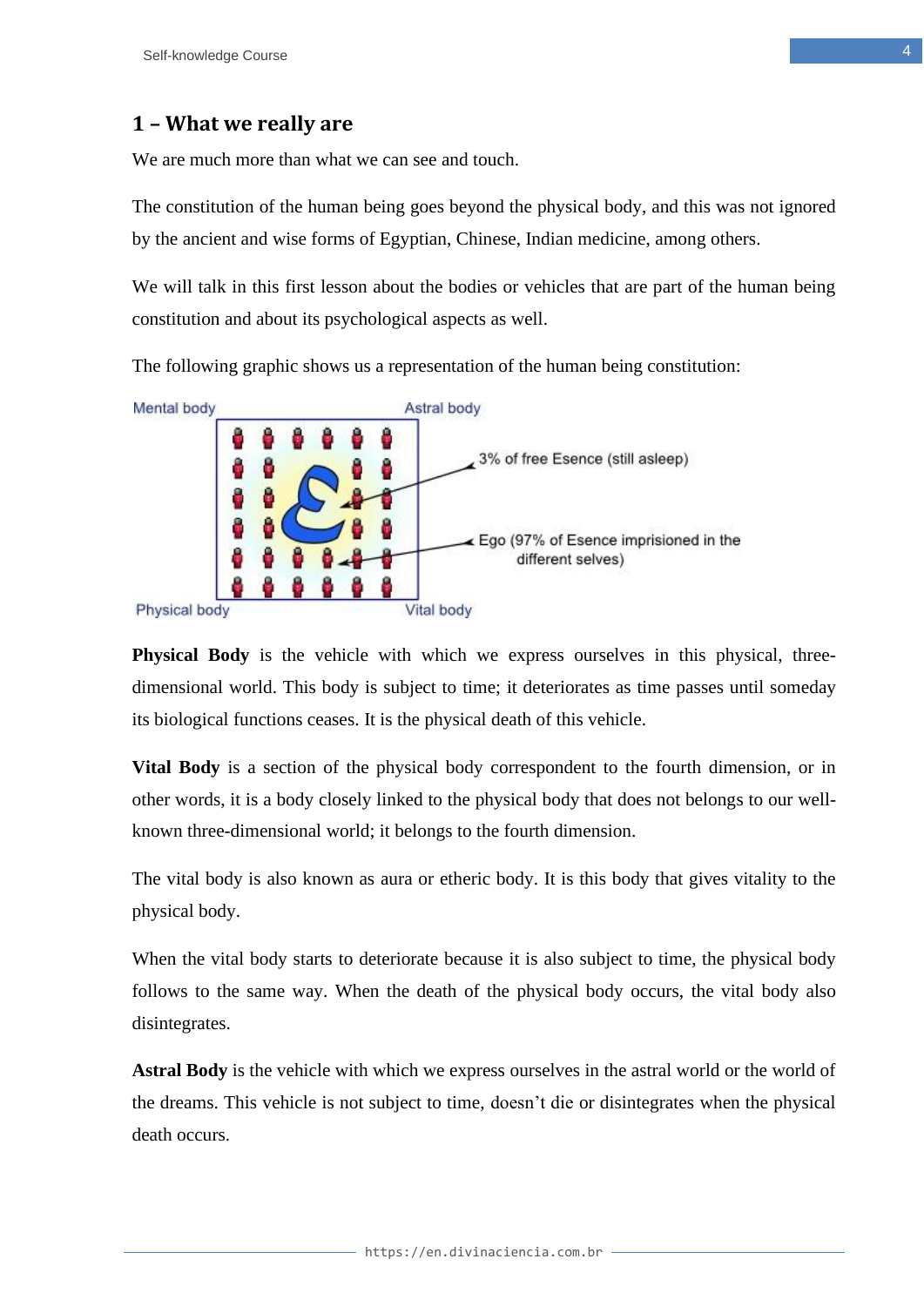## 1 – What we really are

We are much more than what we can see and touch.

The constitution of the human being goes beyond the physical body, and this was not ignored by the ancient and wise forms of Egyptian, Chinese, Indian medicine, among others.

We will talk in this first lesson about the bodies or vehicles that are part of the human being constitution and about its psychological aspects as well.

The following graphic shows us a representation of the human being constitution:

Mental body — Astral body — Physical body — Vital body

3% of free Esence (still asleep)

Ego (97% of Esence imprisioned in the different selves)

**Physical Body** is the vehicle with which we express ourselves in this physical, three-dimensional world. This body is subject to time; it deteriorates as time passes until someday its biological functions ceases. It is the physical death of this vehicle.

**Vital Body** is a section of the physical body correspondent to the fourth dimension, or in other words, it is a body closely linked to the physical body that does not belongs to our well-known three-dimensional world; it belongs to the fourth dimension.

The vital body is also known as aura or etheric body. It is this body that gives vitality to the physical body.

When the vital body starts to deteriorate because it is also subject to time, the physical body follows to the same way. When the death of the physical body occurs, the vital body also disintegrates.

**Astral Body** is the vehicle with which we express ourselves in the astral world or the world of the dreams. This vehicle is not subject to time, doesn't die or disintegrates when the physical death occurs.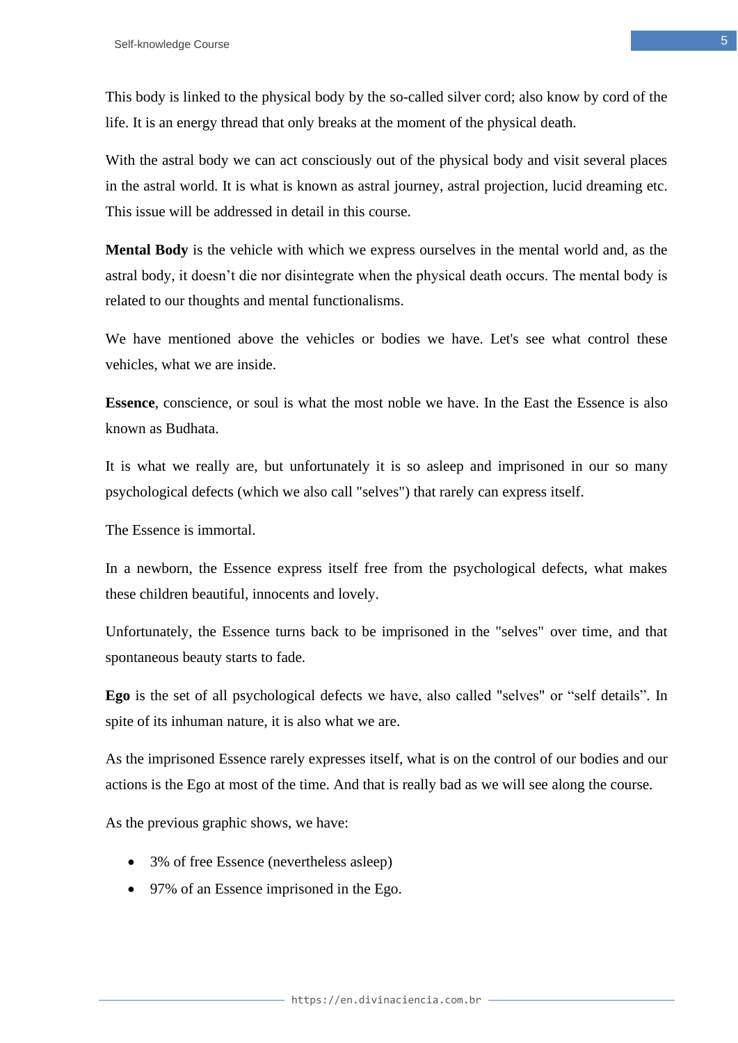This body is linked to the physical body by the so-called silver cord; also know by cord of the life. It is an energy thread that only breaks at the moment of the physical death.

With the astral body we can act consciously out of the physical body and visit several places in the astral world. It is what is known as astral journey, astral projection, lucid dreaming etc. This issue will be addressed in detail in this course.

**Mental Body** is the vehicle with which we express ourselves in the mental world and, as the astral body, it doesn't die nor disintegrate when the physical death occurs. The mental body is related to our thoughts and mental functionalisms.

We have mentioned above the vehicles or bodies we have. Let's see what control these vehicles, what we are inside.

**Essence**, conscience, or soul is what the most noble we have. In the East the Essence is also known as Budhata.

It is what we really are, but unfortunately it is so asleep and imprisoned in our so many psychological defects (which we also call "selves") that rarely can express itself.

The Essence is immortal.

In a newborn, the Essence express itself free from the psychological defects, what makes these children beautiful, innocents and lovely.

Unfortunately, the Essence turns back to be imprisoned in the "selves" over time, and that spontaneous beauty starts to fade.

**Ego** is the set of all psychological defects we have, also called "selves" or "self details". In spite of its inhuman nature, it is also what we are.

As the imprisoned Essence rarely expresses itself, what is on the control of our bodies and our actions is the Ego at most of the time. And that is really bad as we will see along the course.

As the previous graphic shows, we have:

- 3% of free Essence (nevertheless asleep)
- 97% of an Essence imprisoned in the Ego.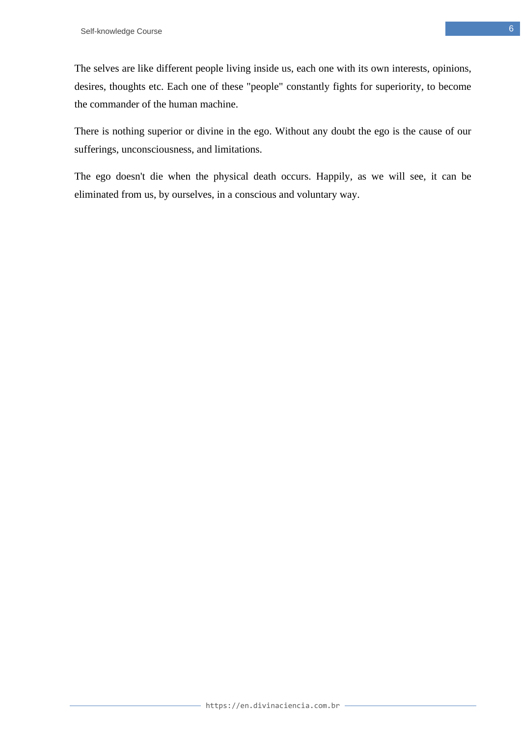The selves are like different people living inside us, each one with its own interests, opinions, desires, thoughts etc. Each one of these "people" constantly fights for superiority, to become the commander of the human machine.

There is nothing superior or divine in the ego. Without any doubt the ego is the cause of our sufferings, unconsciousness, and limitations.

The ego doesn't die when the physical death occurs. Happily, as we will see, it can be eliminated from us, by ourselves, in a conscious and voluntary way.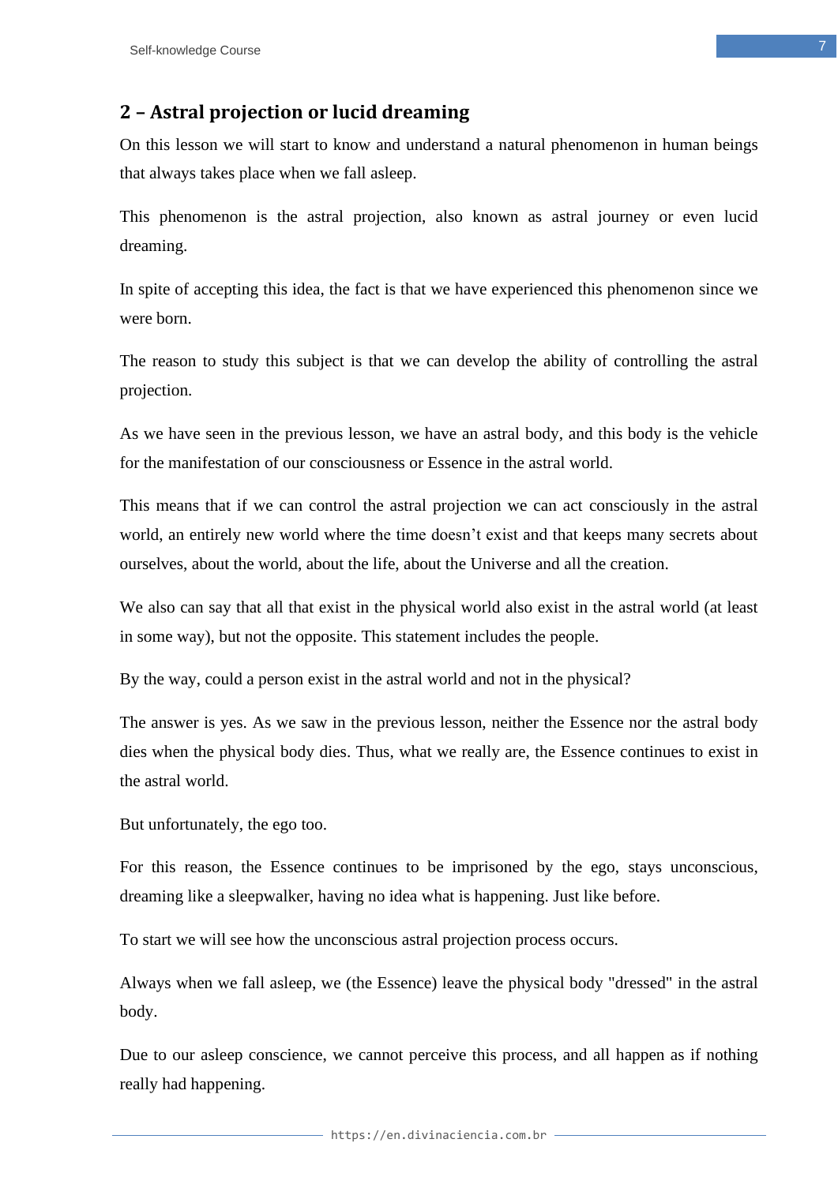## 2 – Astral projection or lucid dreaming

On this lesson we will start to know and understand a natural phenomenon in human beings that always takes place when we fall asleep.

This phenomenon is the astral projection, also known as astral journey or even lucid dreaming.

In spite of accepting this idea, the fact is that we have experienced this phenomenon since we were born.

The reason to study this subject is that we can develop the ability of controlling the astral projection.

As we have seen in the previous lesson, we have an astral body, and this body is the vehicle for the manifestation of our consciousness or Essence in the astral world.

This means that if we can control the astral projection we can act consciously in the astral world, an entirely new world where the time doesn't exist and that keeps many secrets about ourselves, about the world, about the life, about the Universe and all the creation.

We also can say that all that exist in the physical world also exist in the astral world (at least in some way), but not the opposite. This statement includes the people.

By the way, could a person exist in the astral world and not in the physical?

The answer is yes. As we saw in the previous lesson, neither the Essence nor the astral body dies when the physical body dies. Thus, what we really are, the Essence continues to exist in the astral world.

But unfortunately, the ego too.

For this reason, the Essence continues to be imprisoned by the ego, stays unconscious, dreaming like a sleepwalker, having no idea what is happening. Just like before.

To start we will see how the unconscious astral projection process occurs.

Always when we fall asleep, we (the Essence) leave the physical body "dressed" in the astral body.

Due to our asleep conscience, we cannot perceive this process, and all happen as if nothing really had happening.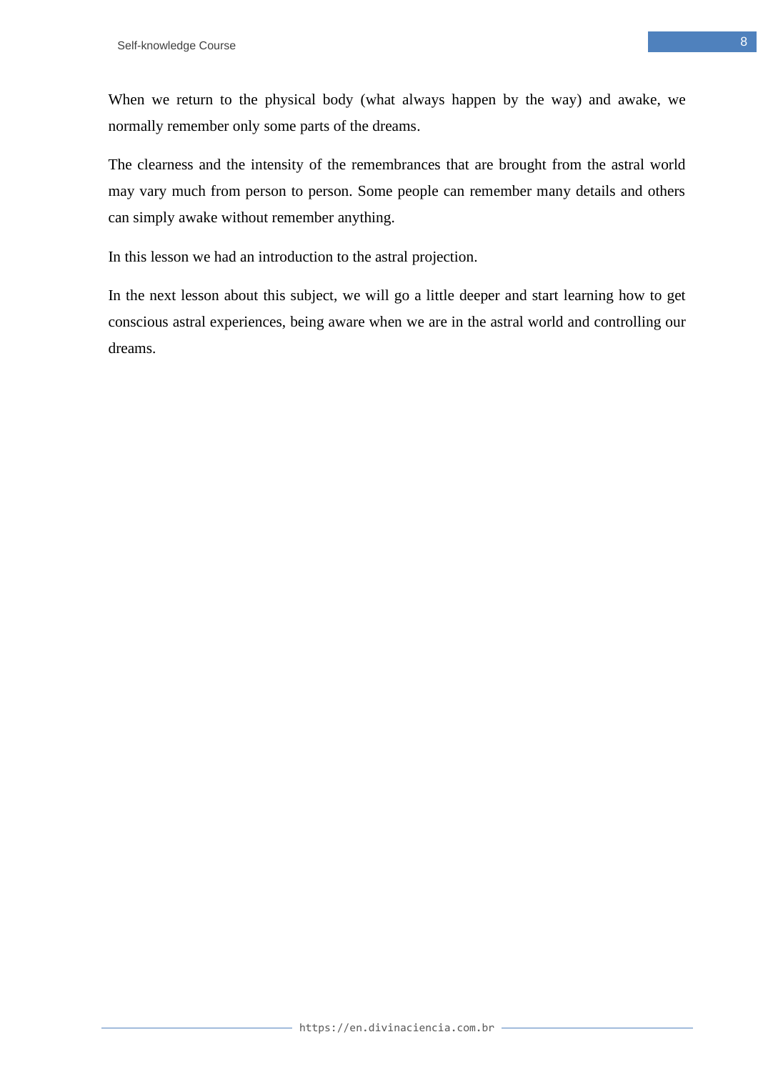When we return to the physical body (what always happen by the way) and awake, we normally remember only some parts of the dreams.

The clearness and the intensity of the remembrances that are brought from the astral world may vary much from person to person. Some people can remember many details and others can simply awake without remember anything.

In this lesson we had an introduction to the astral projection.

In the next lesson about this subject, we will go a little deeper and start learning how to get conscious astral experiences, being aware when we are in the astral world and controlling our dreams.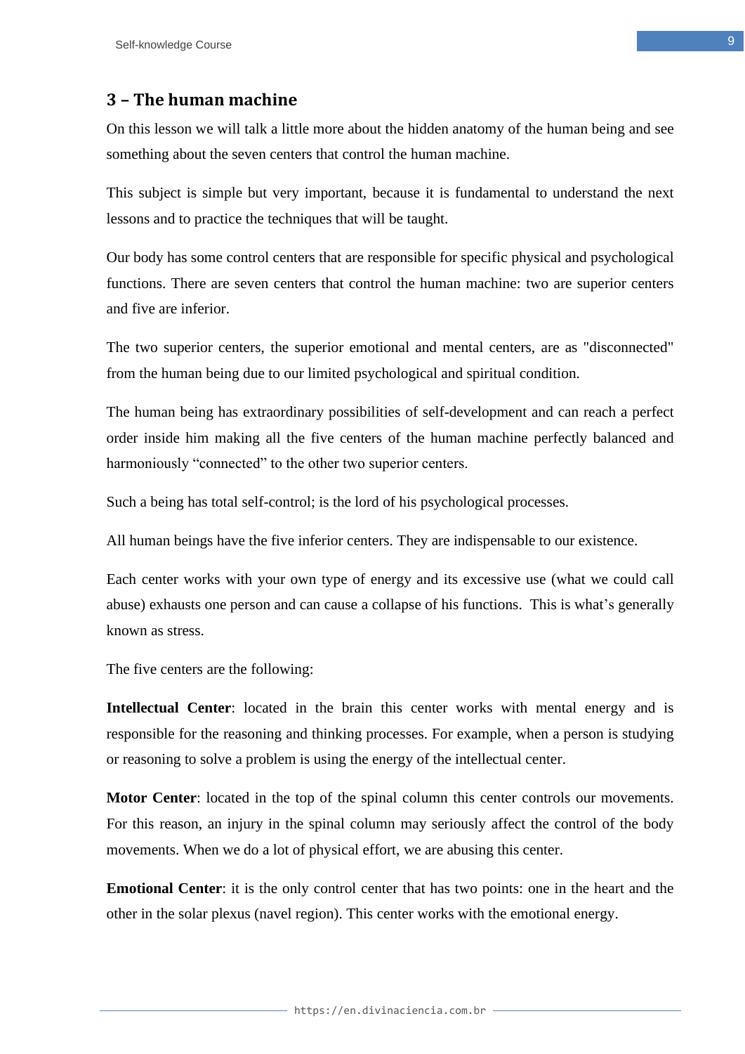## 3 – The human machine

On this lesson we will talk a little more about the hidden anatomy of the human being and see something about the seven centers that control the human machine.

This subject is simple but very important, because it is fundamental to understand the next lessons and to practice the techniques that will be taught.

Our body has some control centers that are responsible for specific physical and psychological functions. There are seven centers that control the human machine: two are superior centers and five are inferior.

The two superior centers, the superior emotional and mental centers, are as "disconnected" from the human being due to our limited psychological and spiritual condition.

The human being has extraordinary possibilities of self-development and can reach a perfect order inside him making all the five centers of the human machine perfectly balanced and harmoniously “connected” to the other two superior centers.

Such a being has total self-control; is the lord of his psychological processes.

All human beings have the five inferior centers. They are indispensable to our existence.

Each center works with your own type of energy and its excessive use (what we could call abuse) exhausts one person and can cause a collapse of his functions. This is what’s generally known as stress.

The five centers are the following:

**Intellectual Center**: located in the brain this center works with mental energy and is responsible for the reasoning and thinking processes. For example, when a person is studying or reasoning to solve a problem is using the energy of the intellectual center.

**Motor Center**: located in the top of the spinal column this center controls our movements. For this reason, an injury in the spinal column may seriously affect the control of the body movements. When we do a lot of physical effort, we are abusing this center.

**Emotional Center**: it is the only control center that has two points: one in the heart and the other in the solar plexus (navel region). This center works with the emotional energy.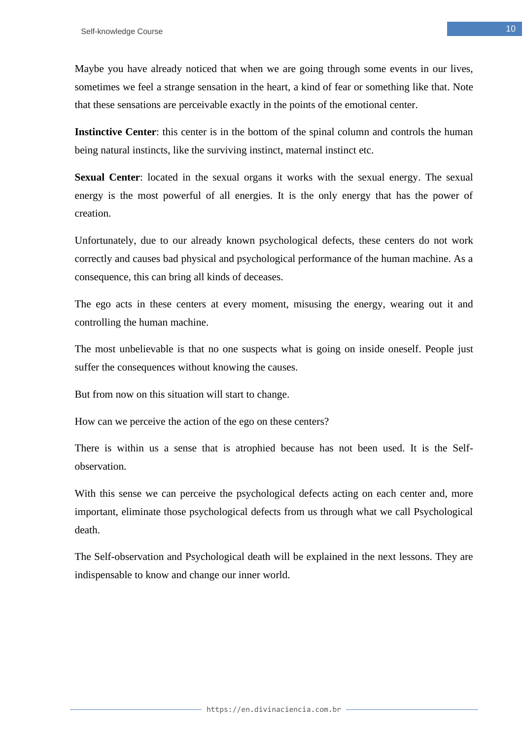Maybe you have already noticed that when we are going through some events in our lives, sometimes we feel a strange sensation in the heart, a kind of fear or something like that. Note that these sensations are perceivable exactly in the points of the emotional center.

**Instinctive Center**: this center is in the bottom of the spinal column and controls the human being natural instincts, like the surviving instinct, maternal instinct etc.

**Sexual Center**: located in the sexual organs it works with the sexual energy. The sexual energy is the most powerful of all energies. It is the only energy that has the power of creation.

Unfortunately, due to our already known psychological defects, these centers do not work correctly and causes bad physical and psychological performance of the human machine. As a consequence, this can bring all kinds of deceases.

The ego acts in these centers at every moment, misusing the energy, wearing out it and controlling the human machine.

The most unbelievable is that no one suspects what is going on inside oneself. People just suffer the consequences without knowing the causes.

But from now on this situation will start to change.

How can we perceive the action of the ego on these centers?

There is within us a sense that is atrophied because has not been used. It is the Self-observation.

With this sense we can perceive the psychological defects acting on each center and, more important, eliminate those psychological defects from us through what we call Psychological death.

The Self-observation and Psychological death will be explained in the next lessons. They are indispensable to know and change our inner world.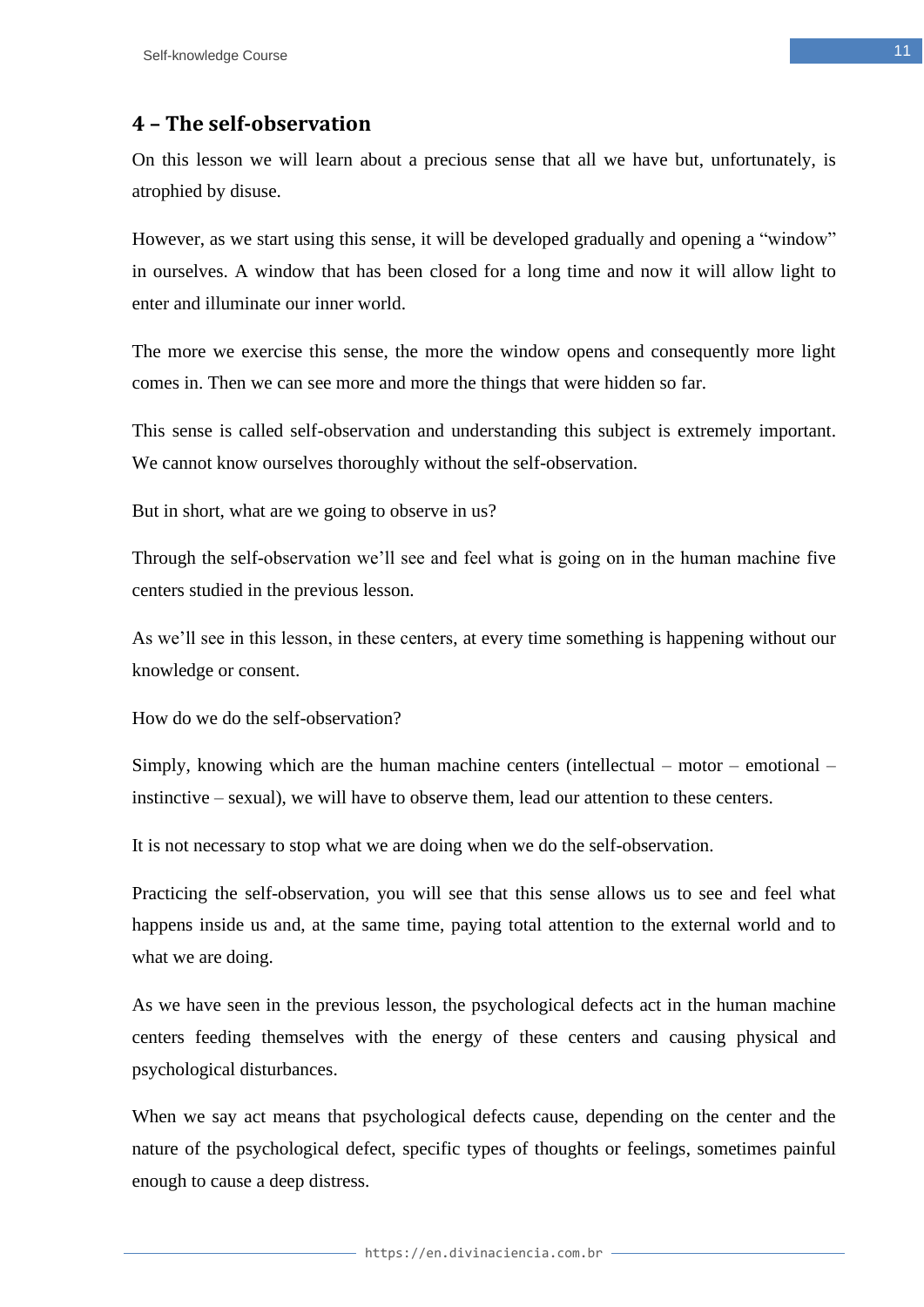## 4 – The self-observation

On this lesson we will learn about a precious sense that all we have but, unfortunately, is atrophied by disuse.

However, as we start using this sense, it will be developed gradually and opening a "window" in ourselves. A window that has been closed for a long time and now it will allow light to enter and illuminate our inner world.

The more we exercise this sense, the more the window opens and consequently more light comes in. Then we can see more and more the things that were hidden so far.

This sense is called self-observation and understanding this subject is extremely important. We cannot know ourselves thoroughly without the self-observation.

But in short, what are we going to observe in us?

Through the self-observation we'll see and feel what is going on in the human machine five centers studied in the previous lesson.

As we'll see in this lesson, in these centers, at every time something is happening without our knowledge or consent.

How do we do the self-observation?

Simply, knowing which are the human machine centers (intellectual – motor – emotional – instinctive – sexual), we will have to observe them, lead our attention to these centers.

It is not necessary to stop what we are doing when we do the self-observation.

Practicing the self-observation, you will see that this sense allows us to see and feel what happens inside us and, at the same time, paying total attention to the external world and to what we are doing.

As we have seen in the previous lesson, the psychological defects act in the human machine centers feeding themselves with the energy of these centers and causing physical and psychological disturbances.

When we say act means that psychological defects cause, depending on the center and the nature of the psychological defect, specific types of thoughts or feelings, sometimes painful enough to cause a deep distress.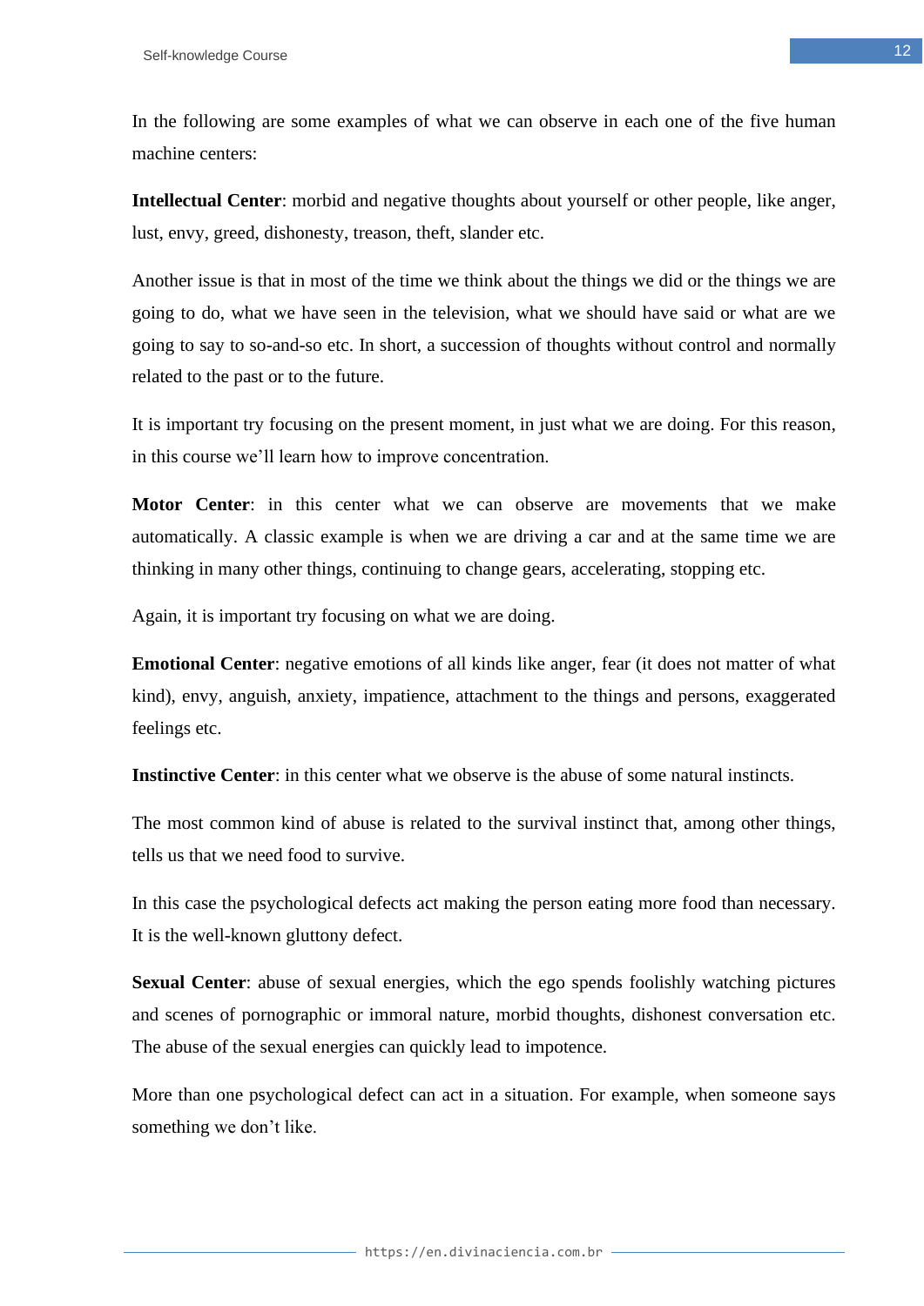In the following are some examples of what we can observe in each one of the five human machine centers:

**Intellectual Center**: morbid and negative thoughts about yourself or other people, like anger, lust, envy, greed, dishonesty, treason, theft, slander etc.

Another issue is that in most of the time we think about the things we did or the things we are going to do, what we have seen in the television, what we should have said or what are we going to say to so-and-so etc. In short, a succession of thoughts without control and normally related to the past or to the future.

It is important try focusing on the present moment, in just what we are doing. For this reason, in this course we'll learn how to improve concentration.

**Motor Center**: in this center what we can observe are movements that we make automatically. A classic example is when we are driving a car and at the same time we are thinking in many other things, continuing to change gears, accelerating, stopping etc.

Again, it is important try focusing on what we are doing.

**Emotional Center**: negative emotions of all kinds like anger, fear (it does not matter of what kind), envy, anguish, anxiety, impatience, attachment to the things and persons, exaggerated feelings etc.

**Instinctive Center**: in this center what we observe is the abuse of some natural instincts.

The most common kind of abuse is related to the survival instinct that, among other things, tells us that we need food to survive.

In this case the psychological defects act making the person eating more food than necessary. It is the well-known gluttony defect.

**Sexual Center**: abuse of sexual energies, which the ego spends foolishly watching pictures and scenes of pornographic or immoral nature, morbid thoughts, dishonest conversation etc. The abuse of the sexual energies can quickly lead to impotence.

More than one psychological defect can act in a situation. For example, when someone says something we don't like.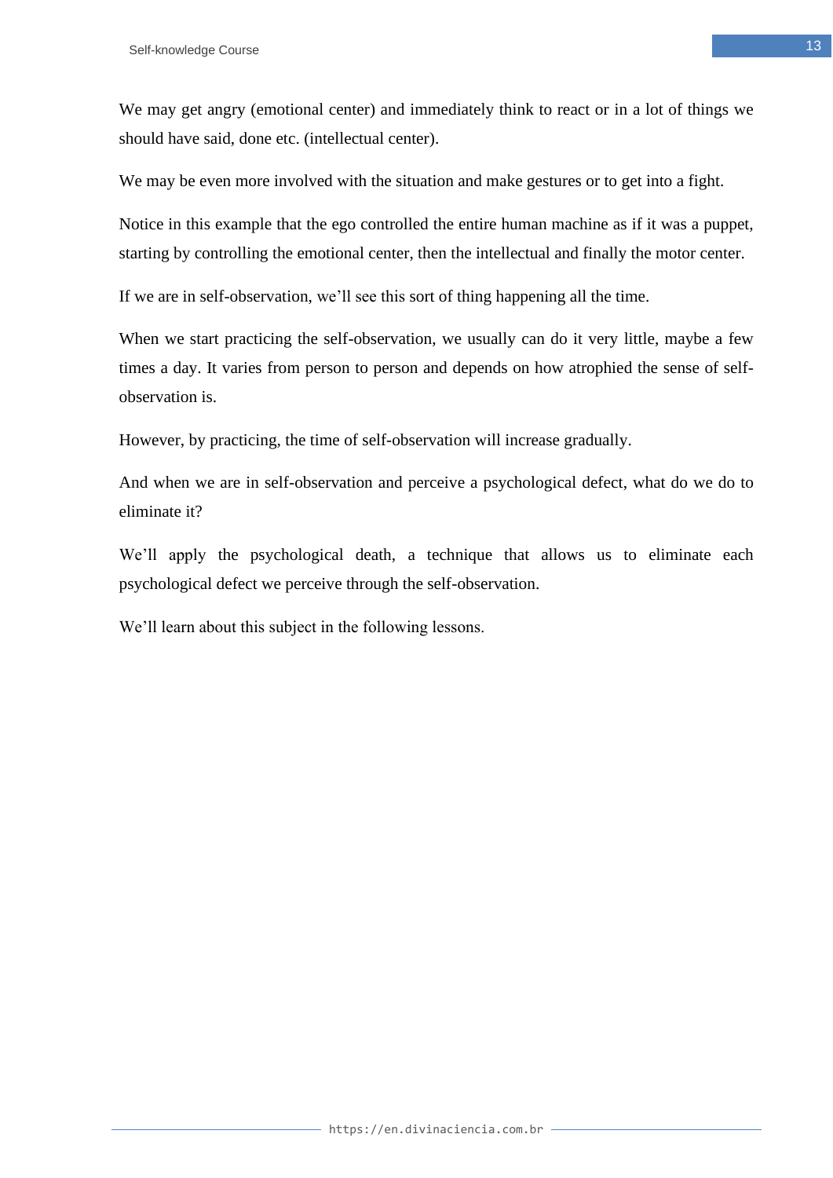We may get angry (emotional center) and immediately think to react or in a lot of things we should have said, done etc. (intellectual center).

We may be even more involved with the situation and make gestures or to get into a fight.

Notice in this example that the ego controlled the entire human machine as if it was a puppet, starting by controlling the emotional center, then the intellectual and finally the motor center.

If we are in self-observation, we'll see this sort of thing happening all the time.

When we start practicing the self-observation, we usually can do it very little, maybe a few times a day. It varies from person to person and depends on how atrophied the sense of self-observation is.

However, by practicing, the time of self-observation will increase gradually.

And when we are in self-observation and perceive a psychological defect, what do we do to eliminate it?

We'll apply the psychological death, a technique that allows us to eliminate each psychological defect we perceive through the self-observation.

We'll learn about this subject in the following lessons.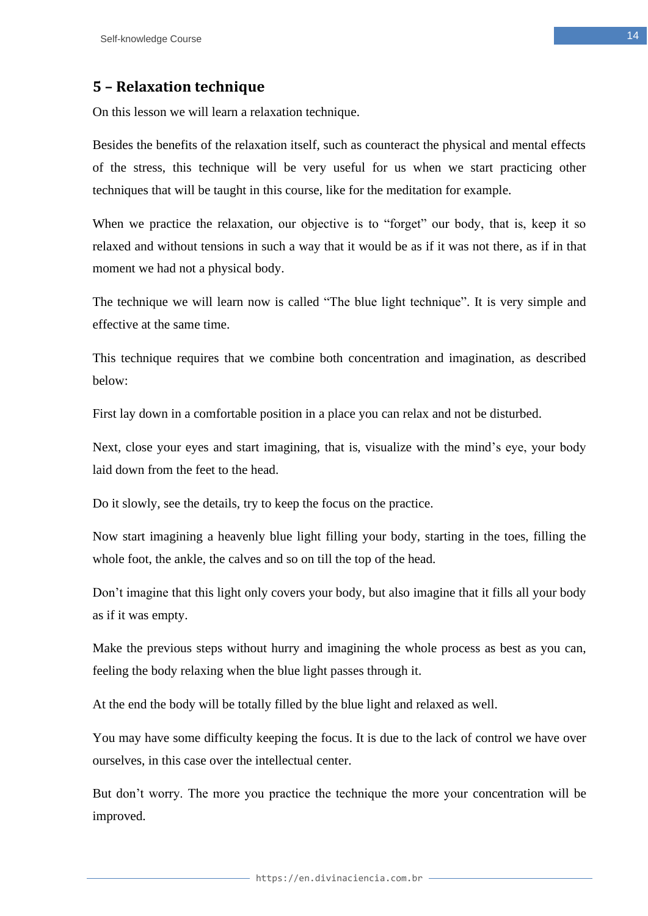## 5 – Relaxation technique

On this lesson we will learn a relaxation technique.

Besides the benefits of the relaxation itself, such as counteract the physical and mental effects of the stress, this technique will be very useful for us when we start practicing other techniques that will be taught in this course, like for the meditation for example.

When we practice the relaxation, our objective is to "forget" our body, that is, keep it so relaxed and without tensions in such a way that it would be as if it was not there, as if in that moment we had not a physical body.

The technique we will learn now is called "The blue light technique". It is very simple and effective at the same time.

This technique requires that we combine both concentration and imagination, as described below:

First lay down in a comfortable position in a place you can relax and not be disturbed.

Next, close your eyes and start imagining, that is, visualize with the mind's eye, your body laid down from the feet to the head.

Do it slowly, see the details, try to keep the focus on the practice.

Now start imagining a heavenly blue light filling your body, starting in the toes, filling the whole foot, the ankle, the calves and so on till the top of the head.

Don't imagine that this light only covers your body, but also imagine that it fills all your body as if it was empty.

Make the previous steps without hurry and imagining the whole process as best as you can, feeling the body relaxing when the blue light passes through it.

At the end the body will be totally filled by the blue light and relaxed as well.

You may have some difficulty keeping the focus. It is due to the lack of control we have over ourselves, in this case over the intellectual center.

But don't worry. The more you practice the technique the more your concentration will be improved.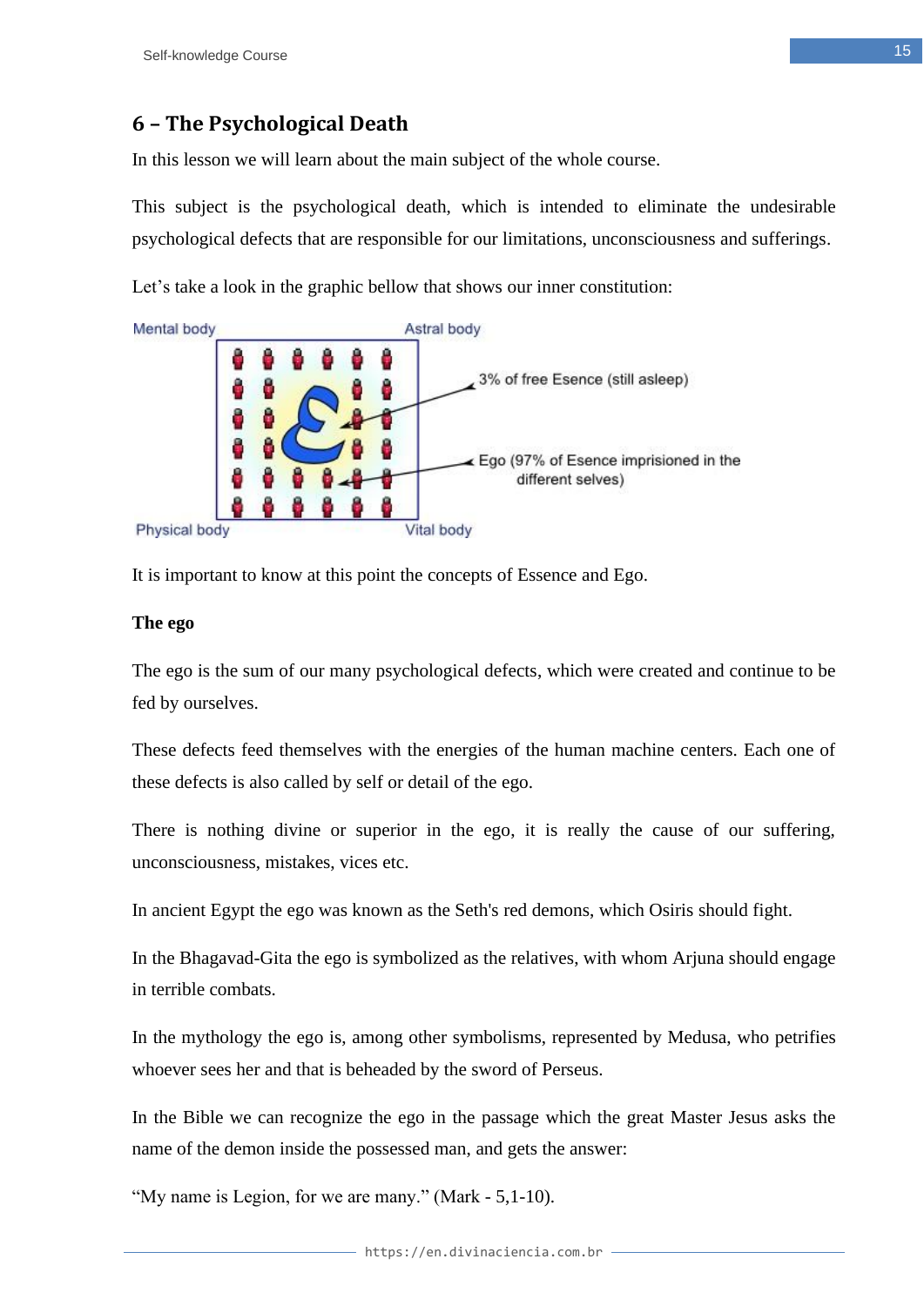## 6 – The Psychological Death

In this lesson we will learn about the main subject of the whole course.

This subject is the psychological death, which is intended to eliminate the undesirable psychological defects that are responsible for our limitations, unconsciousness and sufferings.

Let’s take a look in the graphic bellow that shows our inner constitution:

Mental body

Astral body

3% of free Esence (still asleep)

Ego (97% of Esence imprisioned in the different selves)

Physical body

Vital body

It is important to know at this point the concepts of Essence and Ego.

**The ego**

The ego is the sum of our many psychological defects, which were created and continue to be fed by ourselves.

These defects feed themselves with the energies of the human machine centers. Each one of these defects is also called by self or detail of the ego.

There is nothing divine or superior in the ego, it is really the cause of our suffering, unconsciousness, mistakes, vices etc.

In ancient Egypt the ego was known as the Seth's red demons, which Osiris should fight.

In the Bhagavad-Gita the ego is symbolized as the relatives, with whom Arjuna should engage in terrible combats.

In the mythology the ego is, among other symbolisms, represented by Medusa, who petrifies whoever sees her and that is beheaded by the sword of Perseus.

In the Bible we can recognize the ego in the passage which the great Master Jesus asks the name of the demon inside the possessed man, and gets the answer:

“My name is Legion, for we are many.” (Mark - 5,1-10).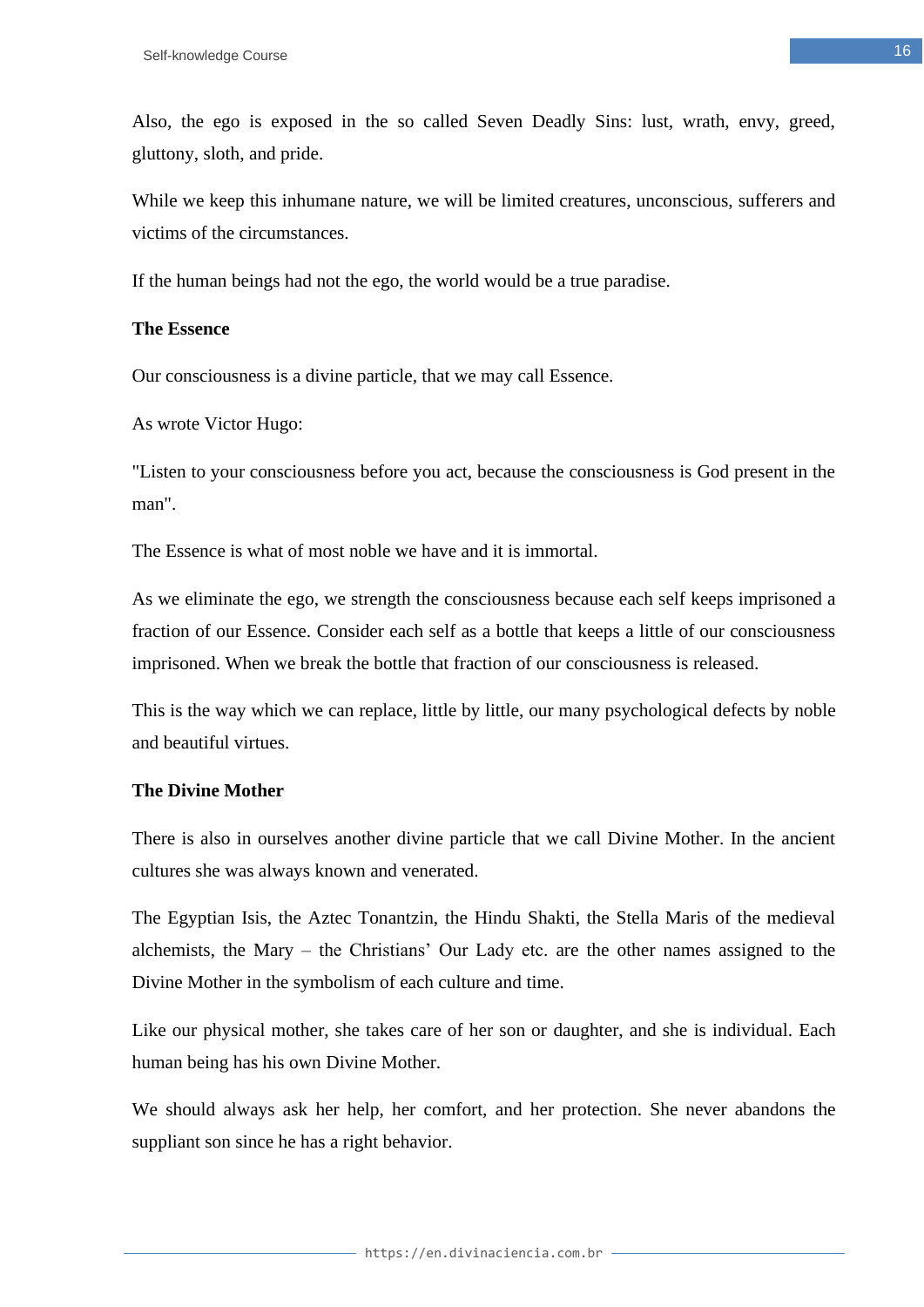Also, the ego is exposed in the so called Seven Deadly Sins: lust, wrath, envy, greed, gluttony, sloth, and pride.

While we keep this inhumane nature, we will be limited creatures, unconscious, sufferers and victims of the circumstances.

If the human beings had not the ego, the world would be a true paradise.

**The Essence**

Our consciousness is a divine particle, that we may call Essence.

As wrote Victor Hugo:

"Listen to your consciousness before you act, because the consciousness is God present in the man".

The Essence is what of most noble we have and it is immortal.

As we eliminate the ego, we strength the consciousness because each self keeps imprisoned a fraction of our Essence. Consider each self as a bottle that keeps a little of our consciousness imprisoned. When we break the bottle that fraction of our consciousness is released.

This is the way which we can replace, little by little, our many psychological defects by noble and beautiful virtues.

**The Divine Mother**

There is also in ourselves another divine particle that we call Divine Mother. In the ancient cultures she was always known and venerated.

The Egyptian Isis, the Aztec Tonantzin, the Hindu Shakti, the Stella Maris of the medieval alchemists, the Mary – the Christians' Our Lady etc. are the other names assigned to the Divine Mother in the symbolism of each culture and time.

Like our physical mother, she takes care of her son or daughter, and she is individual. Each human being has his own Divine Mother.

We should always ask her help, her comfort, and her protection. She never abandons the suppliant son since he has a right behavior.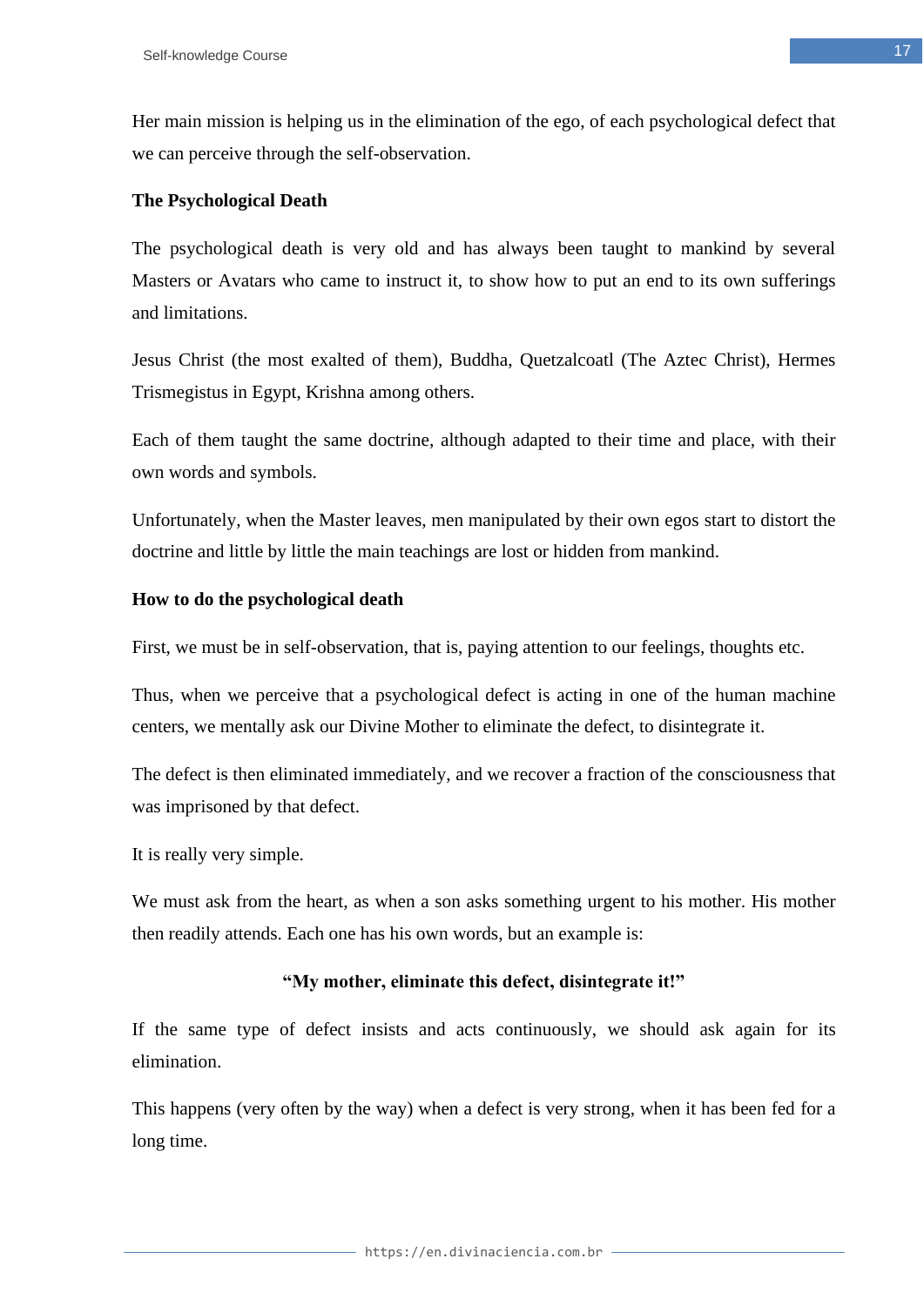Her main mission is helping us in the elimination of the ego, of each psychological defect that we can perceive through the self-observation.

### The Psychological Death

The psychological death is very old and has always been taught to mankind by several Masters or Avatars who came to instruct it, to show how to put an end to its own sufferings and limitations.

Jesus Christ (the most exalted of them), Buddha, Quetzalcoatl (The Aztec Christ), Hermes Trismegistus in Egypt, Krishna among others.

Each of them taught the same doctrine, although adapted to their time and place, with their own words and symbols.

Unfortunately, when the Master leaves, men manipulated by their own egos start to distort the doctrine and little by little the main teachings are lost or hidden from mankind.

### How to do the psychological death

First, we must be in self-observation, that is, paying attention to our feelings, thoughts etc.

Thus, when we perceive that a psychological defect is acting in one of the human machine centers, we mentally ask our Divine Mother to eliminate the defect, to disintegrate it.

The defect is then eliminated immediately, and we recover a fraction of the consciousness that was imprisoned by that defect.

It is really very simple.

We must ask from the heart, as when a son asks something urgent to his mother. His mother then readily attends. Each one has his own words, but an example is:

**"My mother, eliminate this defect, disintegrate it!"**

If the same type of defect insists and acts continuously, we should ask again for its elimination.

This happens (very often by the way) when a defect is very strong, when it has been fed for a long time.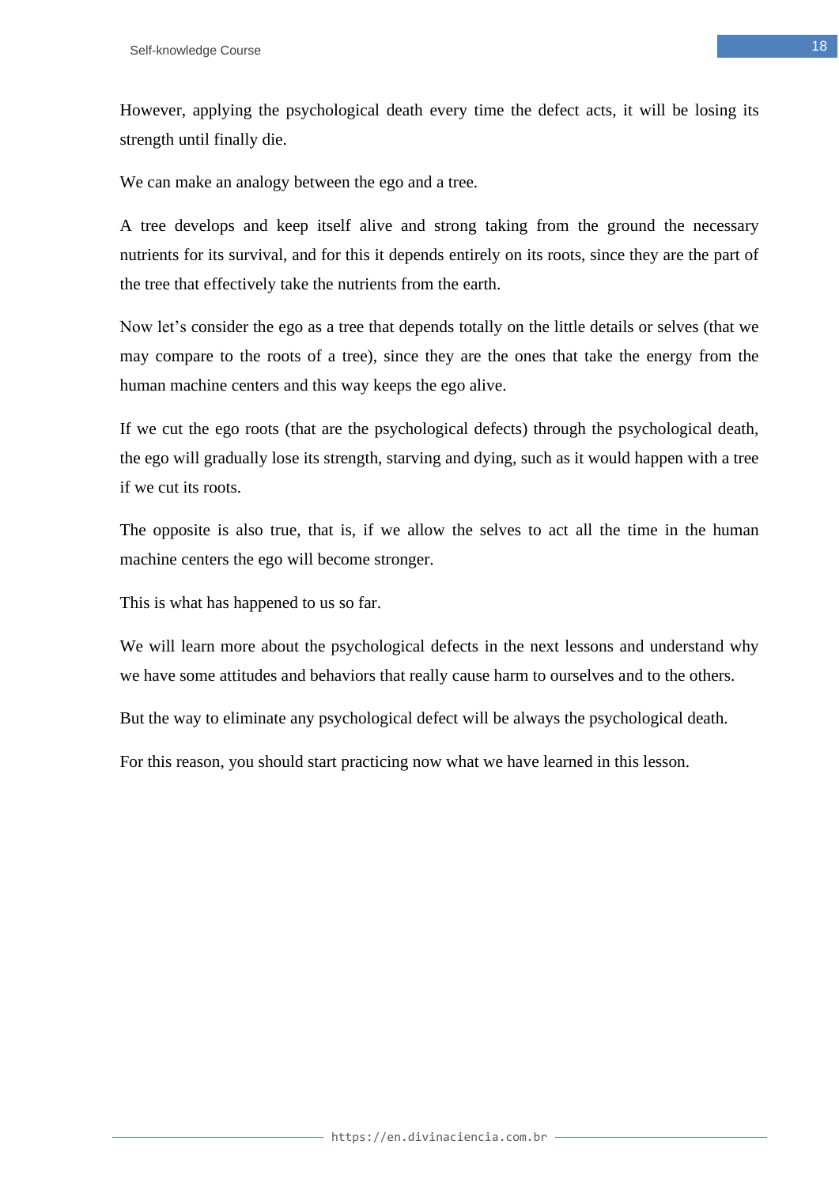However, applying the psychological death every time the defect acts, it will be losing its strength until finally die.

We can make an analogy between the ego and a tree.

A tree develops and keep itself alive and strong taking from the ground the necessary nutrients for its survival, and for this it depends entirely on its roots, since they are the part of the tree that effectively take the nutrients from the earth.

Now let's consider the ego as a tree that depends totally on the little details or selves (that we may compare to the roots of a tree), since they are the ones that take the energy from the human machine centers and this way keeps the ego alive.

If we cut the ego roots (that are the psychological defects) through the psychological death, the ego will gradually lose its strength, starving and dying, such as it would happen with a tree if we cut its roots.

The opposite is also true, that is, if we allow the selves to act all the time in the human machine centers the ego will become stronger.

This is what has happened to us so far.

We will learn more about the psychological defects in the next lessons and understand why we have some attitudes and behaviors that really cause harm to ourselves and to the others.

But the way to eliminate any psychological defect will be always the psychological death.

For this reason, you should start practicing now what we have learned in this lesson.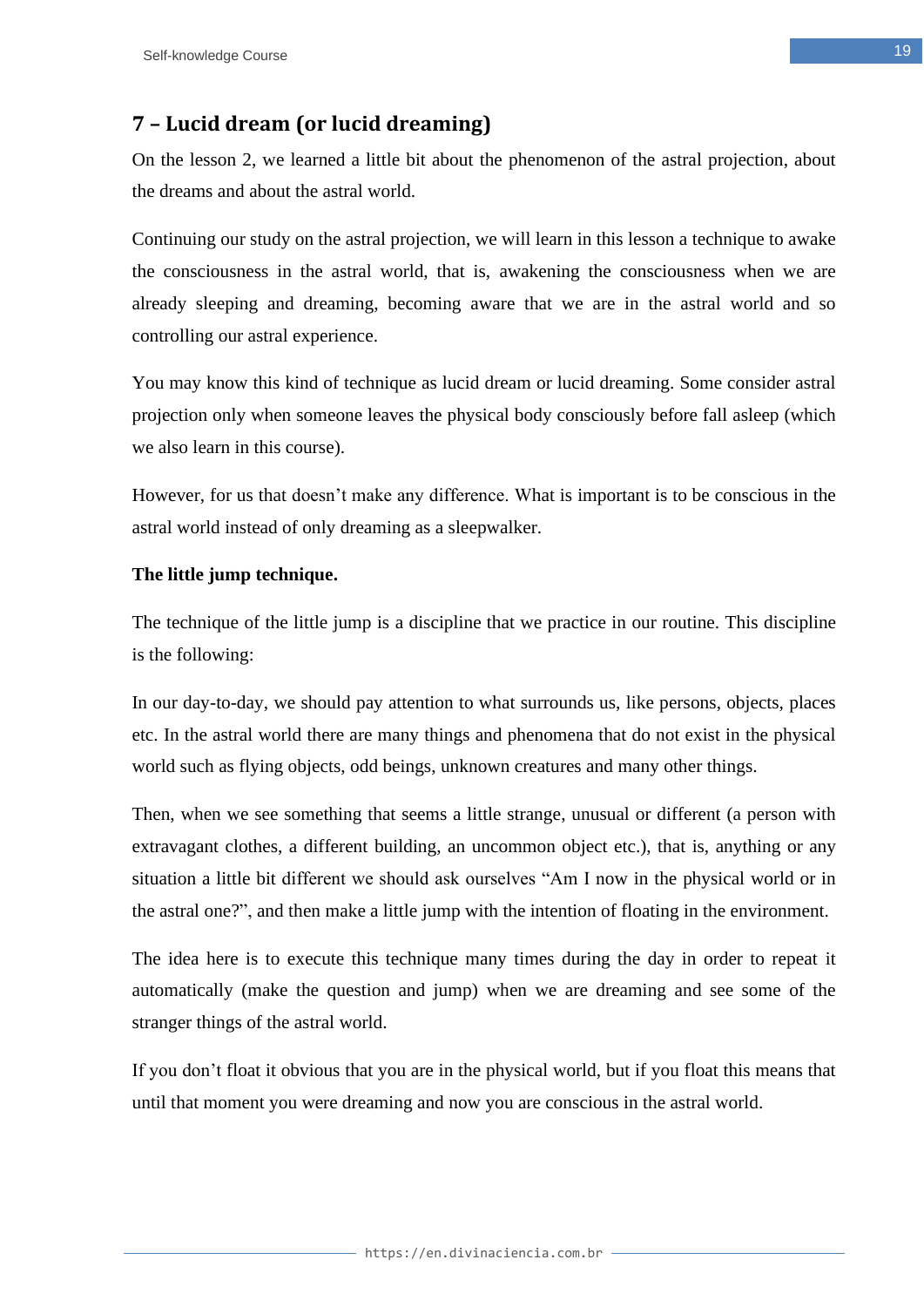## 7 – Lucid dream (or lucid dreaming)

On the lesson 2, we learned a little bit about the phenomenon of the astral projection, about the dreams and about the astral world.

Continuing our study on the astral projection, we will learn in this lesson a technique to awake the consciousness in the astral world, that is, awakening the consciousness when we are already sleeping and dreaming, becoming aware that we are in the astral world and so controlling our astral experience.

You may know this kind of technique as lucid dream or lucid dreaming. Some consider astral projection only when someone leaves the physical body consciously before fall asleep (which we also learn in this course).

However, for us that doesn't make any difference. What is important is to be conscious in the astral world instead of only dreaming as a sleepwalker.

**The little jump technique.**

The technique of the little jump is a discipline that we practice in our routine. This discipline is the following:

In our day-to-day, we should pay attention to what surrounds us, like persons, objects, places etc. In the astral world there are many things and phenomena that do not exist in the physical world such as flying objects, odd beings, unknown creatures and many other things.

Then, when we see something that seems a little strange, unusual or different (a person with extravagant clothes, a different building, an uncommon object etc.), that is, anything or any situation a little bit different we should ask ourselves "Am I now in the physical world or in the astral one?", and then make a little jump with the intention of floating in the environment.

The idea here is to execute this technique many times during the day in order to repeat it automatically (make the question and jump) when we are dreaming and see some of the stranger things of the astral world.

If you don't float it obvious that you are in the physical world, but if you float this means that until that moment you were dreaming and now you are conscious in the astral world.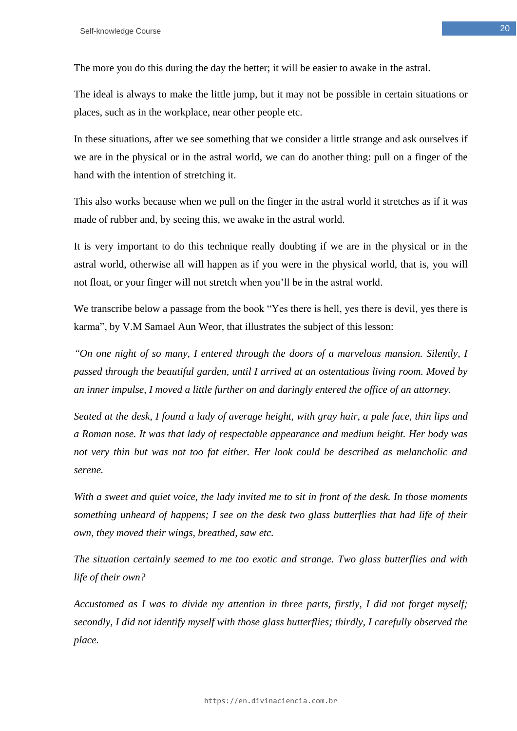The more you do this during the day the better; it will be easier to awake in the astral.

The ideal is always to make the little jump, but it may not be possible in certain situations or places, such as in the workplace, near other people etc.

In these situations, after we see something that we consider a little strange and ask ourselves if we are in the physical or in the astral world, we can do another thing: pull on a finger of the hand with the intention of stretching it.

This also works because when we pull on the finger in the astral world it stretches as if it was made of rubber and, by seeing this, we awake in the astral world.

It is very important to do this technique really doubting if we are in the physical or in the astral world, otherwise all will happen as if you were in the physical world, that is, you will not float, or your finger will not stretch when you'll be in the astral world.

We transcribe below a passage from the book "Yes there is hell, yes there is devil, yes there is karma", by V.M Samael Aun Weor, that illustrates the subject of this lesson:

*"On one night of so many, I entered through the doors of a marvelous mansion. Silently, I passed through the beautiful garden, until I arrived at an ostentatious living room. Moved by an inner impulse, I moved a little further on and daringly entered the office of an attorney.*

*Seated at the desk, I found a lady of average height, with gray hair, a pale face, thin lips and a Roman nose. It was that lady of respectable appearance and medium height. Her body was not very thin but was not too fat either. Her look could be described as melancholic and serene.*

*With a sweet and quiet voice, the lady invited me to sit in front of the desk. In those moments something unheard of happens; I see on the desk two glass butterflies that had life of their own, they moved their wings, breathed, saw etc.*

*The situation certainly seemed to me too exotic and strange. Two glass butterflies and with life of their own?*

*Accustomed as I was to divide my attention in three parts, firstly, I did not forget myself; secondly, I did not identify myself with those glass butterflies; thirdly, I carefully observed the place.*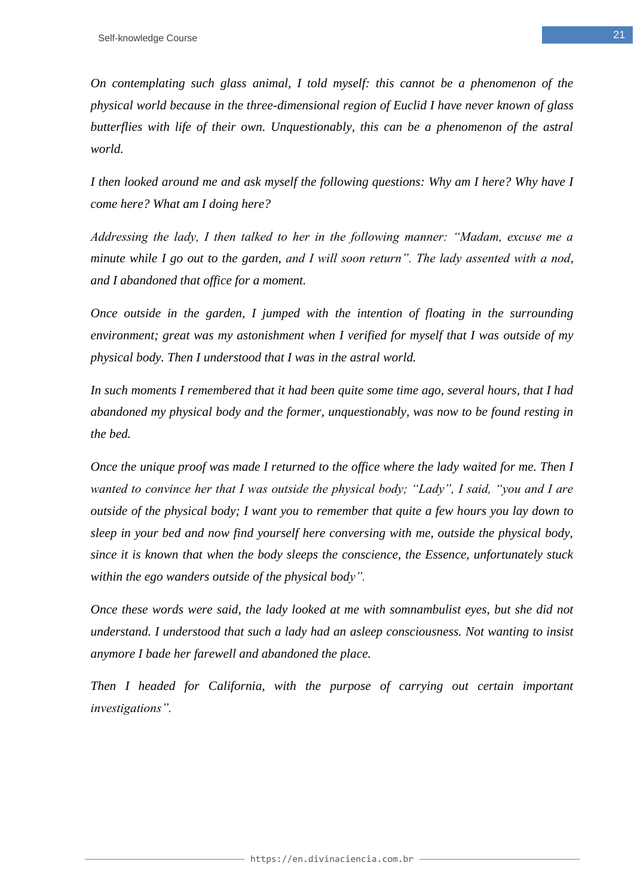*On contemplating such glass animal, I told myself: this cannot be a phenomenon of the physical world because in the three-dimensional region of Euclid I have never known of glass butterflies with life of their own. Unquestionably, this can be a phenomenon of the astral world.*

*I then looked around me and ask myself the following questions: Why am I here? Why have I come here? What am I doing here?*

*Addressing the lady, I then talked to her in the following manner: "Madam, excuse me a minute while I go out to the garden, and I will soon return". The lady assented with a nod, and I abandoned that office for a moment.*

*Once outside in the garden, I jumped with the intention of floating in the surrounding environment; great was my astonishment when I verified for myself that I was outside of my physical body. Then I understood that I was in the astral world.*

*In such moments I remembered that it had been quite some time ago, several hours, that I had abandoned my physical body and the former, unquestionably, was now to be found resting in the bed.*

*Once the unique proof was made I returned to the office where the lady waited for me. Then I wanted to convince her that I was outside the physical body; "Lady", I said, "you and I are outside of the physical body; I want you to remember that quite a few hours you lay down to sleep in your bed and now find yourself here conversing with me, outside the physical body, since it is known that when the body sleeps the conscience, the Essence, unfortunately stuck within the ego wanders outside of the physical body".*

*Once these words were said, the lady looked at me with somnambulist eyes, but she did not understand. I understood that such a lady had an asleep consciousness. Not wanting to insist anymore I bade her farewell and abandoned the place.*

*Then I headed for California, with the purpose of carrying out certain important investigations".*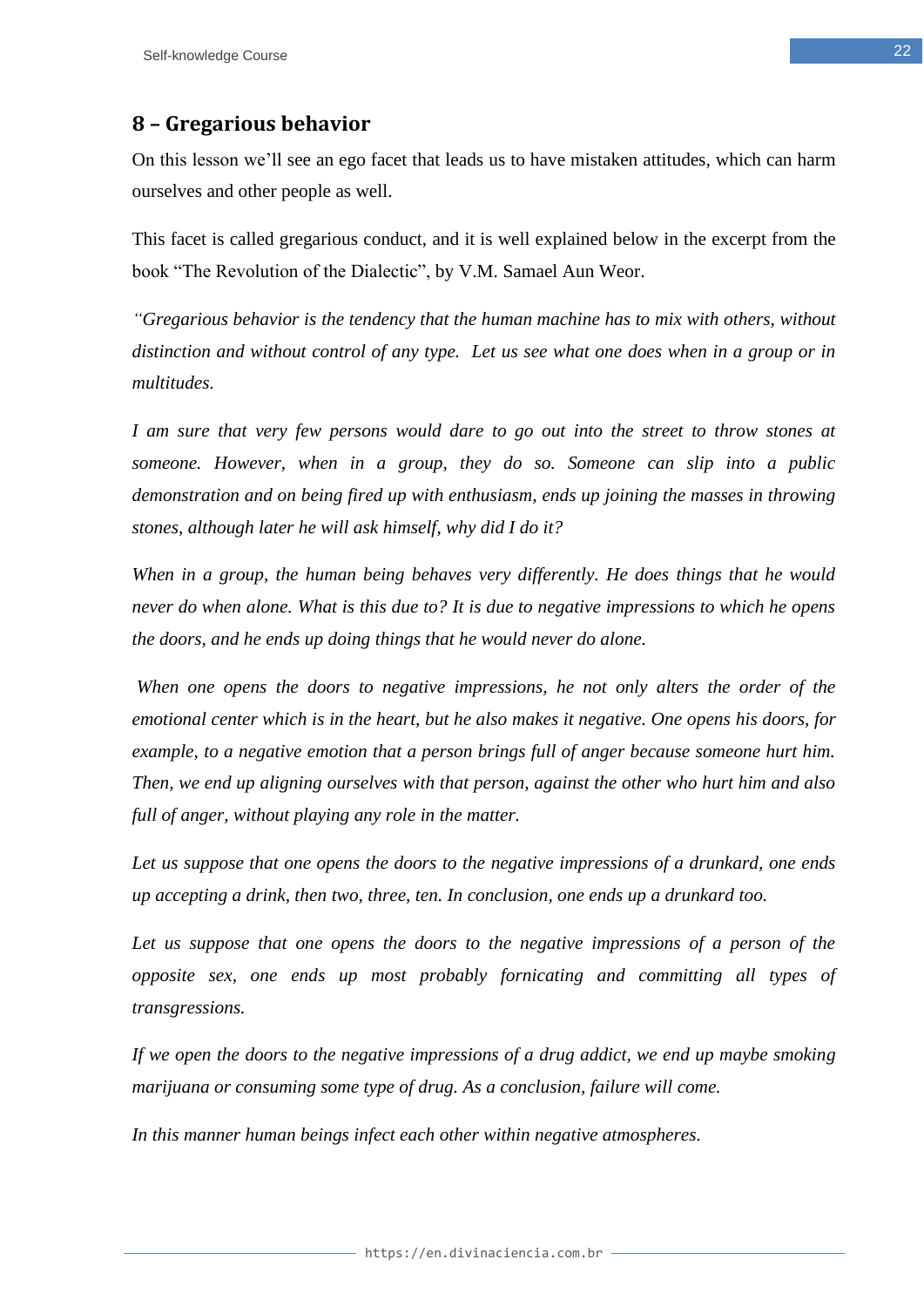## 8 – Gregarious behavior

On this lesson we'll see an ego facet that leads us to have mistaken attitudes, which can harm ourselves and other people as well.

This facet is called gregarious conduct, and it is well explained below in the excerpt from the book "The Revolution of the Dialectic", by V.M. Samael Aun Weor.

*"Gregarious behavior is the tendency that the human machine has to mix with others, without distinction and without control of any type. Let us see what one does when in a group or in multitudes.*

*I am sure that very few persons would dare to go out into the street to throw stones at someone. However, when in a group, they do so. Someone can slip into a public demonstration and on being fired up with enthusiasm, ends up joining the masses in throwing stones, although later he will ask himself, why did I do it?*

*When in a group, the human being behaves very differently. He does things that he would never do when alone. What is this due to? It is due to negative impressions to which he opens the doors, and he ends up doing things that he would never do alone.*

*When one opens the doors to negative impressions, he not only alters the order of the emotional center which is in the heart, but he also makes it negative. One opens his doors, for example, to a negative emotion that a person brings full of anger because someone hurt him. Then, we end up aligning ourselves with that person, against the other who hurt him and also full of anger, without playing any role in the matter.*

*Let us suppose that one opens the doors to the negative impressions of a drunkard, one ends up accepting a drink, then two, three, ten. In conclusion, one ends up a drunkard too.*

*Let us suppose that one opens the doors to the negative impressions of a person of the opposite sex, one ends up most probably fornicating and committing all types of transgressions.*

*If we open the doors to the negative impressions of a drug addict, we end up maybe smoking marijuana or consuming some type of drug. As a conclusion, failure will come.*

*In this manner human beings infect each other within negative atmospheres.*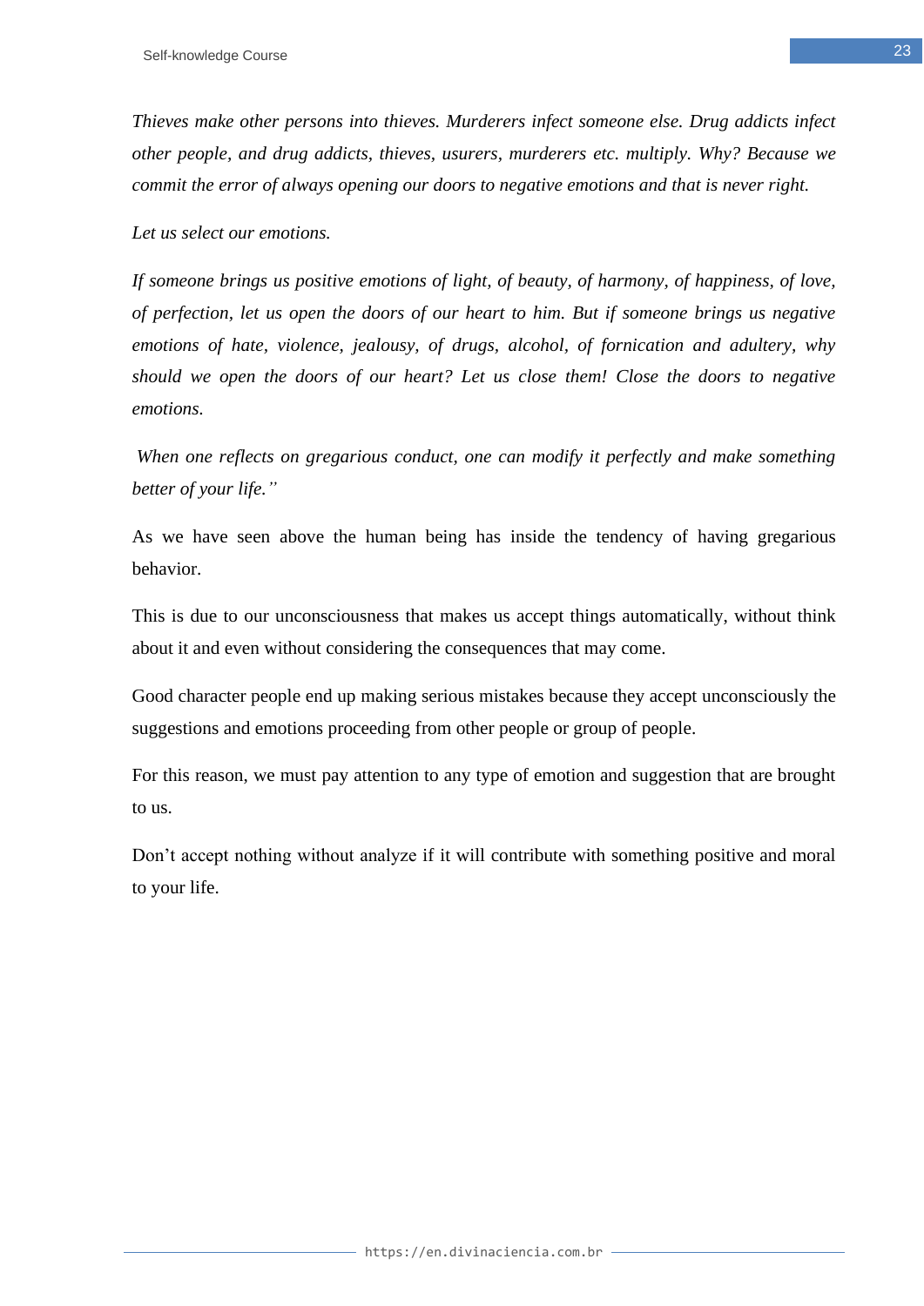*Thieves make other persons into thieves. Murderers infect someone else. Drug addicts infect other people, and drug addicts, thieves, usurers, murderers etc. multiply. Why? Because we commit the error of always opening our doors to negative emotions and that is never right.*

*Let us select our emotions.*

*If someone brings us positive emotions of light, of beauty, of harmony, of happiness, of love, of perfection, let us open the doors of our heart to him. But if someone brings us negative emotions of hate, violence, jealousy, of drugs, alcohol, of fornication and adultery, why should we open the doors of our heart? Let us close them! Close the doors to negative emotions.*

*When one reflects on gregarious conduct, one can modify it perfectly and make something better of your life."*

As we have seen above the human being has inside the tendency of having gregarious behavior.

This is due to our unconsciousness that makes us accept things automatically, without think about it and even without considering the consequences that may come.

Good character people end up making serious mistakes because they accept unconsciously the suggestions and emotions proceeding from other people or group of people.

For this reason, we must pay attention to any type of emotion and suggestion that are brought to us.

Don't accept nothing without analyze if it will contribute with something positive and moral to your life.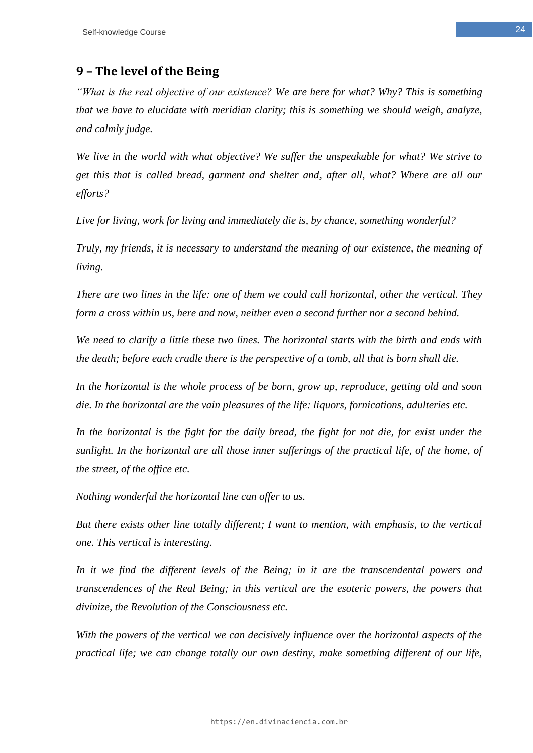## 9 – The level of the Being

*"What is the real objective of our existence? We are here for what? Why? This is something that we have to elucidate with meridian clarity; this is something we should weigh, analyze, and calmly judge.*

*We live in the world with what objective? We suffer the unspeakable for what? We strive to get this that is called bread, garment and shelter and, after all, what? Where are all our efforts?*

*Live for living, work for living and immediately die is, by chance, something wonderful?*

*Truly, my friends, it is necessary to understand the meaning of our existence, the meaning of living.*

*There are two lines in the life: one of them we could call horizontal, other the vertical. They form a cross within us, here and now, neither even a second further nor a second behind.*

*We need to clarify a little these two lines. The horizontal starts with the birth and ends with the death; before each cradle there is the perspective of a tomb, all that is born shall die.*

*In the horizontal is the whole process of be born, grow up, reproduce, getting old and soon die. In the horizontal are the vain pleasures of the life: liquors, fornications, adulteries etc.*

*In the horizontal is the fight for the daily bread, the fight for not die, for exist under the sunlight. In the horizontal are all those inner sufferings of the practical life, of the home, of the street, of the office etc.*

*Nothing wonderful the horizontal line can offer to us.*

*But there exists other line totally different; I want to mention, with emphasis, to the vertical one. This vertical is interesting.*

*In it we find the different levels of the Being; in it are the transcendental powers and transcendences of the Real Being; in this vertical are the esoteric powers, the powers that divinize, the Revolution of the Consciousness etc.*

*With the powers of the vertical we can decisively influence over the horizontal aspects of the practical life; we can change totally our own destiny, make something different of our life,*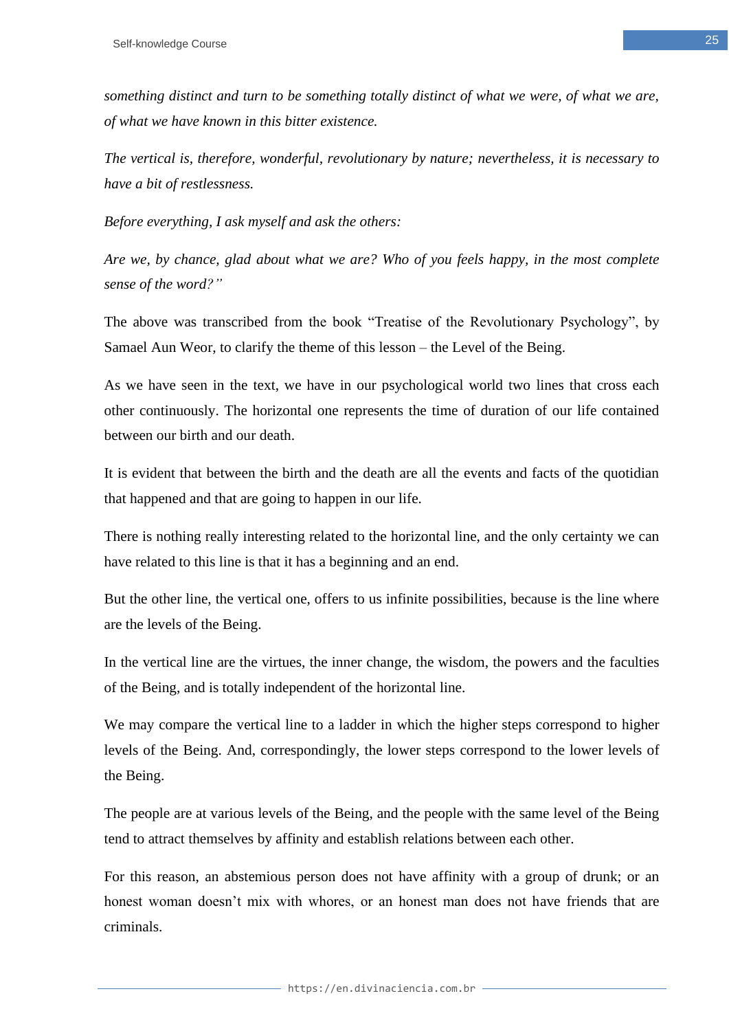*something distinct and turn to be something totally distinct of what we were, of what we are, of what we have known in this bitter existence.*

*The vertical is, therefore, wonderful, revolutionary by nature; nevertheless, it is necessary to have a bit of restlessness.*

*Before everything, I ask myself and ask the others:*

*Are we, by chance, glad about what we are? Who of you feels happy, in the most complete sense of the word?"*

The above was transcribed from the book "Treatise of the Revolutionary Psychology", by Samael Aun Weor, to clarify the theme of this lesson – the Level of the Being.

As we have seen in the text, we have in our psychological world two lines that cross each other continuously. The horizontal one represents the time of duration of our life contained between our birth and our death.

It is evident that between the birth and the death are all the events and facts of the quotidian that happened and that are going to happen in our life.

There is nothing really interesting related to the horizontal line, and the only certainty we can have related to this line is that it has a beginning and an end.

But the other line, the vertical one, offers to us infinite possibilities, because is the line where are the levels of the Being.

In the vertical line are the virtues, the inner change, the wisdom, the powers and the faculties of the Being, and is totally independent of the horizontal line.

We may compare the vertical line to a ladder in which the higher steps correspond to higher levels of the Being. And, correspondingly, the lower steps correspond to the lower levels of the Being.

The people are at various levels of the Being, and the people with the same level of the Being tend to attract themselves by affinity and establish relations between each other.

For this reason, an abstemious person does not have affinity with a group of drunk; or an honest woman doesn't mix with whores, or an honest man does not have friends that are criminals.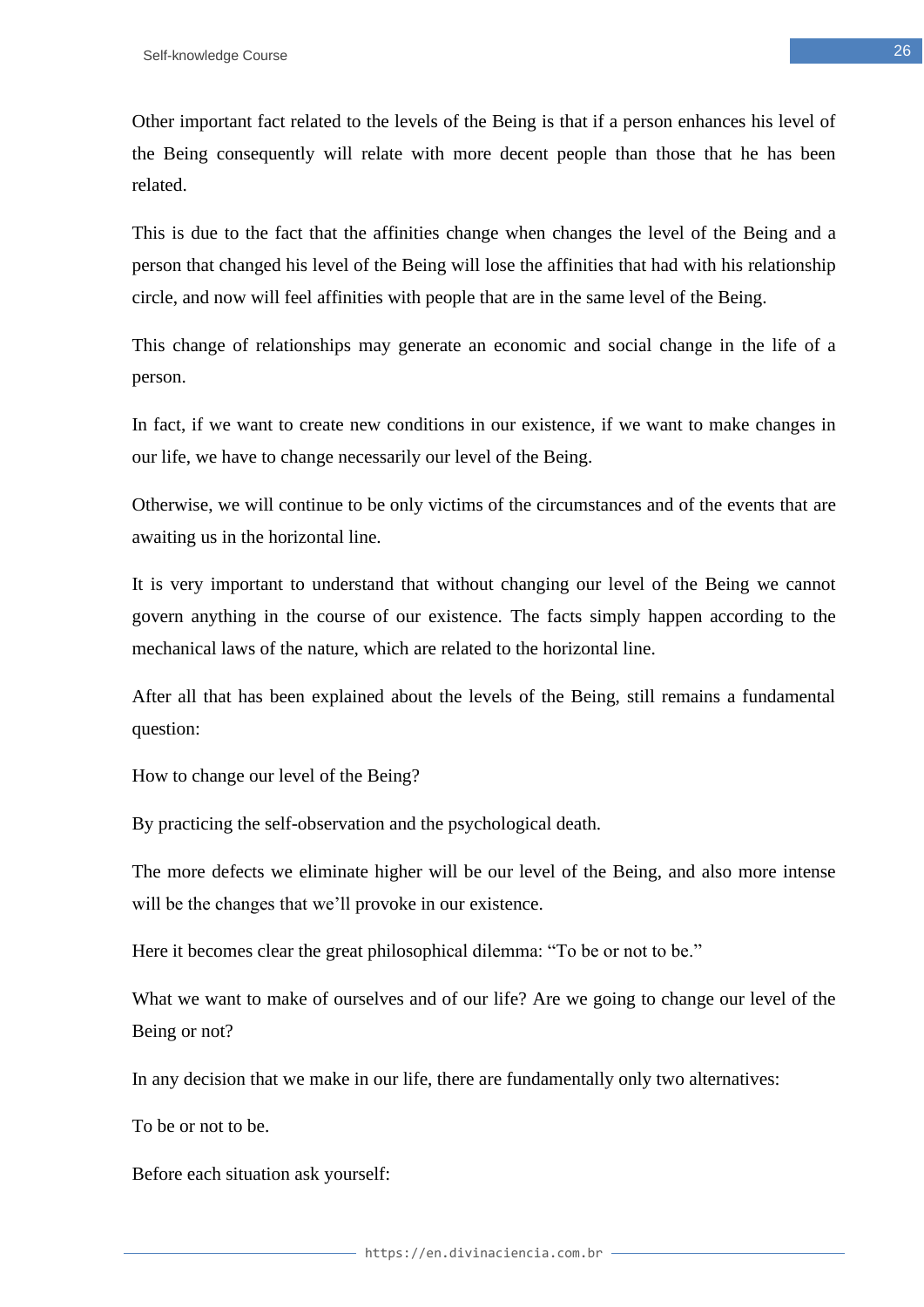Other important fact related to the levels of the Being is that if a person enhances his level of the Being consequently will relate with more decent people than those that he has been related.

This is due to the fact that the affinities change when changes the level of the Being and a person that changed his level of the Being will lose the affinities that had with his relationship circle, and now will feel affinities with people that are in the same level of the Being.

This change of relationships may generate an economic and social change in the life of a person.

In fact, if we want to create new conditions in our existence, if we want to make changes in our life, we have to change necessarily our level of the Being.

Otherwise, we will continue to be only victims of the circumstances and of the events that are awaiting us in the horizontal line.

It is very important to understand that without changing our level of the Being we cannot govern anything in the course of our existence. The facts simply happen according to the mechanical laws of the nature, which are related to the horizontal line.

After all that has been explained about the levels of the Being, still remains a fundamental question:

How to change our level of the Being?

By practicing the self-observation and the psychological death.

The more defects we eliminate higher will be our level of the Being, and also more intense will be the changes that we'll provoke in our existence.

Here it becomes clear the great philosophical dilemma: "To be or not to be."

What we want to make of ourselves and of our life? Are we going to change our level of the Being or not?

In any decision that we make in our life, there are fundamentally only two alternatives:

To be or not to be.

Before each situation ask yourself: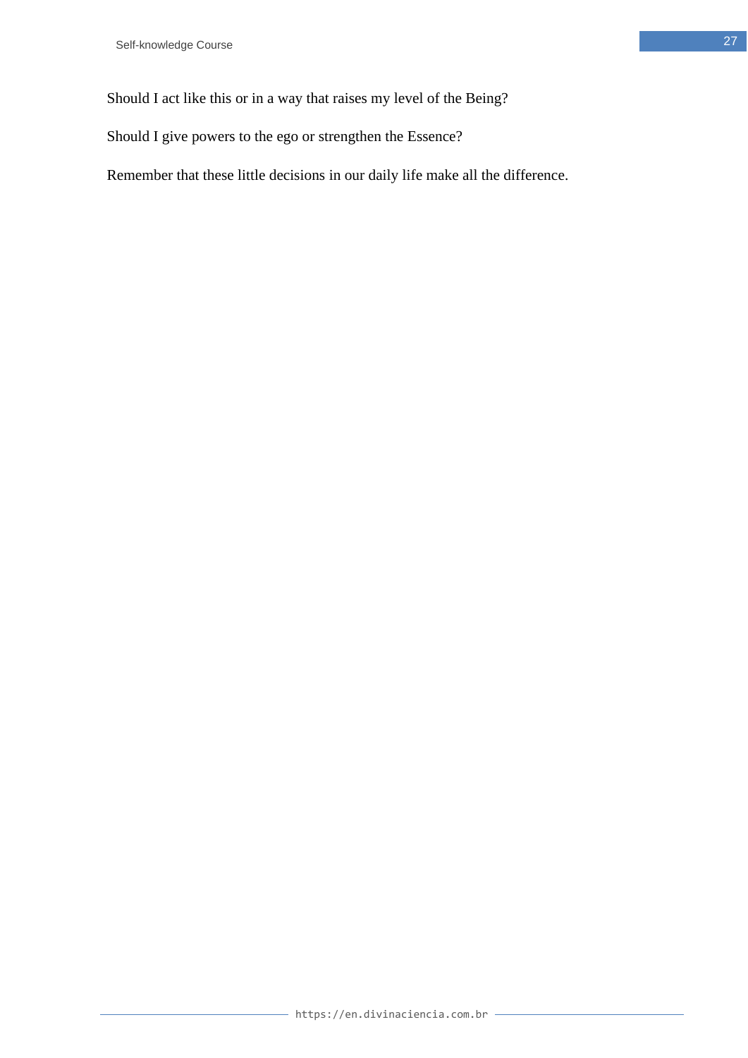Should I act like this or in a way that raises my level of the Being?

Should I give powers to the ego or strengthen the Essence?

Remember that these little decisions in our daily life make all the difference.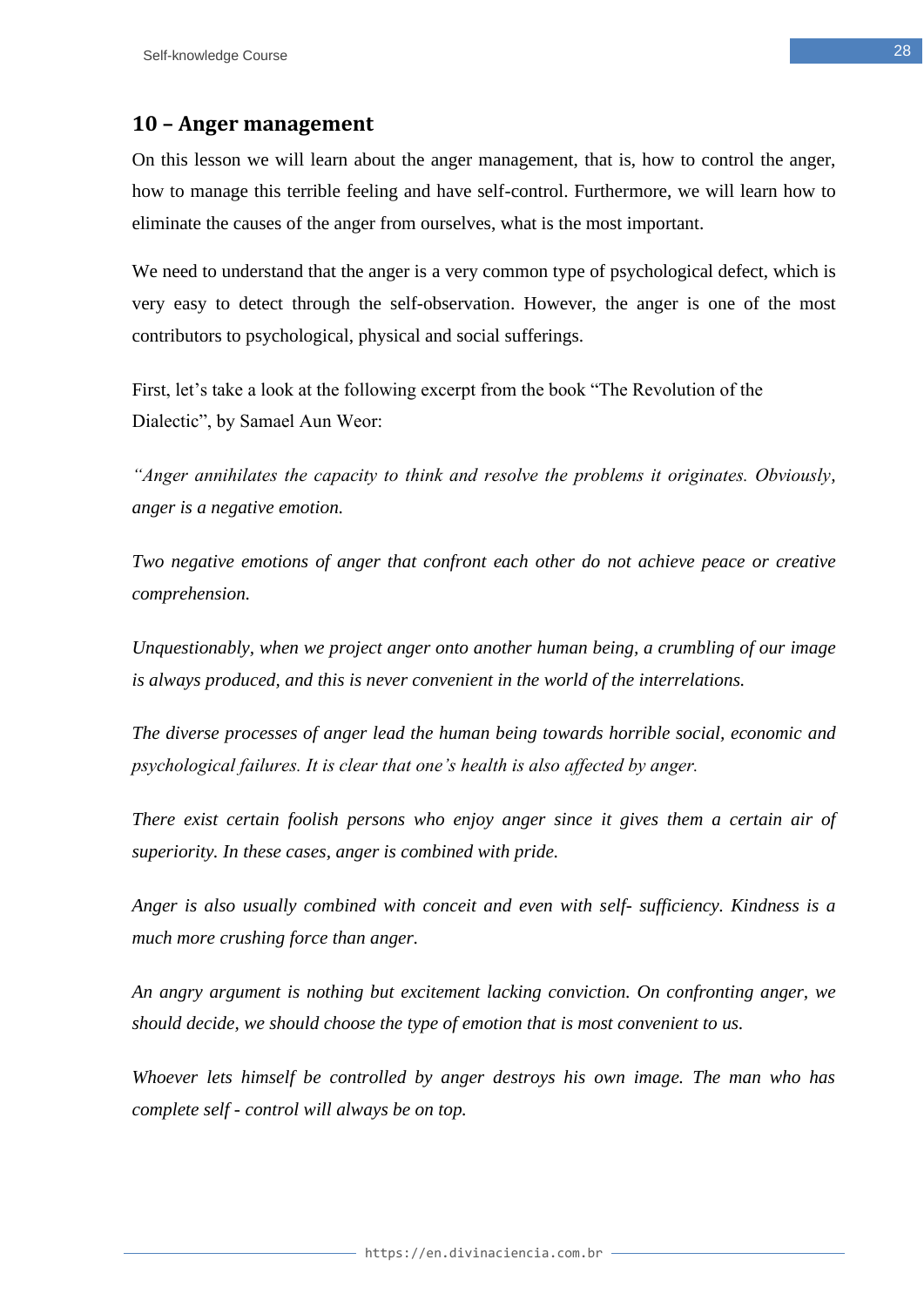## 10 – Anger management

On this lesson we will learn about the anger management, that is, how to control the anger, how to manage this terrible feeling and have self-control. Furthermore, we will learn how to eliminate the causes of the anger from ourselves, what is the most important.

We need to understand that the anger is a very common type of psychological defect, which is very easy to detect through the self-observation. However, the anger is one of the most contributors to psychological, physical and social sufferings.

First, let's take a look at the following excerpt from the book "The Revolution of the Dialectic", by Samael Aun Weor:

*"Anger annihilates the capacity to think and resolve the problems it originates. Obviously, anger is a negative emotion.*

*Two negative emotions of anger that confront each other do not achieve peace or creative comprehension.*

*Unquestionably, when we project anger onto another human being, a crumbling of our image is always produced, and this is never convenient in the world of the interrelations.*

*The diverse processes of anger lead the human being towards horrible social, economic and psychological failures. It is clear that one's health is also affected by anger.*

*There exist certain foolish persons who enjoy anger since it gives them a certain air of superiority. In these cases, anger is combined with pride.*

*Anger is also usually combined with conceit and even with self- sufficiency. Kindness is a much more crushing force than anger.*

*An angry argument is nothing but excitement lacking conviction. On confronting anger, we should decide, we should choose the type of emotion that is most convenient to us.*

*Whoever lets himself be controlled by anger destroys his own image. The man who has complete self - control will always be on top.*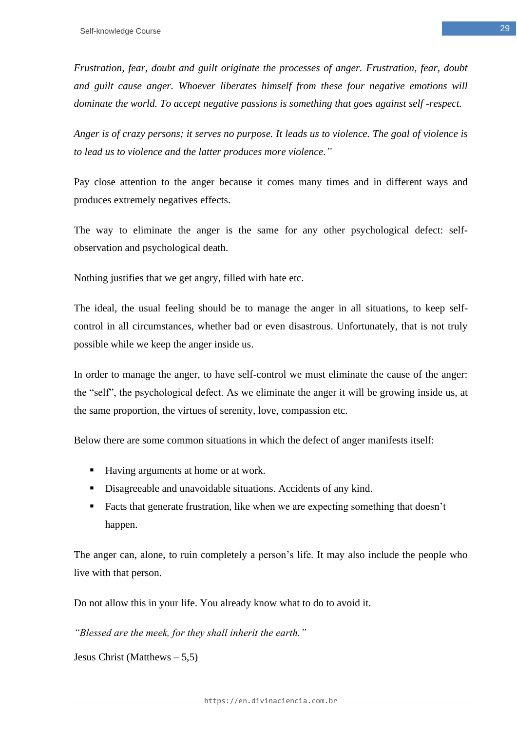*Frustration, fear, doubt and guilt originate the processes of anger. Frustration, fear, doubt and guilt cause anger. Whoever liberates himself from these four negative emotions will dominate the world. To accept negative passions is something that goes against self -respect.*

*Anger is of crazy persons; it serves no purpose. It leads us to violence. The goal of violence is to lead us to violence and the latter produces more violence."*

Pay close attention to the anger because it comes many times and in different ways and produces extremely negatives effects.

The way to eliminate the anger is the same for any other psychological defect: self-observation and psychological death.

Nothing justifies that we get angry, filled with hate etc.

The ideal, the usual feeling should be to manage the anger in all situations, to keep self-control in all circumstances, whether bad or even disastrous. Unfortunately, that is not truly possible while we keep the anger inside us.

In order to manage the anger, to have self-control we must eliminate the cause of the anger: the "self", the psychological defect. As we eliminate the anger it will be growing inside us, at the same proportion, the virtues of serenity, love, compassion etc.

Below there are some common situations in which the defect of anger manifests itself:

- Having arguments at home or at work.
- Disagreeable and unavoidable situations. Accidents of any kind.
- Facts that generate frustration, like when we are expecting something that doesn't happen.

The anger can, alone, to ruin completely a person's life. It may also include the people who live with that person.

Do not allow this in your life. You already know what to do to avoid it.

*"Blessed are the meek, for they shall inherit the earth."*

Jesus Christ (Matthews – 5,5)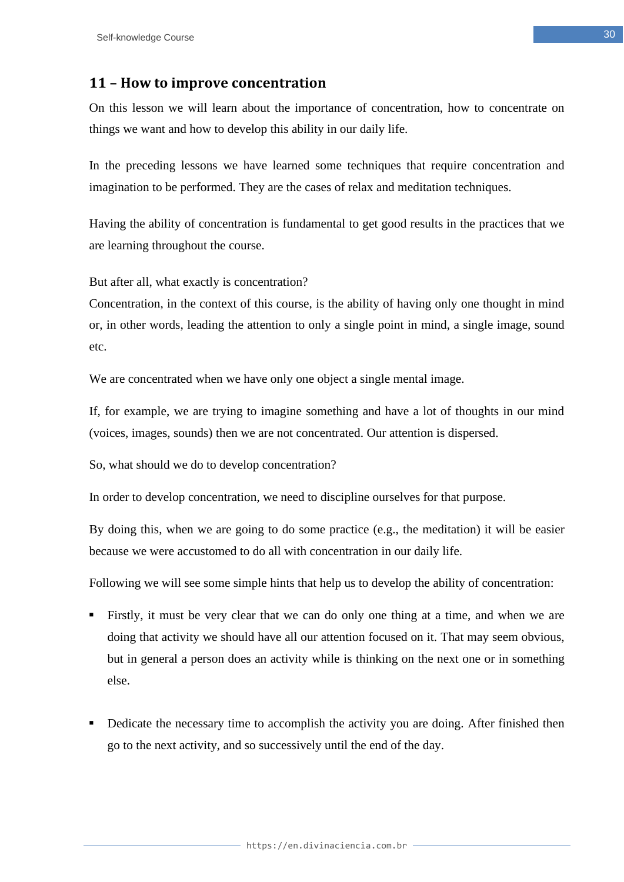## 11 – How to improve concentration

On this lesson we will learn about the importance of concentration, how to concentrate on things we want and how to develop this ability in our daily life.

In the preceding lessons we have learned some techniques that require concentration and imagination to be performed. They are the cases of relax and meditation techniques.

Having the ability of concentration is fundamental to get good results in the practices that we are learning throughout the course.

But after all, what exactly is concentration?
Concentration, in the context of this course, is the ability of having only one thought in mind or, in other words, leading the attention to only a single point in mind, a single image, sound etc.

We are concentrated when we have only one object a single mental image.

If, for example, we are trying to imagine something and have a lot of thoughts in our mind (voices, images, sounds) then we are not concentrated. Our attention is dispersed.

So, what should we do to develop concentration?

In order to develop concentration, we need to discipline ourselves for that purpose.

By doing this, when we are going to do some practice (e.g., the meditation) it will be easier because we were accustomed to do all with concentration in our daily life.

Following we will see some simple hints that help us to develop the ability of concentration:

- Firstly, it must be very clear that we can do only one thing at a time, and when we are doing that activity we should have all our attention focused on it. That may seem obvious, but in general a person does an activity while is thinking on the next one or in something else.

- Dedicate the necessary time to accomplish the activity you are doing. After finished then go to the next activity, and so successively until the end of the day.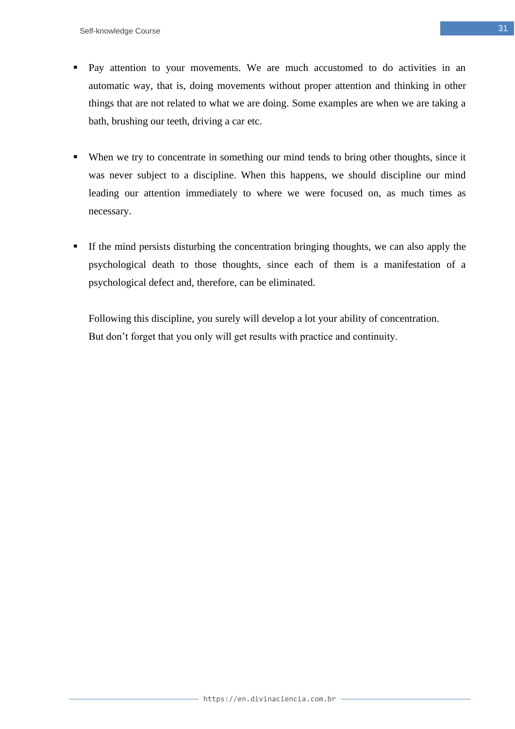- Pay attention to your movements. We are much accustomed to do activities in an automatic way, that is, doing movements without proper attention and thinking in other things that are not related to what we are doing. Some examples are when we are taking a bath, brushing our teeth, driving a car etc.

- When we try to concentrate in something our mind tends to bring other thoughts, since it was never subject to a discipline. When this happens, we should discipline our mind leading our attention immediately to where we were focused on, as much times as necessary.

- If the mind persists disturbing the concentration bringing thoughts, we can also apply the psychological death to those thoughts, since each of them is a manifestation of a psychological defect and, therefore, can be eliminated.

Following this discipline, you surely will develop a lot your ability of concentration. But don't forget that you only will get results with practice and continuity.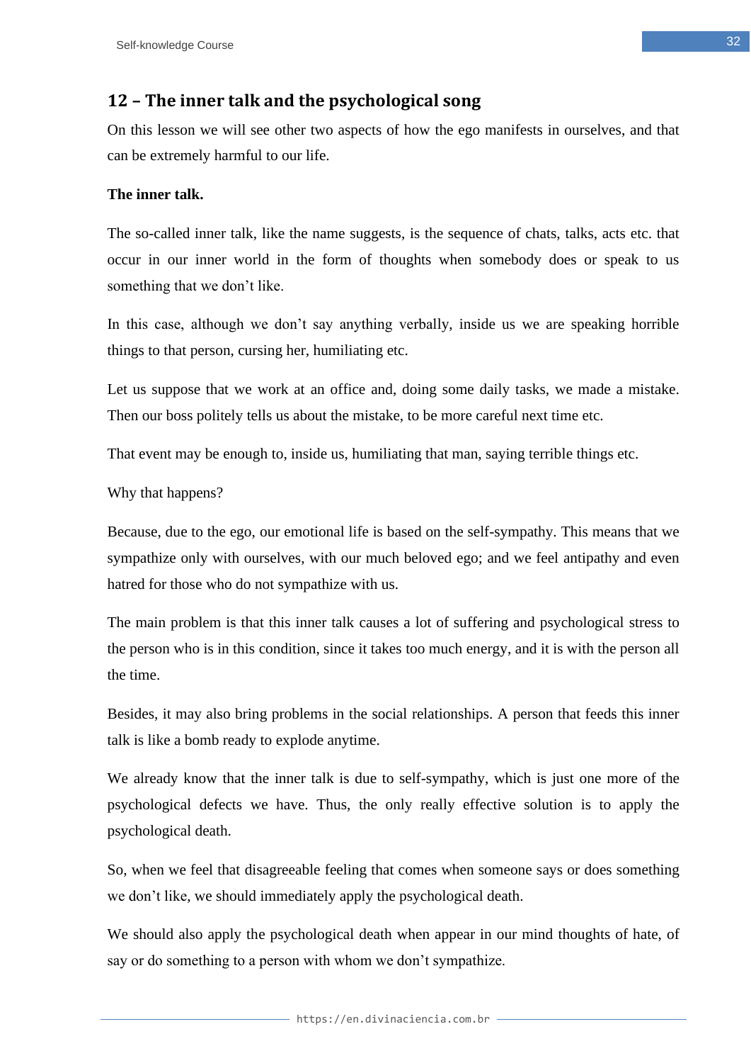## 12 – The inner talk and the psychological song

On this lesson we will see other two aspects of how the ego manifests in ourselves, and that can be extremely harmful to our life.

**The inner talk.**

The so-called inner talk, like the name suggests, is the sequence of chats, talks, acts etc. that occur in our inner world in the form of thoughts when somebody does or speak to us something that we don't like.

In this case, although we don't say anything verbally, inside us we are speaking horrible things to that person, cursing her, humiliating etc.

Let us suppose that we work at an office and, doing some daily tasks, we made a mistake. Then our boss politely tells us about the mistake, to be more careful next time etc.

That event may be enough to, inside us, humiliating that man, saying terrible things etc.

Why that happens?

Because, due to the ego, our emotional life is based on the self-sympathy. This means that we sympathize only with ourselves, with our much beloved ego; and we feel antipathy and even hatred for those who do not sympathize with us.

The main problem is that this inner talk causes a lot of suffering and psychological stress to the person who is in this condition, since it takes too much energy, and it is with the person all the time.

Besides, it may also bring problems in the social relationships. A person that feeds this inner talk is like a bomb ready to explode anytime.

We already know that the inner talk is due to self-sympathy, which is just one more of the psychological defects we have. Thus, the only really effective solution is to apply the psychological death.

So, when we feel that disagreeable feeling that comes when someone says or does something we don't like, we should immediately apply the psychological death.

We should also apply the psychological death when appear in our mind thoughts of hate, of say or do something to a person with whom we don't sympathize.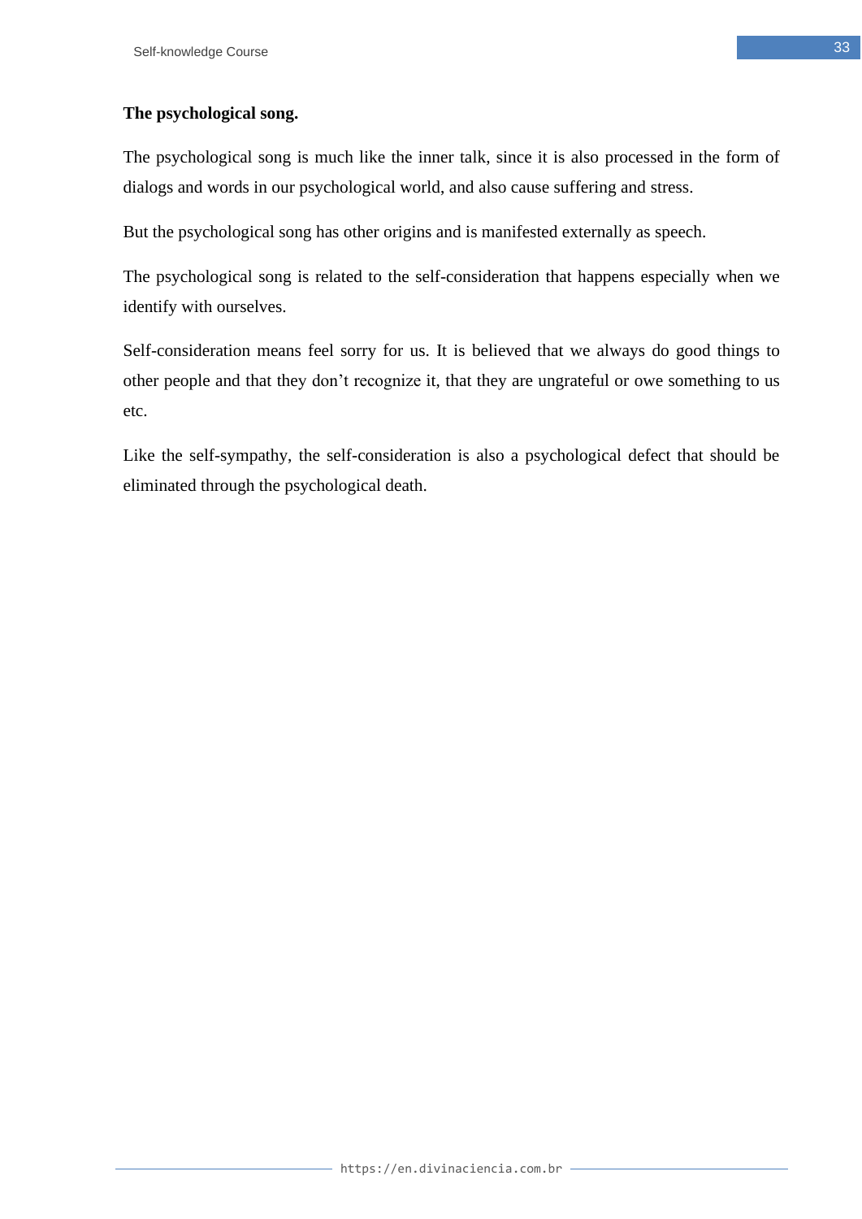**The psychological song.**

The psychological song is much like the inner talk, since it is also processed in the form of dialogs and words in our psychological world, and also cause suffering and stress.

But the psychological song has other origins and is manifested externally as speech.

The psychological song is related to the self-consideration that happens especially when we identify with ourselves.

Self-consideration means feel sorry for us. It is believed that we always do good things to other people and that they don't recognize it, that they are ungrateful or owe something to us etc.

Like the self-sympathy, the self-consideration is also a psychological defect that should be eliminated through the psychological death.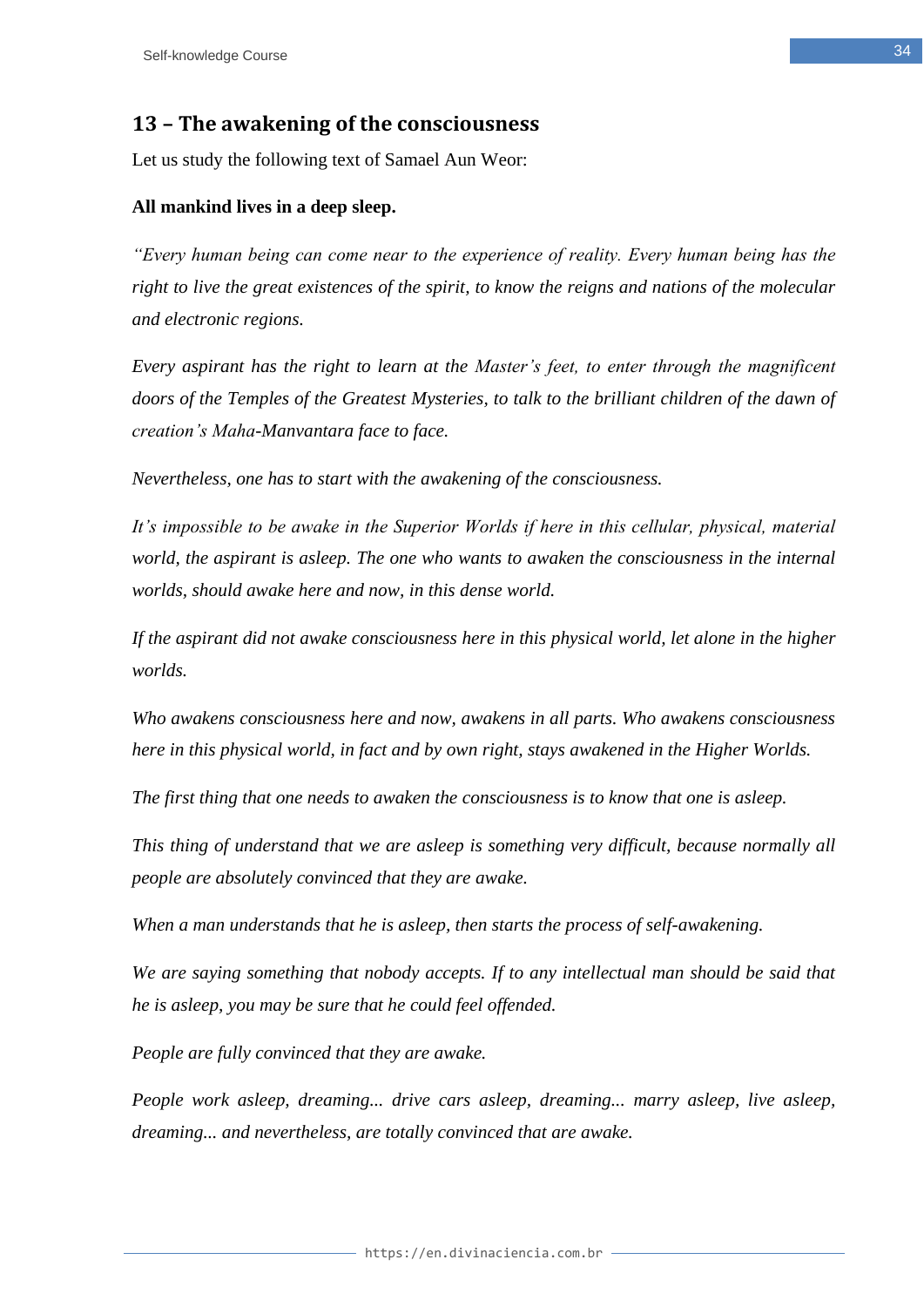## 13 – The awakening of the consciousness

Let us study the following text of Samael Aun Weor:

**All mankind lives in a deep sleep.**

*"Every human being can come near to the experience of reality. Every human being has the right to live the great existences of the spirit, to know the reigns and nations of the molecular and electronic regions.*

*Every aspirant has the right to learn at the Master's feet, to enter through the magnificent doors of the Temples of the Greatest Mysteries, to talk to the brilliant children of the dawn of creation's Maha-Manvantara face to face.*

*Nevertheless, one has to start with the awakening of the consciousness.*

*It's impossible to be awake in the Superior Worlds if here in this cellular, physical, material world, the aspirant is asleep. The one who wants to awaken the consciousness in the internal worlds, should awake here and now, in this dense world.*

*If the aspirant did not awake consciousness here in this physical world, let alone in the higher worlds.*

*Who awakens consciousness here and now, awakens in all parts. Who awakens consciousness here in this physical world, in fact and by own right, stays awakened in the Higher Worlds.*

*The first thing that one needs to awaken the consciousness is to know that one is asleep.*

*This thing of understand that we are asleep is something very difficult, because normally all people are absolutely convinced that they are awake.*

*When a man understands that he is asleep, then starts the process of self-awakening.*

*We are saying something that nobody accepts. If to any intellectual man should be said that he is asleep, you may be sure that he could feel offended.*

*People are fully convinced that they are awake.*

*People work asleep, dreaming... drive cars asleep, dreaming... marry asleep, live asleep, dreaming... and nevertheless, are totally convinced that are awake.*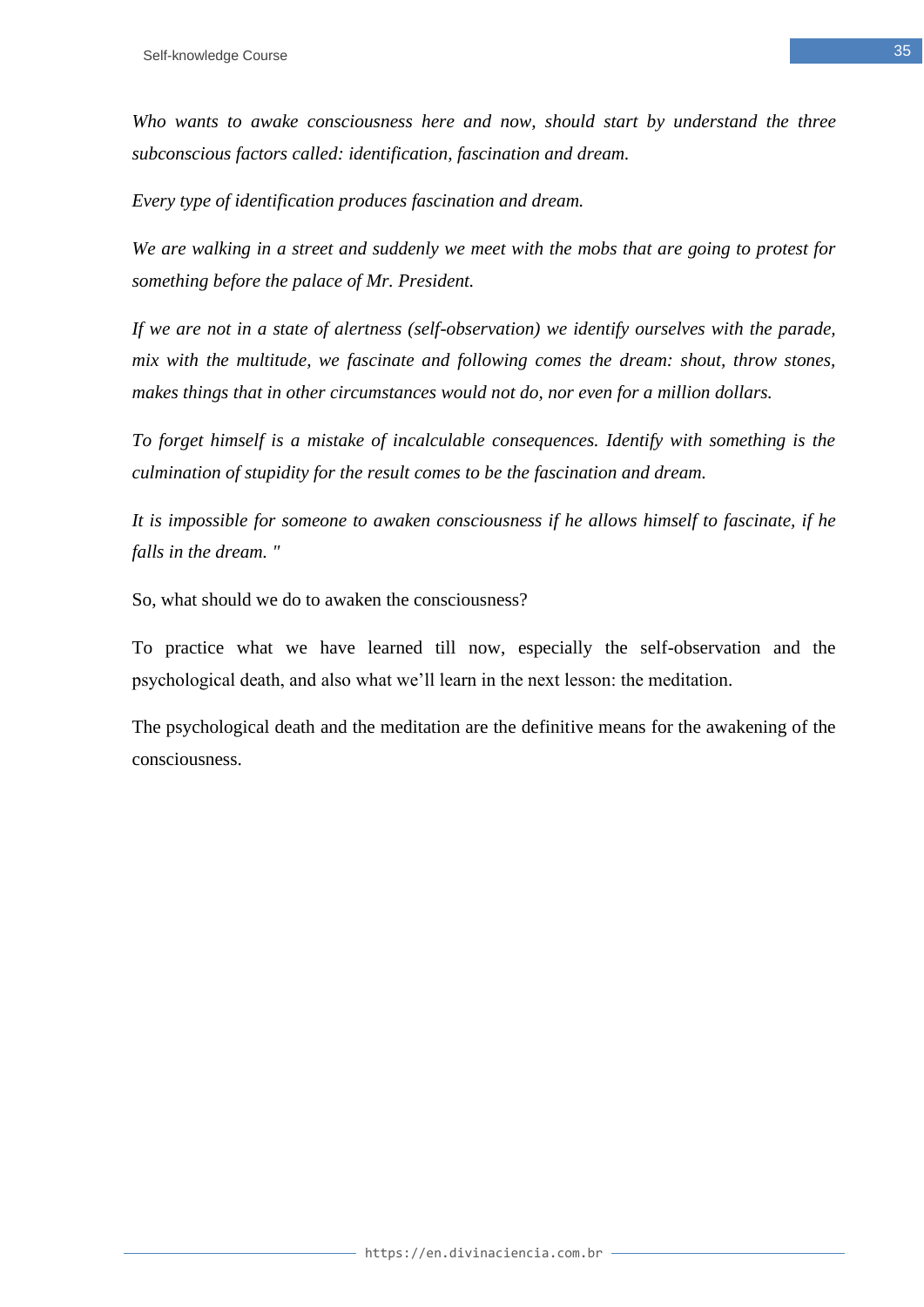*Who wants to awake consciousness here and now, should start by understand the three subconscious factors called: identification, fascination and dream.*

*Every type of identification produces fascination and dream.*

*We are walking in a street and suddenly we meet with the mobs that are going to protest for something before the palace of Mr. President.*

*If we are not in a state of alertness (self-observation) we identify ourselves with the parade, mix with the multitude, we fascinate and following comes the dream: shout, throw stones, makes things that in other circumstances would not do, nor even for a million dollars.*

*To forget himself is a mistake of incalculable consequences. Identify with something is the culmination of stupidity for the result comes to be the fascination and dream.*

*It is impossible for someone to awaken consciousness if he allows himself to fascinate, if he falls in the dream. "*

So, what should we do to awaken the consciousness?

To practice what we have learned till now, especially the self-observation and the psychological death, and also what we'll learn in the next lesson: the meditation.

The psychological death and the meditation are the definitive means for the awakening of the consciousness.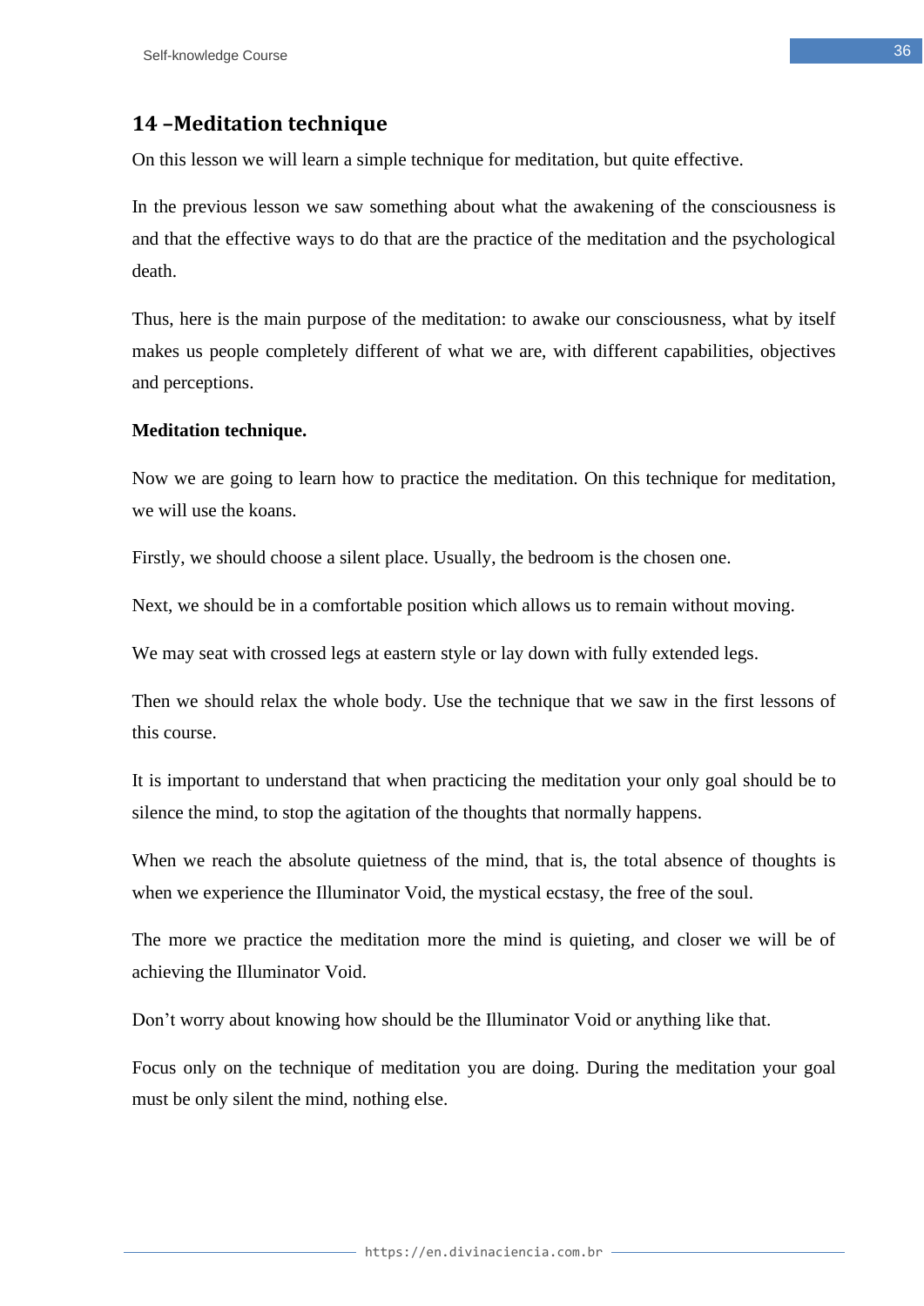## 14 –Meditation technique

On this lesson we will learn a simple technique for meditation, but quite effective.

In the previous lesson we saw something about what the awakening of the consciousness is and that the effective ways to do that are the practice of the meditation and the psychological death.

Thus, here is the main purpose of the meditation: to awake our consciousness, what by itself makes us people completely different of what we are, with different capabilities, objectives and perceptions.

**Meditation technique.**

Now we are going to learn how to practice the meditation. On this technique for meditation, we will use the koans.

Firstly, we should choose a silent place. Usually, the bedroom is the chosen one.

Next, we should be in a comfortable position which allows us to remain without moving.

We may seat with crossed legs at eastern style or lay down with fully extended legs.

Then we should relax the whole body. Use the technique that we saw in the first lessons of this course.

It is important to understand that when practicing the meditation your only goal should be to silence the mind, to stop the agitation of the thoughts that normally happens.

When we reach the absolute quietness of the mind, that is, the total absence of thoughts is when we experience the Illuminator Void, the mystical ecstasy, the free of the soul.

The more we practice the meditation more the mind is quieting, and closer we will be of achieving the Illuminator Void.

Don't worry about knowing how should be the Illuminator Void or anything like that.

Focus only on the technique of meditation you are doing. During the meditation your goal must be only silent the mind, nothing else.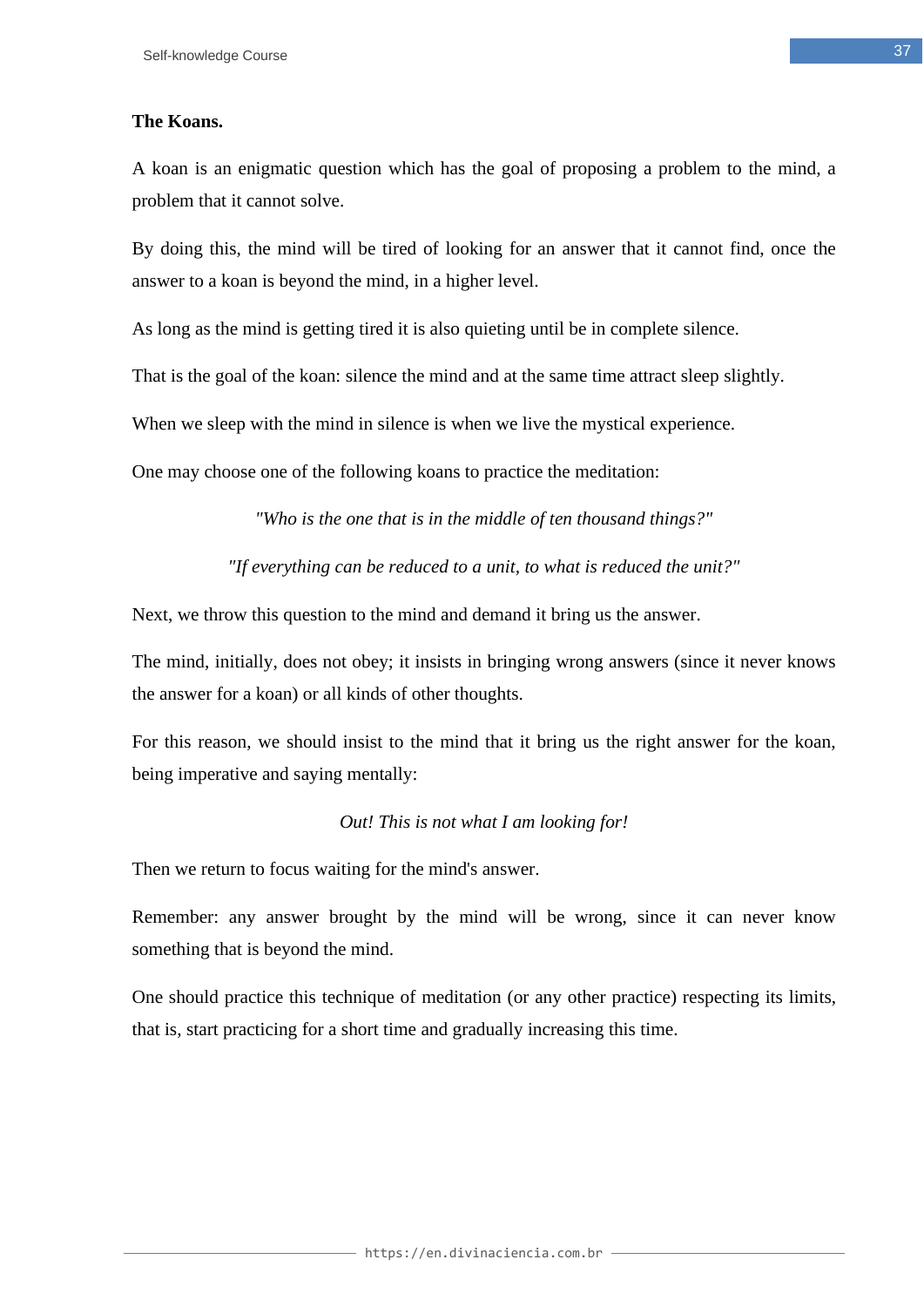**The Koans.**

A koan is an enigmatic question which has the goal of proposing a problem to the mind, a problem that it cannot solve.

By doing this, the mind will be tired of looking for an answer that it cannot find, once the answer to a koan is beyond the mind, in a higher level.

As long as the mind is getting tired it is also quieting until be in complete silence.

That is the goal of the koan: silence the mind and at the same time attract sleep slightly.

When we sleep with the mind in silence is when we live the mystical experience.

One may choose one of the following koans to practice the meditation:

*"Who is the one that is in the middle of ten thousand things?"*

*"If everything can be reduced to a unit, to what is reduced the unit?"*

Next, we throw this question to the mind and demand it bring us the answer.

The mind, initially, does not obey; it insists in bringing wrong answers (since it never knows the answer for a koan) or all kinds of other thoughts.

For this reason, we should insist to the mind that it bring us the right answer for the koan, being imperative and saying mentally:

*Out! This is not what I am looking for!*

Then we return to focus waiting for the mind's answer.

Remember: any answer brought by the mind will be wrong, since it can never know something that is beyond the mind.

One should practice this technique of meditation (or any other practice) respecting its limits, that is, start practicing for a short time and gradually increasing this time.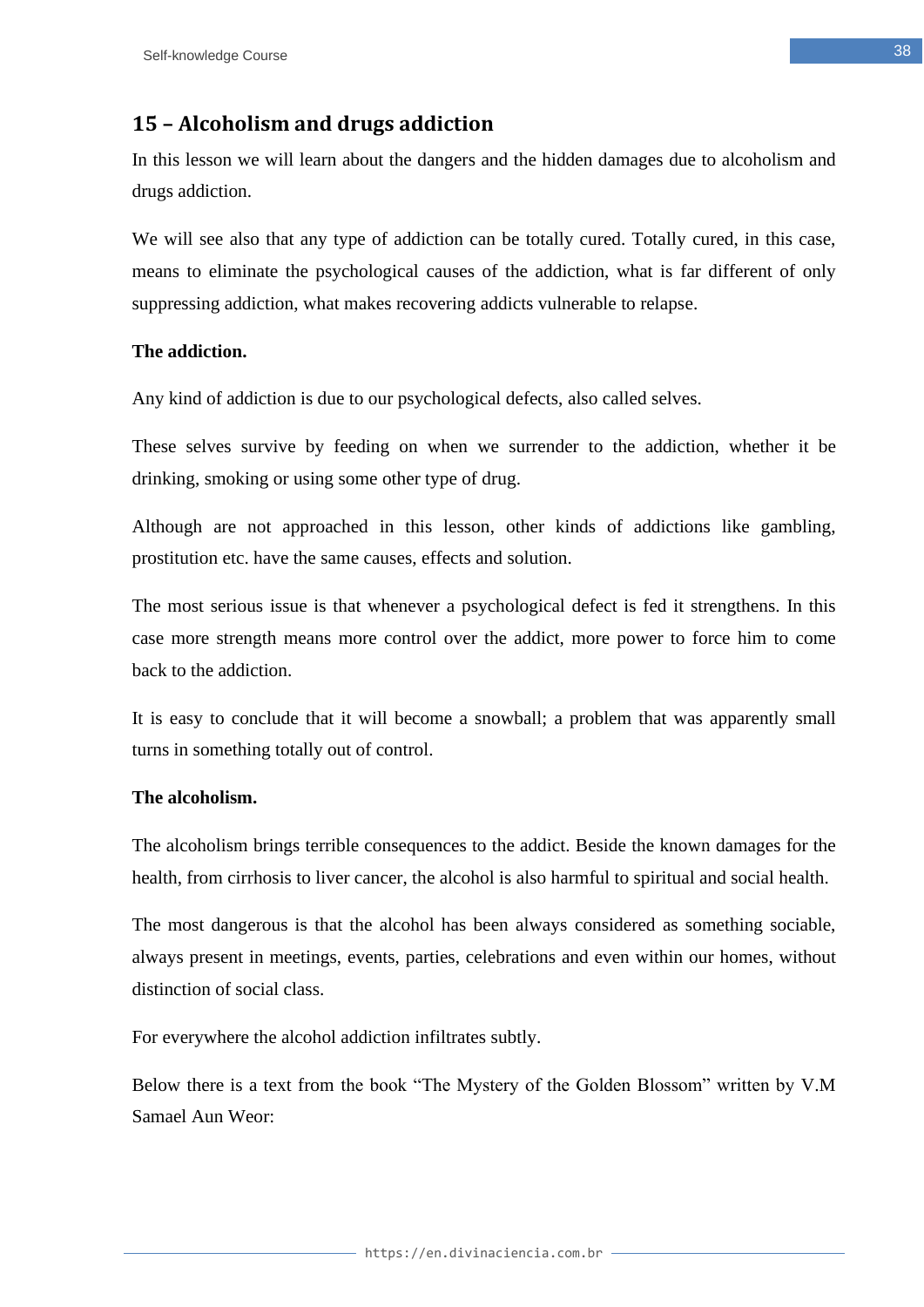## 15 – Alcoholism and drugs addiction

In this lesson we will learn about the dangers and the hidden damages due to alcoholism and drugs addiction.

We will see also that any type of addiction can be totally cured. Totally cured, in this case, means to eliminate the psychological causes of the addiction, what is far different of only suppressing addiction, what makes recovering addicts vulnerable to relapse.

**The addiction.**

Any kind of addiction is due to our psychological defects, also called selves.

These selves survive by feeding on when we surrender to the addiction, whether it be drinking, smoking or using some other type of drug.

Although are not approached in this lesson, other kinds of addictions like gambling, prostitution etc. have the same causes, effects and solution.

The most serious issue is that whenever a psychological defect is fed it strengthens. In this case more strength means more control over the addict, more power to force him to come back to the addiction.

It is easy to conclude that it will become a snowball; a problem that was apparently small turns in something totally out of control.

**The alcoholism.**

The alcoholism brings terrible consequences to the addict. Beside the known damages for the health, from cirrhosis to liver cancer, the alcohol is also harmful to spiritual and social health.

The most dangerous is that the alcohol has been always considered as something sociable, always present in meetings, events, parties, celebrations and even within our homes, without distinction of social class.

For everywhere the alcohol addiction infiltrates subtly.

Below there is a text from the book "The Mystery of the Golden Blossom" written by V.M Samael Aun Weor: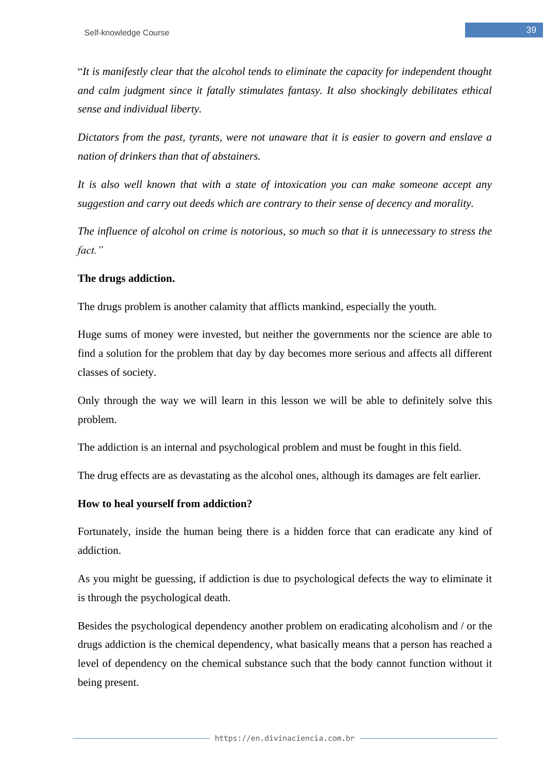"*It is manifestly clear that the alcohol tends to eliminate the capacity for independent thought and calm judgment since it fatally stimulates fantasy. It also shockingly debilitates ethical sense and individual liberty.*

*Dictators from the past, tyrants, were not unaware that it is easier to govern and enslave a nation of drinkers than that of abstainers.*

*It is also well known that with a state of intoxication you can make someone accept any suggestion and carry out deeds which are contrary to their sense of decency and morality.*

*The influence of alcohol on crime is notorious, so much so that it is unnecessary to stress the fact."*

**The drugs addiction.**

The drugs problem is another calamity that afflicts mankind, especially the youth.

Huge sums of money were invested, but neither the governments nor the science are able to find a solution for the problem that day by day becomes more serious and affects all different classes of society.

Only through the way we will learn in this lesson we will be able to definitely solve this problem.

The addiction is an internal and psychological problem and must be fought in this field.

The drug effects are as devastating as the alcohol ones, although its damages are felt earlier.

**How to heal yourself from addiction?**

Fortunately, inside the human being there is a hidden force that can eradicate any kind of addiction.

As you might be guessing, if addiction is due to psychological defects the way to eliminate it is through the psychological death.

Besides the psychological dependency another problem on eradicating alcoholism and / or the drugs addiction is the chemical dependency, what basically means that a person has reached a level of dependency on the chemical substance such that the body cannot function without it being present.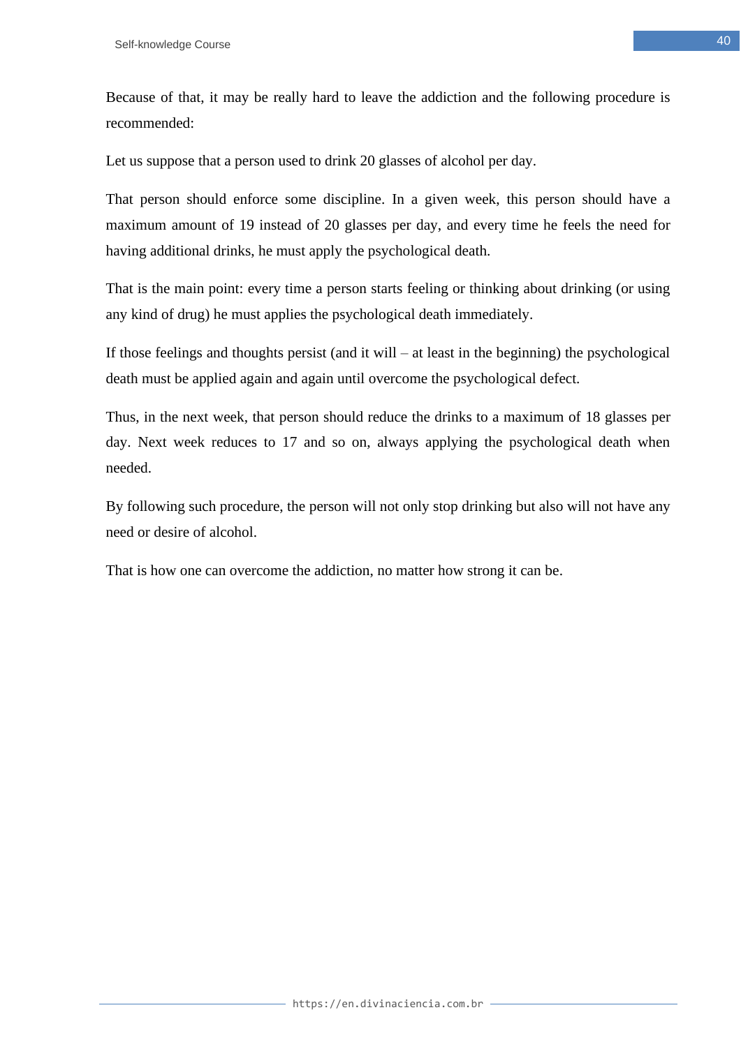Because of that, it may be really hard to leave the addiction and the following procedure is recommended:

Let us suppose that a person used to drink 20 glasses of alcohol per day.

That person should enforce some discipline. In a given week, this person should have a maximum amount of 19 instead of 20 glasses per day, and every time he feels the need for having additional drinks, he must apply the psychological death.

That is the main point: every time a person starts feeling or thinking about drinking (or using any kind of drug) he must applies the psychological death immediately.

If those feelings and thoughts persist (and it will – at least in the beginning) the psychological death must be applied again and again until overcome the psychological defect.

Thus, in the next week, that person should reduce the drinks to a maximum of 18 glasses per day. Next week reduces to 17 and so on, always applying the psychological death when needed.

By following such procedure, the person will not only stop drinking but also will not have any need or desire of alcohol.

That is how one can overcome the addiction, no matter how strong it can be.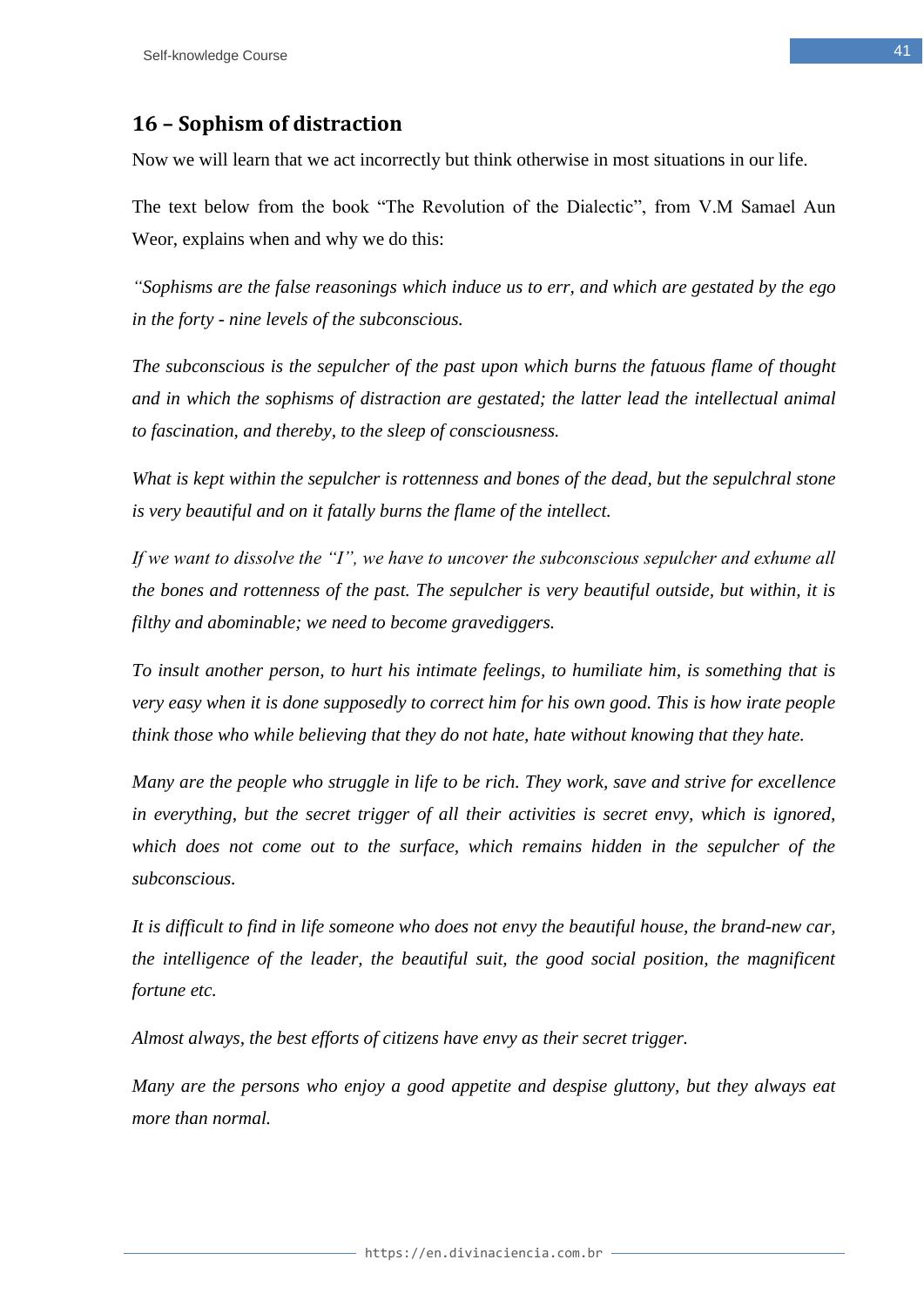## 16 – Sophism of distraction

Now we will learn that we act incorrectly but think otherwise in most situations in our life.

The text below from the book "The Revolution of the Dialectic", from V.M Samael Aun Weor, explains when and why we do this:

*"Sophisms are the false reasonings which induce us to err, and which are gestated by the ego in the forty - nine levels of the subconscious.*

*The subconscious is the sepulcher of the past upon which burns the fatuous flame of thought and in which the sophisms of distraction are gestated; the latter lead the intellectual animal to fascination, and thereby, to the sleep of consciousness.*

*What is kept within the sepulcher is rottenness and bones of the dead, but the sepulchral stone is very beautiful and on it fatally burns the flame of the intellect.*

*If we want to dissolve the "I", we have to uncover the subconscious sepulcher and exhume all the bones and rottenness of the past. The sepulcher is very beautiful outside, but within, it is filthy and abominable; we need to become gravediggers.*

*To insult another person, to hurt his intimate feelings, to humiliate him, is something that is very easy when it is done supposedly to correct him for his own good. This is how irate people think those who while believing that they do not hate, hate without knowing that they hate.*

*Many are the people who struggle in life to be rich. They work, save and strive for excellence in everything, but the secret trigger of all their activities is secret envy, which is ignored, which does not come out to the surface, which remains hidden in the sepulcher of the subconscious.*

*It is difficult to find in life someone who does not envy the beautiful house, the brand-new car, the intelligence of the leader, the beautiful suit, the good social position, the magnificent fortune etc.*

*Almost always, the best efforts of citizens have envy as their secret trigger.*

*Many are the persons who enjoy a good appetite and despise gluttony, but they always eat more than normal.*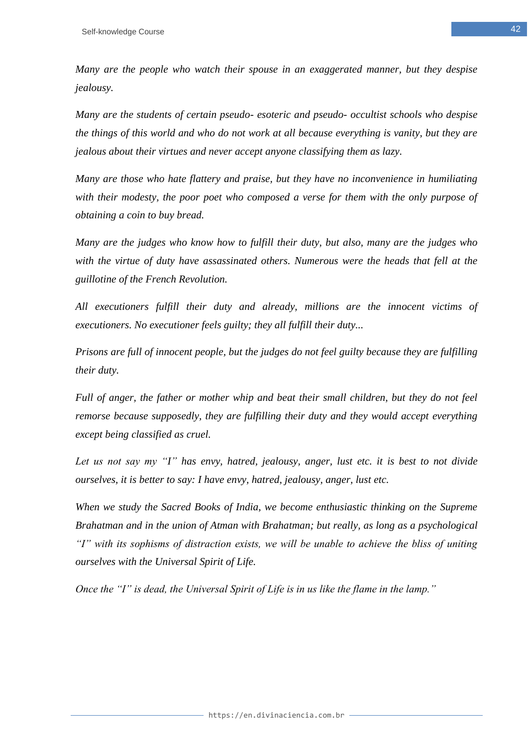*Many are the people who watch their spouse in an exaggerated manner, but they despise jealousy.*

*Many are the students of certain pseudo- esoteric and pseudo- occultist schools who despise the things of this world and who do not work at all because everything is vanity, but they are jealous about their virtues and never accept anyone classifying them as lazy.*

*Many are those who hate flattery and praise, but they have no inconvenience in humiliating with their modesty, the poor poet who composed a verse for them with the only purpose of obtaining a coin to buy bread.*

*Many are the judges who know how to fulfill their duty, but also, many are the judges who with the virtue of duty have assassinated others. Numerous were the heads that fell at the guillotine of the French Revolution.*

*All executioners fulfill their duty and already, millions are the innocent victims of executioners. No executioner feels guilty; they all fulfill their duty...*

*Prisons are full of innocent people, but the judges do not feel guilty because they are fulfilling their duty.*

*Full of anger, the father or mother whip and beat their small children, but they do not feel remorse because supposedly, they are fulfilling their duty and they would accept everything except being classified as cruel.*

*Let us not say my "I" has envy, hatred, jealousy, anger, lust etc. it is best to not divide ourselves, it is better to say: I have envy, hatred, jealousy, anger, lust etc.*

*When we study the Sacred Books of India, we become enthusiastic thinking on the Supreme Brahatman and in the union of Atman with Brahatman; but really, as long as a psychological "I" with its sophisms of distraction exists, we will be unable to achieve the bliss of uniting ourselves with the Universal Spirit of Life.*

*Once the "I" is dead, the Universal Spirit of Life is in us like the flame in the lamp."*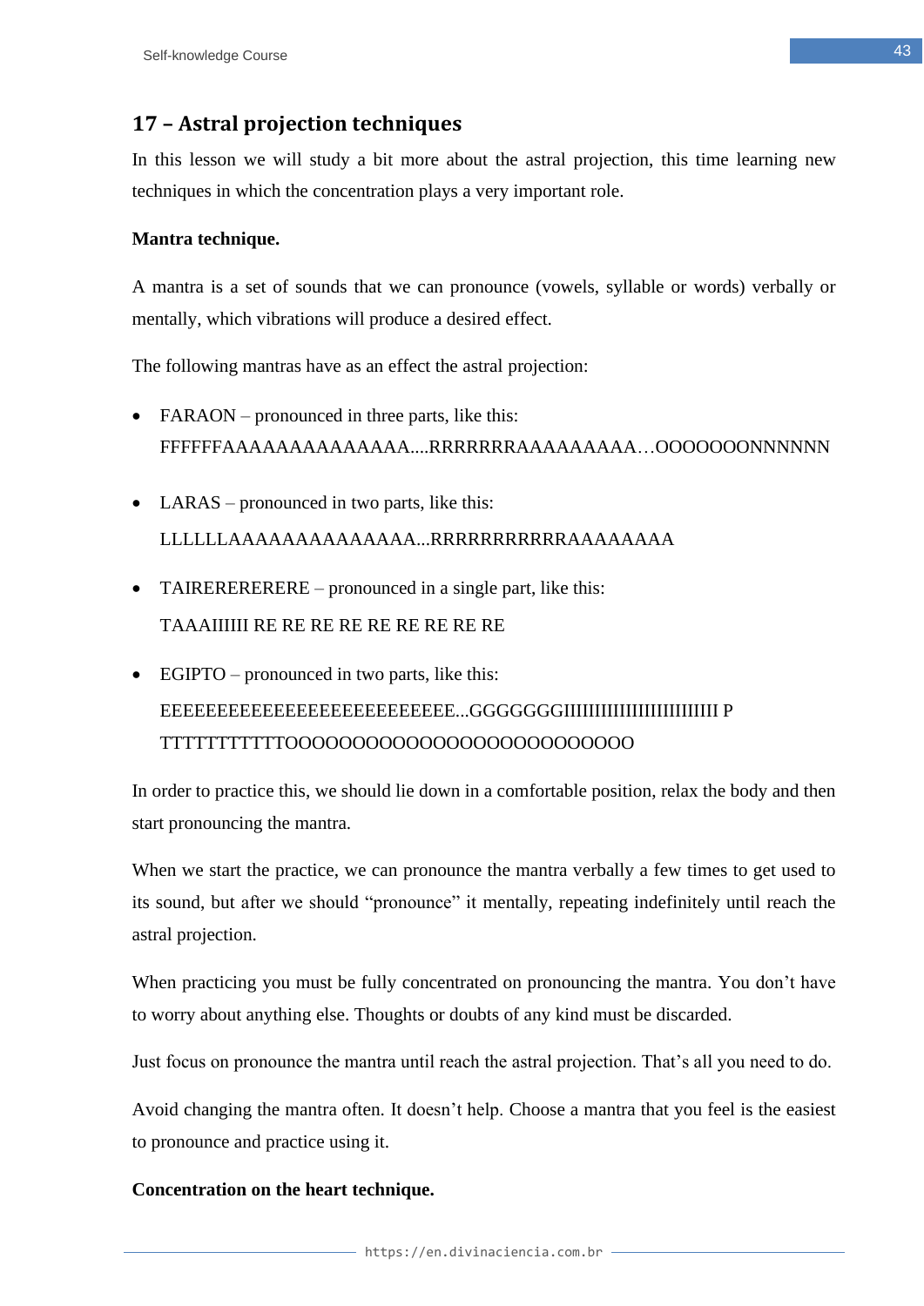## 17 – Astral projection techniques

In this lesson we will study a bit more about the astral projection, this time learning new techniques in which the concentration plays a very important role.

**Mantra technique.**

A mantra is a set of sounds that we can pronounce (vowels, syllable or words) verbally or mentally, which vibrations will produce a desired effect.

The following mantras have as an effect the astral projection:

- FARAON – pronounced in three parts, like this:
  FFFFFFAAAAAAAAAAAAAAA....RRRRRRRAAAAAAAAAA…OOOOOOONNNNNN

- LARAS – pronounced in two parts, like this:
  LLLLLLAAAAAAAAAAAAAAA...RRRRRRRRRRRAAAAAAAAA

- TAIRERERERERE – pronounced in a single part, like this:
  TAAAIIIIII RE RE RE RE RE RE RE RE RE

- EGIPTO – pronounced in two parts, like this:
  EEEEEEEEEEEEEEEEEEEEEEEEEE...GGGGGGGIIIIIIIIIIIIIIIIIIIIIIIIII P TTTTTTTTTTTTOOOOOOOOOOOOOOOOOOOOOOOOOOOO

In order to practice this, we should lie down in a comfortable position, relax the body and then start pronouncing the mantra.

When we start the practice, we can pronounce the mantra verbally a few times to get used to its sound, but after we should "pronounce" it mentally, repeating indefinitely until reach the astral projection.

When practicing you must be fully concentrated on pronouncing the mantra. You don't have to worry about anything else. Thoughts or doubts of any kind must be discarded.

Just focus on pronounce the mantra until reach the astral projection. That's all you need to do.

Avoid changing the mantra often. It doesn't help. Choose a mantra that you feel is the easiest to pronounce and practice using it.

**Concentration on the heart technique.**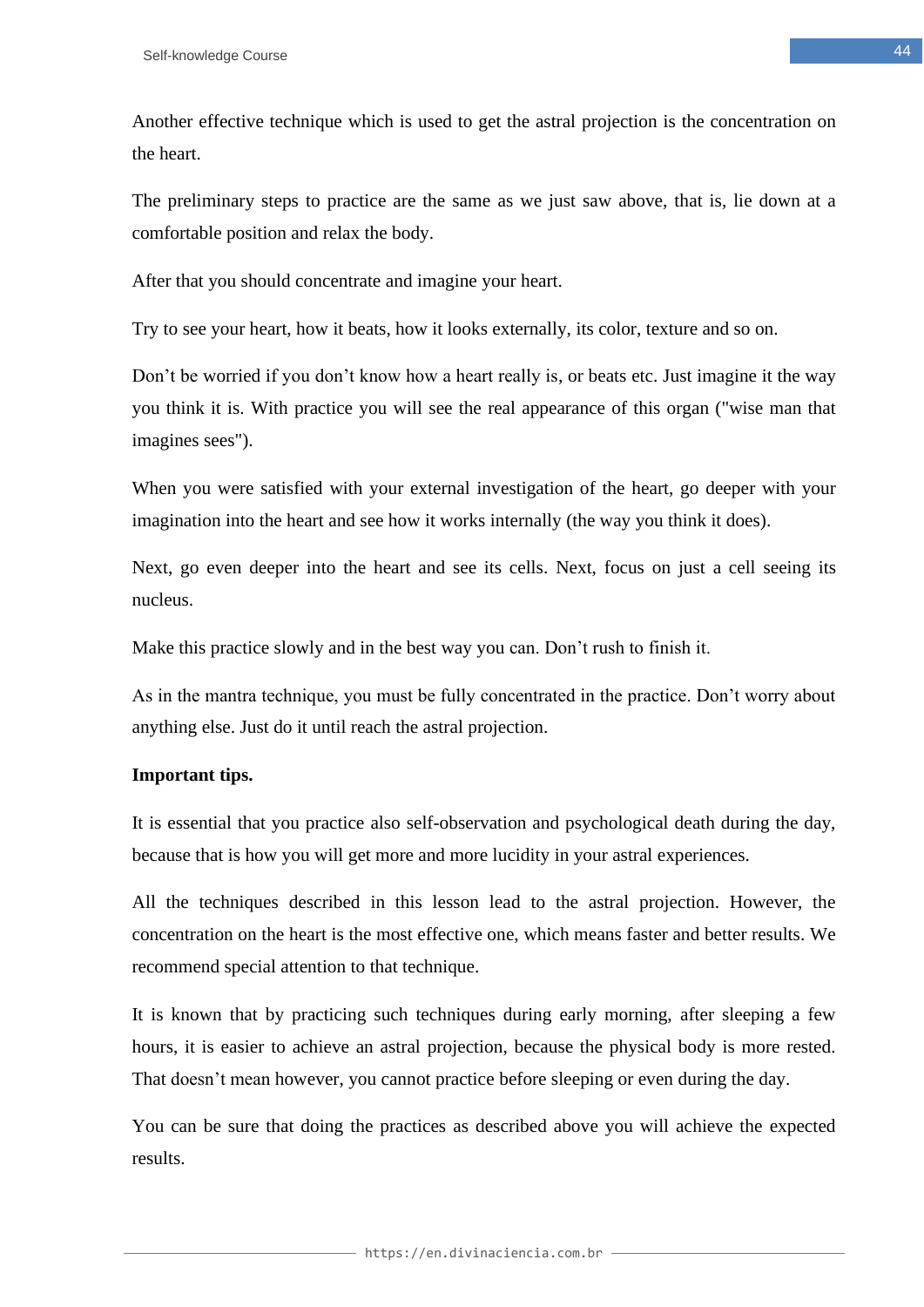Another effective technique which is used to get the astral projection is the concentration on the heart.

The preliminary steps to practice are the same as we just saw above, that is, lie down at a comfortable position and relax the body.

After that you should concentrate and imagine your heart.

Try to see your heart, how it beats, how it looks externally, its color, texture and so on.

Don't be worried if you don't know how a heart really is, or beats etc. Just imagine it the way you think it is. With practice you will see the real appearance of this organ ("wise man that imagines sees").

When you were satisfied with your external investigation of the heart, go deeper with your imagination into the heart and see how it works internally (the way you think it does).

Next, go even deeper into the heart and see its cells. Next, focus on just a cell seeing its nucleus.

Make this practice slowly and in the best way you can. Don't rush to finish it.

As in the mantra technique, you must be fully concentrated in the practice. Don't worry about anything else. Just do it until reach the astral projection.

**Important tips.**

It is essential that you practice also self-observation and psychological death during the day, because that is how you will get more and more lucidity in your astral experiences.

All the techniques described in this lesson lead to the astral projection. However, the concentration on the heart is the most effective one, which means faster and better results. We recommend special attention to that technique.

It is known that by practicing such techniques during early morning, after sleeping a few hours, it is easier to achieve an astral projection, because the physical body is more rested. That doesn't mean however, you cannot practice before sleeping or even during the day.

You can be sure that doing the practices as described above you will achieve the expected results.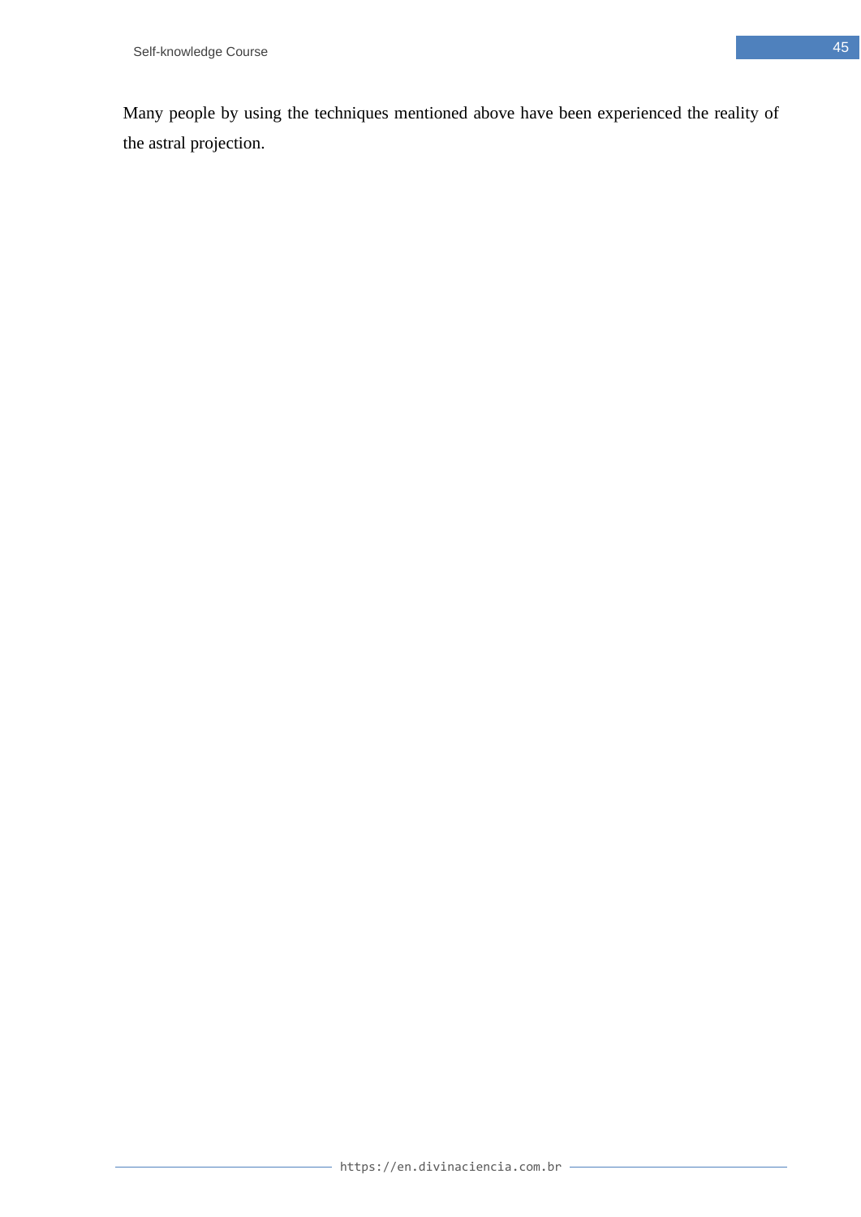Many people by using the techniques mentioned above have been experienced the reality of the astral projection.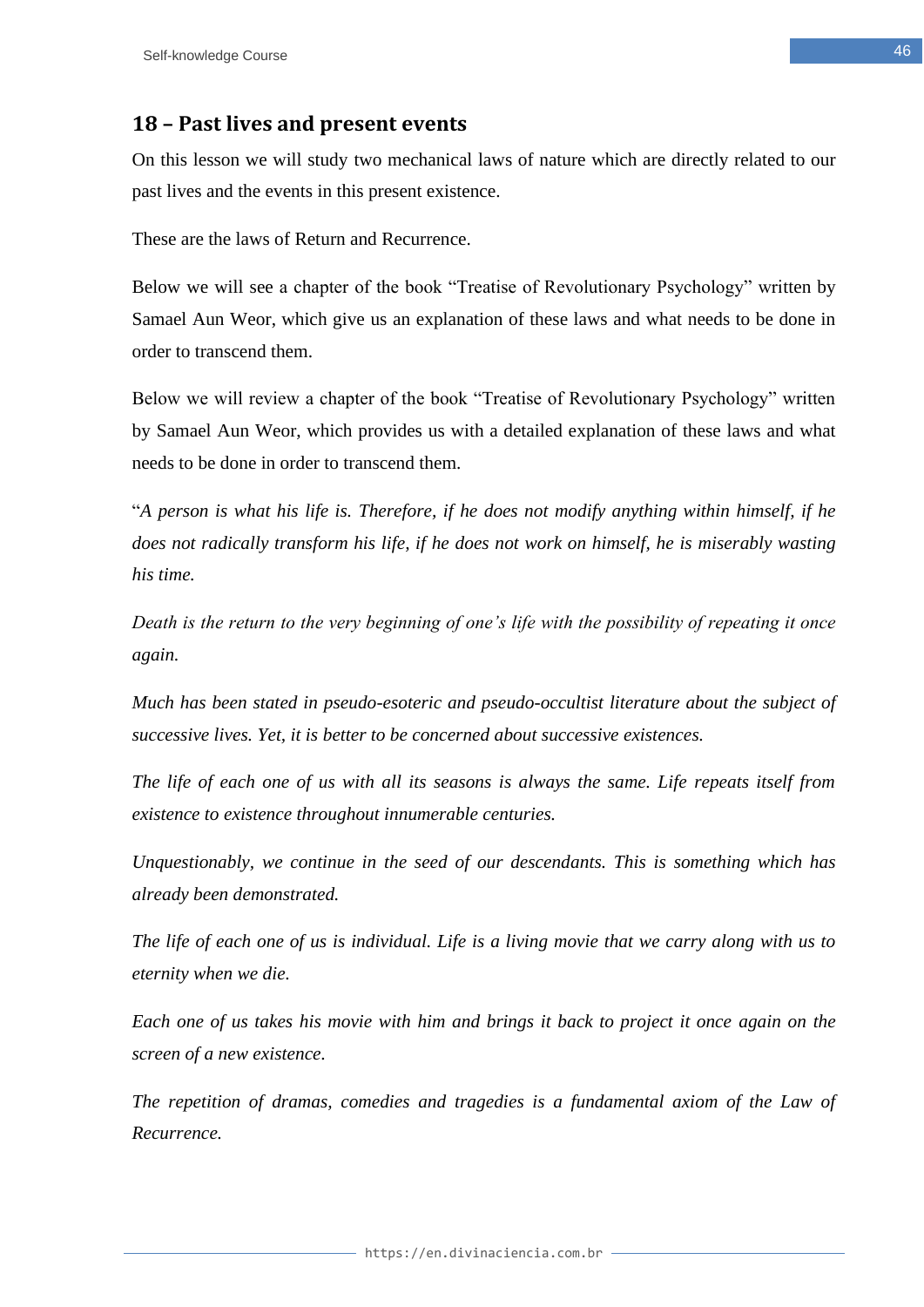## 18 – Past lives and present events

On this lesson we will study two mechanical laws of nature which are directly related to our past lives and the events in this present existence.

These are the laws of Return and Recurrence.

Below we will see a chapter of the book "Treatise of Revolutionary Psychology" written by Samael Aun Weor, which give us an explanation of these laws and what needs to be done in order to transcend them.

Below we will review a chapter of the book "Treatise of Revolutionary Psychology" written by Samael Aun Weor, which provides us with a detailed explanation of these laws and what needs to be done in order to transcend them.

"*A person is what his life is. Therefore, if he does not modify anything within himself, if he does not radically transform his life, if he does not work on himself, he is miserably wasting his time.*

*Death is the return to the very beginning of one's life with the possibility of repeating it once again.*

*Much has been stated in pseudo-esoteric and pseudo-occultist literature about the subject of successive lives. Yet, it is better to be concerned about successive existences.*

*The life of each one of us with all its seasons is always the same. Life repeats itself from existence to existence throughout innumerable centuries.*

*Unquestionably, we continue in the seed of our descendants. This is something which has already been demonstrated.*

*The life of each one of us is individual. Life is a living movie that we carry along with us to eternity when we die.*

*Each one of us takes his movie with him and brings it back to project it once again on the screen of a new existence.*

*The repetition of dramas, comedies and tragedies is a fundamental axiom of the Law of Recurrence.*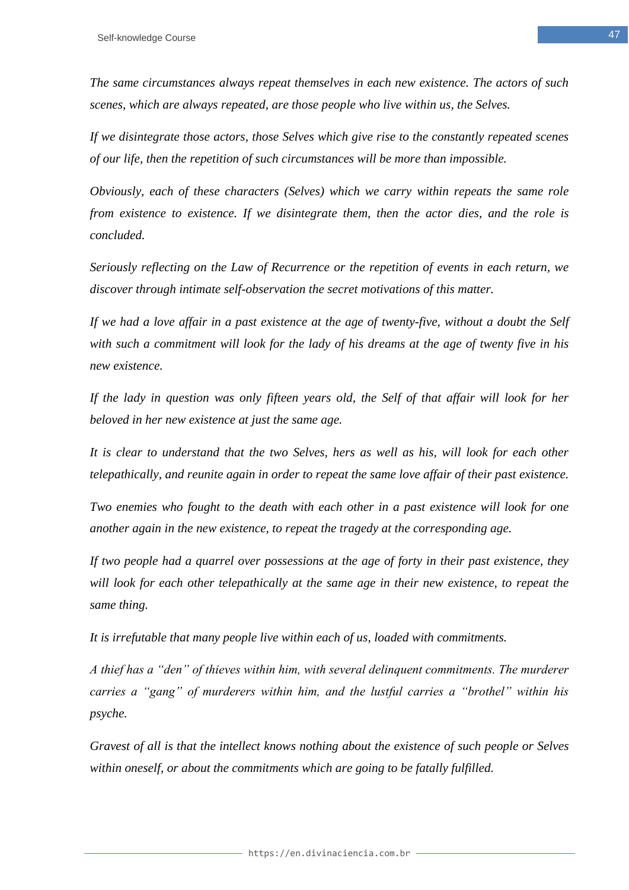*The same circumstances always repeat themselves in each new existence. The actors of such scenes, which are always repeated, are those people who live within us, the Selves.*

*If we disintegrate those actors, those Selves which give rise to the constantly repeated scenes of our life, then the repetition of such circumstances will be more than impossible.*

*Obviously, each of these characters (Selves) which we carry within repeats the same role from existence to existence. If we disintegrate them, then the actor dies, and the role is concluded.*

*Seriously reflecting on the Law of Recurrence or the repetition of events in each return, we discover through intimate self-observation the secret motivations of this matter.*

*If we had a love affair in a past existence at the age of twenty-five, without a doubt the Self with such a commitment will look for the lady of his dreams at the age of twenty five in his new existence.*

*If the lady in question was only fifteen years old, the Self of that affair will look for her beloved in her new existence at just the same age.*

*It is clear to understand that the two Selves, hers as well as his, will look for each other telepathically, and reunite again in order to repeat the same love affair of their past existence.*

*Two enemies who fought to the death with each other in a past existence will look for one another again in the new existence, to repeat the tragedy at the corresponding age.*

*If two people had a quarrel over possessions at the age of forty in their past existence, they will look for each other telepathically at the same age in their new existence, to repeat the same thing.*

*It is irrefutable that many people live within each of us, loaded with commitments.*

*A thief has a "den" of thieves within him, with several delinquent commitments. The murderer carries a "gang" of murderers within him, and the lustful carries a "brothel" within his psyche.*

*Gravest of all is that the intellect knows nothing about the existence of such people or Selves within oneself, or about the commitments which are going to be fatally fulfilled.*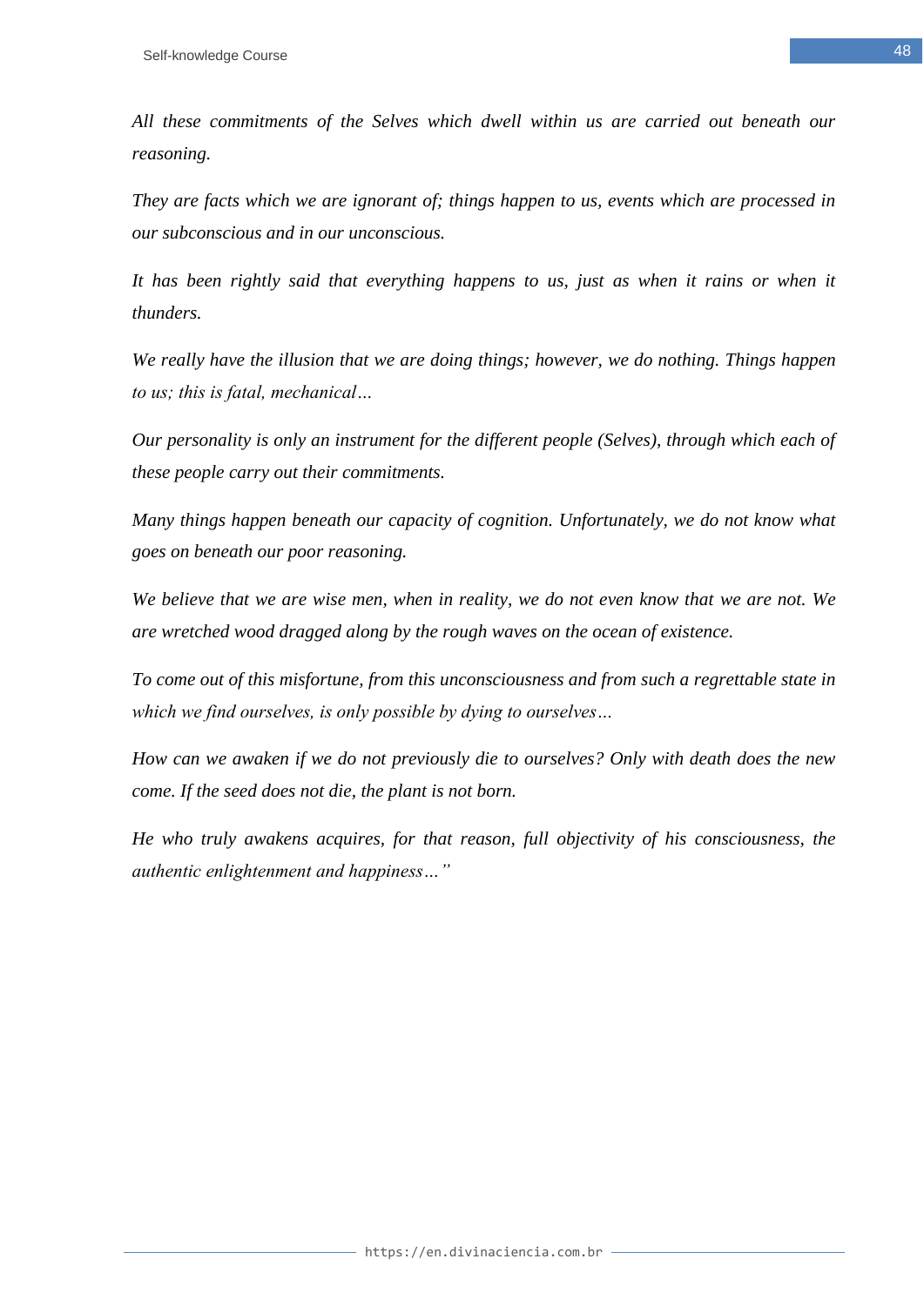*All these commitments of the Selves which dwell within us are carried out beneath our reasoning.*

*They are facts which we are ignorant of; things happen to us, events which are processed in our subconscious and in our unconscious.*

*It has been rightly said that everything happens to us, just as when it rains or when it thunders.*

*We really have the illusion that we are doing things; however, we do nothing. Things happen to us; this is fatal, mechanical…*

*Our personality is only an instrument for the different people (Selves), through which each of these people carry out their commitments.*

*Many things happen beneath our capacity of cognition. Unfortunately, we do not know what goes on beneath our poor reasoning.*

*We believe that we are wise men, when in reality, we do not even know that we are not. We are wretched wood dragged along by the rough waves on the ocean of existence.*

*To come out of this misfortune, from this unconsciousness and from such a regrettable state in which we find ourselves, is only possible by dying to ourselves…*

*How can we awaken if we do not previously die to ourselves? Only with death does the new come. If the seed does not die, the plant is not born.*

*He who truly awakens acquires, for that reason, full objectivity of his consciousness, the authentic enlightenment and happiness…"*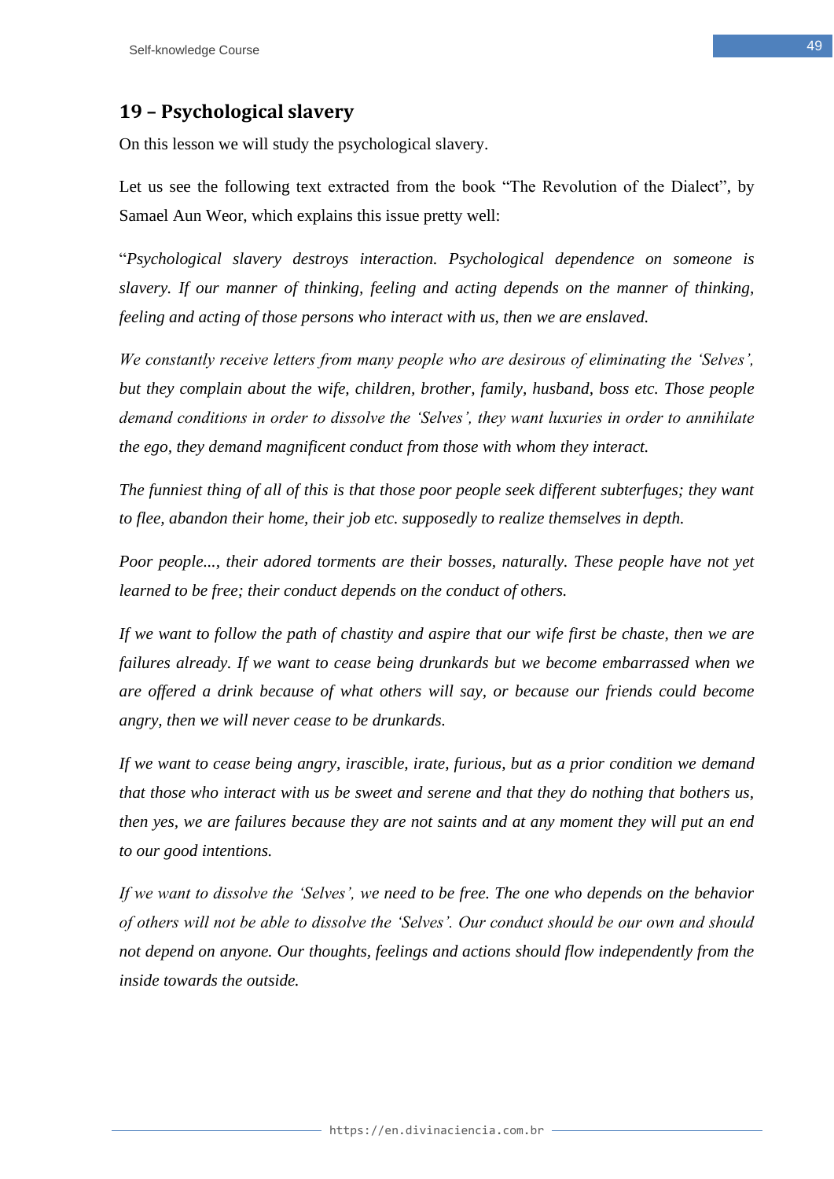## 19 – Psychological slavery

On this lesson we will study the psychological slavery.

Let us see the following text extracted from the book “The Revolution of the Dialect”, by Samael Aun Weor, which explains this issue pretty well:

“*Psychological slavery destroys interaction. Psychological dependence on someone is slavery. If our manner of thinking, feeling and acting depends on the manner of thinking, feeling and acting of those persons who interact with us, then we are enslaved.*

*We constantly receive letters from many people who are desirous of eliminating the ‘Selves’, but they complain about the wife, children, brother, family, husband, boss etc. Those people demand conditions in order to dissolve the ‘Selves’, they want luxuries in order to annihilate the ego, they demand magnificent conduct from those with whom they interact.*

*The funniest thing of all of this is that those poor people seek different subterfuges; they want to flee, abandon their home, their job etc. supposedly to realize themselves in depth.*

*Poor people..., their adored torments are their bosses, naturally. These people have not yet learned to be free; their conduct depends on the conduct of others.*

*If we want to follow the path of chastity and aspire that our wife first be chaste, then we are failures already. If we want to cease being drunkards but we become embarrassed when we are offered a drink because of what others will say, or because our friends could become angry, then we will never cease to be drunkards.*

*If we want to cease being angry, irascible, irate, furious, but as a prior condition we demand that those who interact with us be sweet and serene and that they do nothing that bothers us, then yes, we are failures because they are not saints and at any moment they will put an end to our good intentions.*

*If we want to dissolve the ‘Selves’, we need to be free. The one who depends on the behavior of others will not be able to dissolve the ‘Selves’. Our conduct should be our own and should not depend on anyone. Our thoughts, feelings and actions should flow independently from the inside towards the outside.*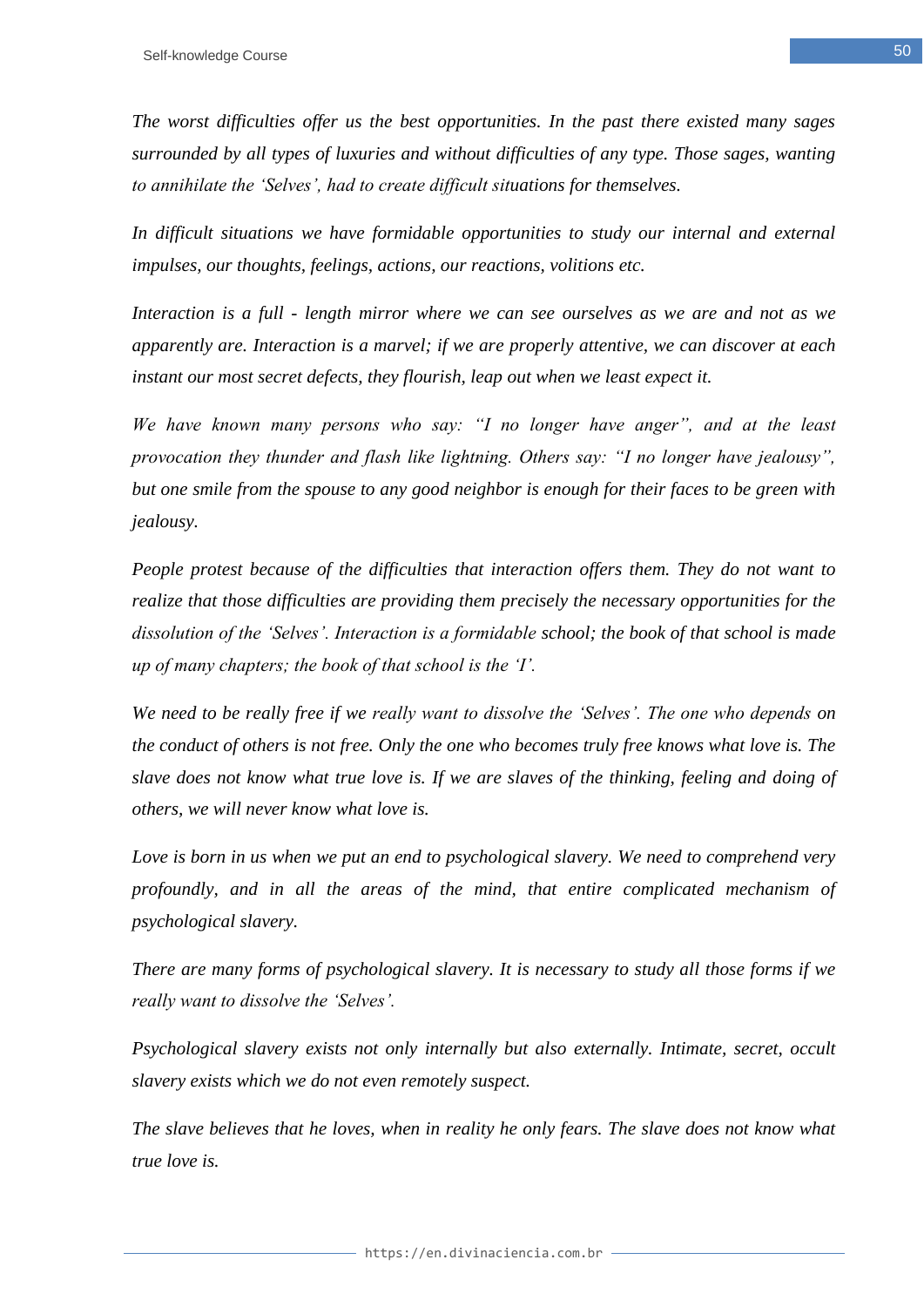*The worst difficulties offer us the best opportunities. In the past there existed many sages surrounded by all types of luxuries and without difficulties of any type. Those sages, wanting to annihilate the 'Selves', had to create difficult situations for themselves.*

*In difficult situations we have formidable opportunities to study our internal and external impulses, our thoughts, feelings, actions, our reactions, volitions etc.*

*Interaction is a full - length mirror where we can see ourselves as we are and not as we apparently are. Interaction is a marvel; if we are properly attentive, we can discover at each instant our most secret defects, they flourish, leap out when we least expect it.*

*We have known many persons who say: "I no longer have anger", and at the least provocation they thunder and flash like lightning. Others say: "I no longer have jealousy", but one smile from the spouse to any good neighbor is enough for their faces to be green with jealousy.*

*People protest because of the difficulties that interaction offers them. They do not want to realize that those difficulties are providing them precisely the necessary opportunities for the dissolution of the 'Selves'. Interaction is a formidable school; the book of that school is made up of many chapters; the book of that school is the 'I'.*

*We need to be really free if we really want to dissolve the 'Selves'. The one who depends on the conduct of others is not free. Only the one who becomes truly free knows what love is. The slave does not know what true love is. If we are slaves of the thinking, feeling and doing of others, we will never know what love is.*

*Love is born in us when we put an end to psychological slavery. We need to comprehend very profoundly, and in all the areas of the mind, that entire complicated mechanism of psychological slavery.*

*There are many forms of psychological slavery. It is necessary to study all those forms if we really want to dissolve the 'Selves'.*

*Psychological slavery exists not only internally but also externally. Intimate, secret, occult slavery exists which we do not even remotely suspect.*

*The slave believes that he loves, when in reality he only fears. The slave does not know what true love is.*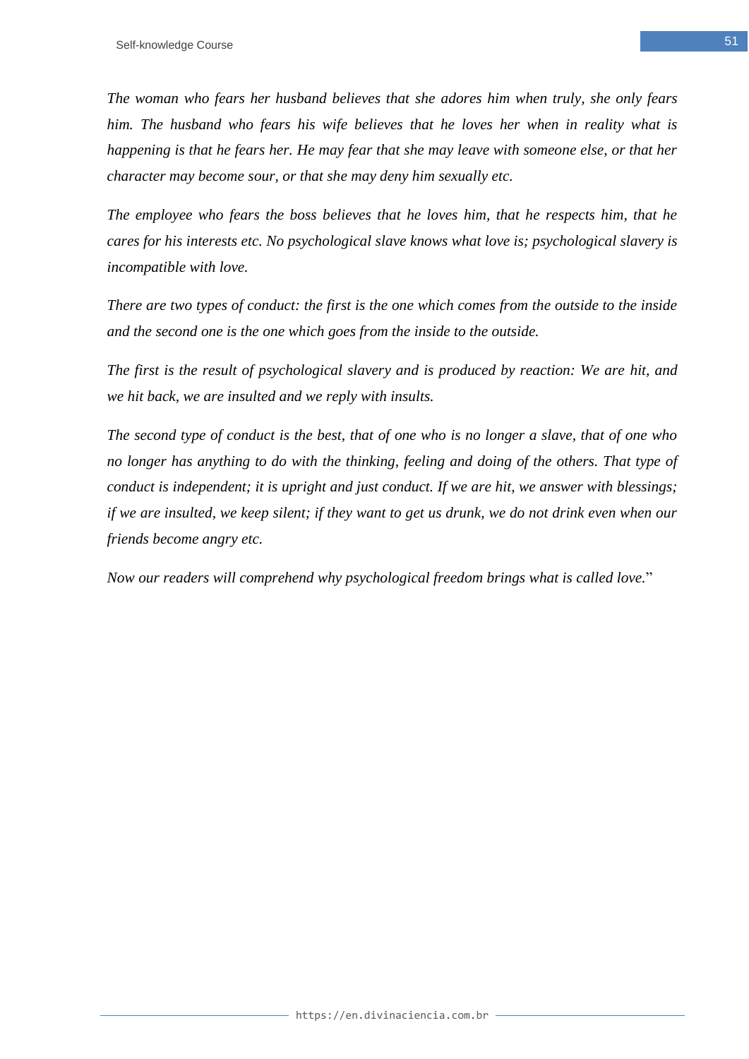*The woman who fears her husband believes that she adores him when truly, she only fears him. The husband who fears his wife believes that he loves her when in reality what is happening is that he fears her. He may fear that she may leave with someone else, or that her character may become sour, or that she may deny him sexually etc.*

*The employee who fears the boss believes that he loves him, that he respects him, that he cares for his interests etc. No psychological slave knows what love is; psychological slavery is incompatible with love.*

*There are two types of conduct: the first is the one which comes from the outside to the inside and the second one is the one which goes from the inside to the outside.*

*The first is the result of psychological slavery and is produced by reaction: We are hit, and we hit back, we are insulted and we reply with insults.*

*The second type of conduct is the best, that of one who is no longer a slave, that of one who no longer has anything to do with the thinking, feeling and doing of the others. That type of conduct is independent; it is upright and just conduct. If we are hit, we answer with blessings; if we are insulted, we keep silent; if they want to get us drunk, we do not drink even when our friends become angry etc.*

*Now our readers will comprehend why psychological freedom brings what is called love.*"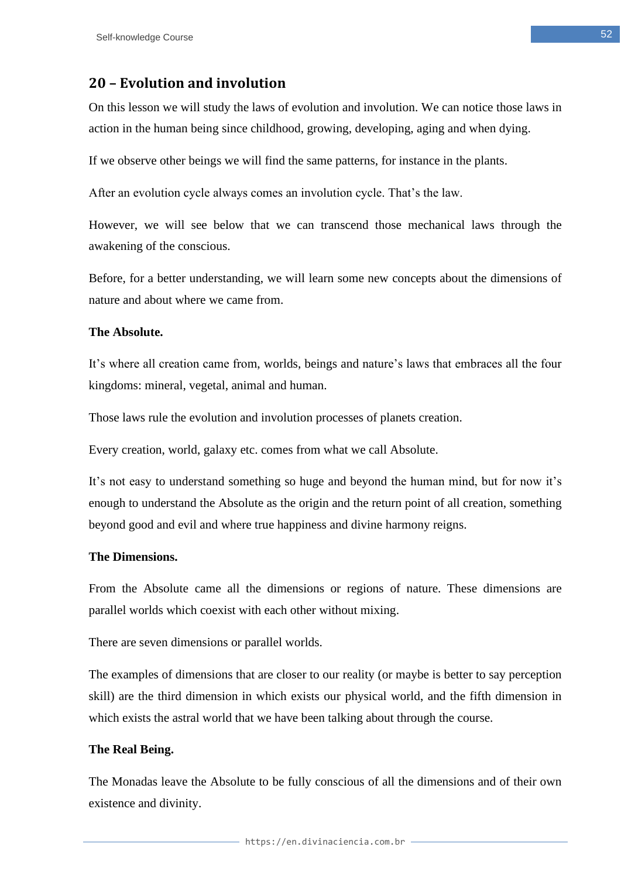## 20 – Evolution and involution

On this lesson we will study the laws of evolution and involution. We can notice those laws in action in the human being since childhood, growing, developing, aging and when dying.

If we observe other beings we will find the same patterns, for instance in the plants.

After an evolution cycle always comes an involution cycle. That's the law.

However, we will see below that we can transcend those mechanical laws through the awakening of the conscious.

Before, for a better understanding, we will learn some new concepts about the dimensions of nature and about where we came from.

**The Absolute.**

It's where all creation came from, worlds, beings and nature's laws that embraces all the four kingdoms: mineral, vegetal, animal and human.

Those laws rule the evolution and involution processes of planets creation.

Every creation, world, galaxy etc. comes from what we call Absolute.

It's not easy to understand something so huge and beyond the human mind, but for now it's enough to understand the Absolute as the origin and the return point of all creation, something beyond good and evil and where true happiness and divine harmony reigns.

**The Dimensions.**

From the Absolute came all the dimensions or regions of nature. These dimensions are parallel worlds which coexist with each other without mixing.

There are seven dimensions or parallel worlds.

The examples of dimensions that are closer to our reality (or maybe is better to say perception skill) are the third dimension in which exists our physical world, and the fifth dimension in which exists the astral world that we have been talking about through the course.

**The Real Being.**

The Monadas leave the Absolute to be fully conscious of all the dimensions and of their own existence and divinity.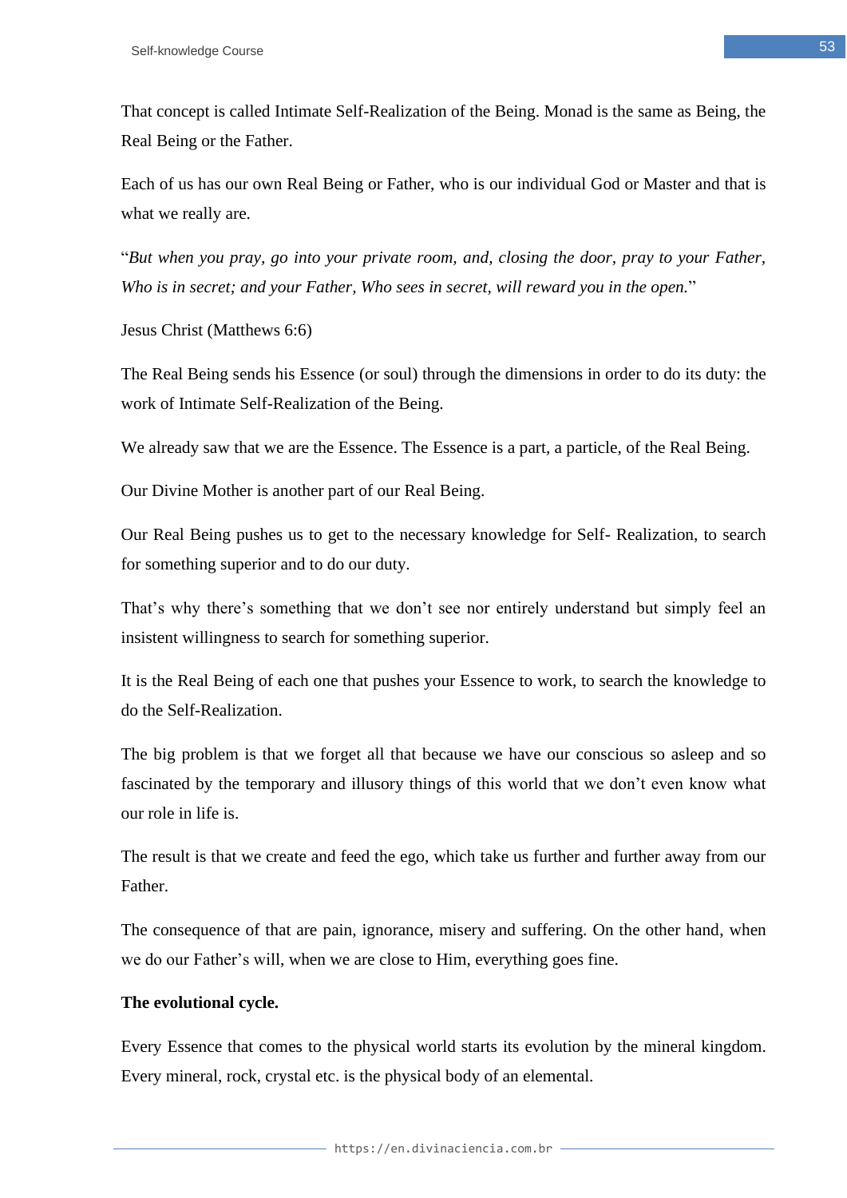That concept is called Intimate Self-Realization of the Being. Monad is the same as Being, the Real Being or the Father.

Each of us has our own Real Being or Father, who is our individual God or Master and that is what we really are.

"*But when you pray, go into your private room, and, closing the door, pray to your Father, Who is in secret; and your Father, Who sees in secret, will reward you in the open.*"

Jesus Christ (Matthews 6:6)

The Real Being sends his Essence (or soul) through the dimensions in order to do its duty: the work of Intimate Self-Realization of the Being.

We already saw that we are the Essence. The Essence is a part, a particle, of the Real Being.

Our Divine Mother is another part of our Real Being.

Our Real Being pushes us to get to the necessary knowledge for Self- Realization, to search for something superior and to do our duty.

That's why there's something that we don't see nor entirely understand but simply feel an insistent willingness to search for something superior.

It is the Real Being of each one that pushes your Essence to work, to search the knowledge to do the Self-Realization.

The big problem is that we forget all that because we have our conscious so asleep and so fascinated by the temporary and illusory things of this world that we don't even know what our role in life is.

The result is that we create and feed the ego, which take us further and further away from our Father.

The consequence of that are pain, ignorance, misery and suffering. On the other hand, when we do our Father's will, when we are close to Him, everything goes fine.

**The evolutional cycle.**

Every Essence that comes to the physical world starts its evolution by the mineral kingdom. Every mineral, rock, crystal etc. is the physical body of an elemental.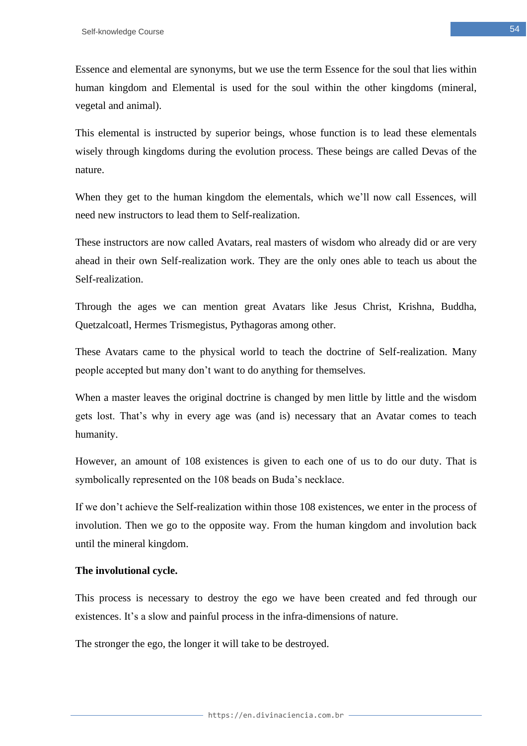Essence and elemental are synonyms, but we use the term Essence for the soul that lies within human kingdom and Elemental is used for the soul within the other kingdoms (mineral, vegetal and animal).

This elemental is instructed by superior beings, whose function is to lead these elementals wisely through kingdoms during the evolution process. These beings are called Devas of the nature.

When they get to the human kingdom the elementals, which we'll now call Essences, will need new instructors to lead them to Self-realization.

These instructors are now called Avatars, real masters of wisdom who already did or are very ahead in their own Self-realization work. They are the only ones able to teach us about the Self-realization.

Through the ages we can mention great Avatars like Jesus Christ, Krishna, Buddha, Quetzalcoatl, Hermes Trismegistus, Pythagoras among other.

These Avatars came to the physical world to teach the doctrine of Self-realization. Many people accepted but many don't want to do anything for themselves.

When a master leaves the original doctrine is changed by men little by little and the wisdom gets lost. That's why in every age was (and is) necessary that an Avatar comes to teach humanity.

However, an amount of 108 existences is given to each one of us to do our duty. That is symbolically represented on the 108 beads on Buda's necklace.

If we don't achieve the Self-realization within those 108 existences, we enter in the process of involution. Then we go to the opposite way. From the human kingdom and involution back until the mineral kingdom.

**The involutional cycle.**

This process is necessary to destroy the ego we have been created and fed through our existences. It's a slow and painful process in the infra-dimensions of nature.

The stronger the ego, the longer it will take to be destroyed.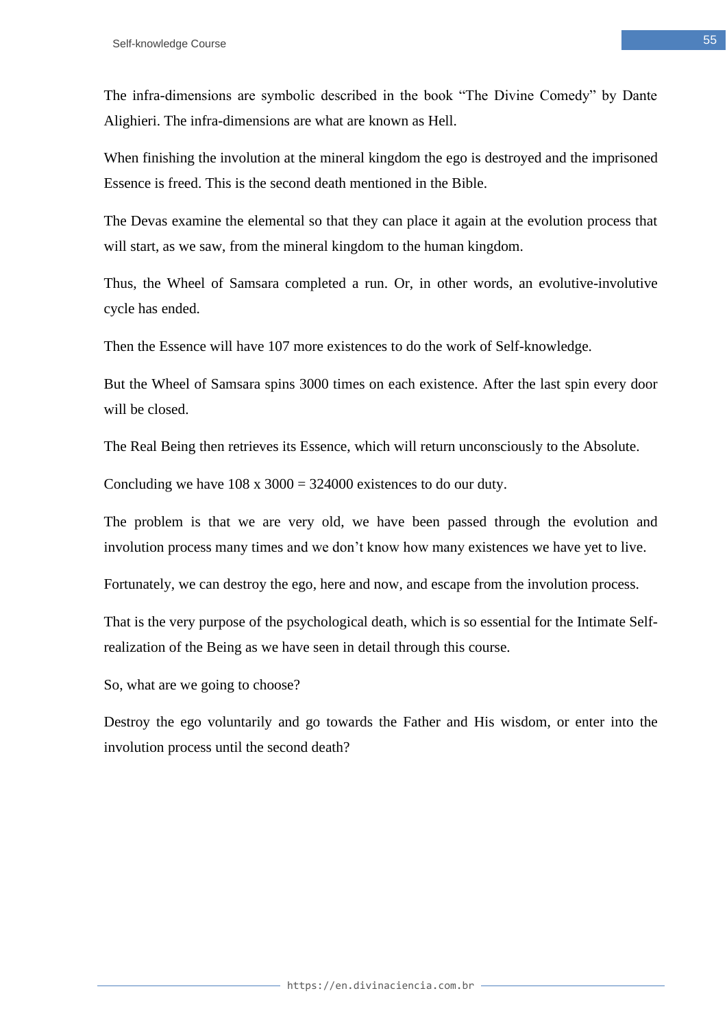The infra-dimensions are symbolic described in the book "The Divine Comedy" by Dante Alighieri. The infra-dimensions are what are known as Hell.

When finishing the involution at the mineral kingdom the ego is destroyed and the imprisoned Essence is freed. This is the second death mentioned in the Bible.

The Devas examine the elemental so that they can place it again at the evolution process that will start, as we saw, from the mineral kingdom to the human kingdom.

Thus, the Wheel of Samsara completed a run. Or, in other words, an evolutive-involutive cycle has ended.

Then the Essence will have 107 more existences to do the work of Self-knowledge.

But the Wheel of Samsara spins 3000 times on each existence. After the last spin every door will be closed.

The Real Being then retrieves its Essence, which will return unconsciously to the Absolute.

Concluding we have 108 x 3000 = 324000 existences to do our duty.

The problem is that we are very old, we have been passed through the evolution and involution process many times and we don't know how many existences we have yet to live.

Fortunately, we can destroy the ego, here and now, and escape from the involution process.

That is the very purpose of the psychological death, which is so essential for the Intimate Self-realization of the Being as we have seen in detail through this course.

So, what are we going to choose?

Destroy the ego voluntarily and go towards the Father and His wisdom, or enter into the involution process until the second death?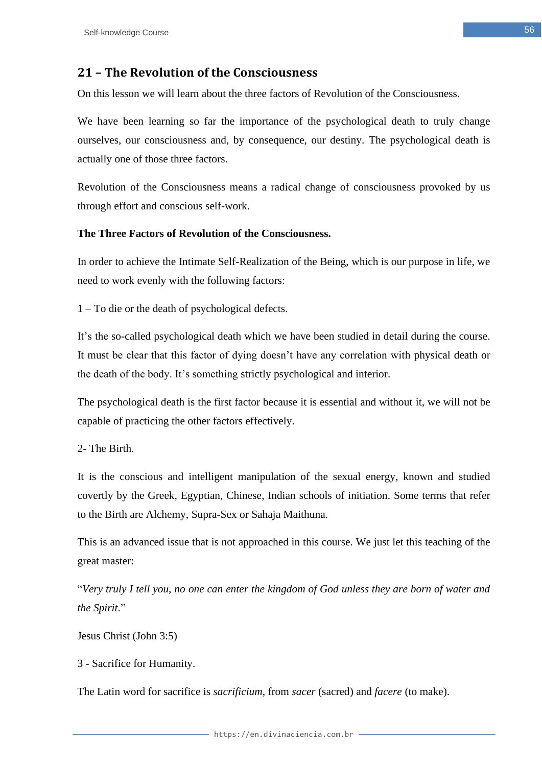## 21 – The Revolution of the Consciousness

On this lesson we will learn about the three factors of Revolution of the Consciousness.

We have been learning so far the importance of the psychological death to truly change ourselves, our consciousness and, by consequence, our destiny. The psychological death is actually one of those three factors.

Revolution of the Consciousness means a radical change of consciousness provoked by us through effort and conscious self-work.

**The Three Factors of Revolution of the Consciousness.**

In order to achieve the Intimate Self-Realization of the Being, which is our purpose in life, we need to work evenly with the following factors:

1 – To die or the death of psychological defects.

It's the so-called psychological death which we have been studied in detail during the course. It must be clear that this factor of dying doesn't have any correlation with physical death or the death of the body. It's something strictly psychological and interior.

The psychological death is the first factor because it is essential and without it, we will not be capable of practicing the other factors effectively.

2- The Birth.

It is the conscious and intelligent manipulation of the sexual energy, known and studied covertly by the Greek, Egyptian, Chinese, Indian schools of initiation. Some terms that refer to the Birth are Alchemy, Supra-Sex or Sahaja Maithuna.

This is an advanced issue that is not approached in this course. We just let this teaching of the great master:

"*Very truly I tell you, no one can enter the kingdom of God unless they are born of water and the Spirit*."

Jesus Christ (John 3:5)

3 - Sacrifice for Humanity.

The Latin word for sacrifice is *sacrificium*, from *sacer* (sacred) and *facere* (to make).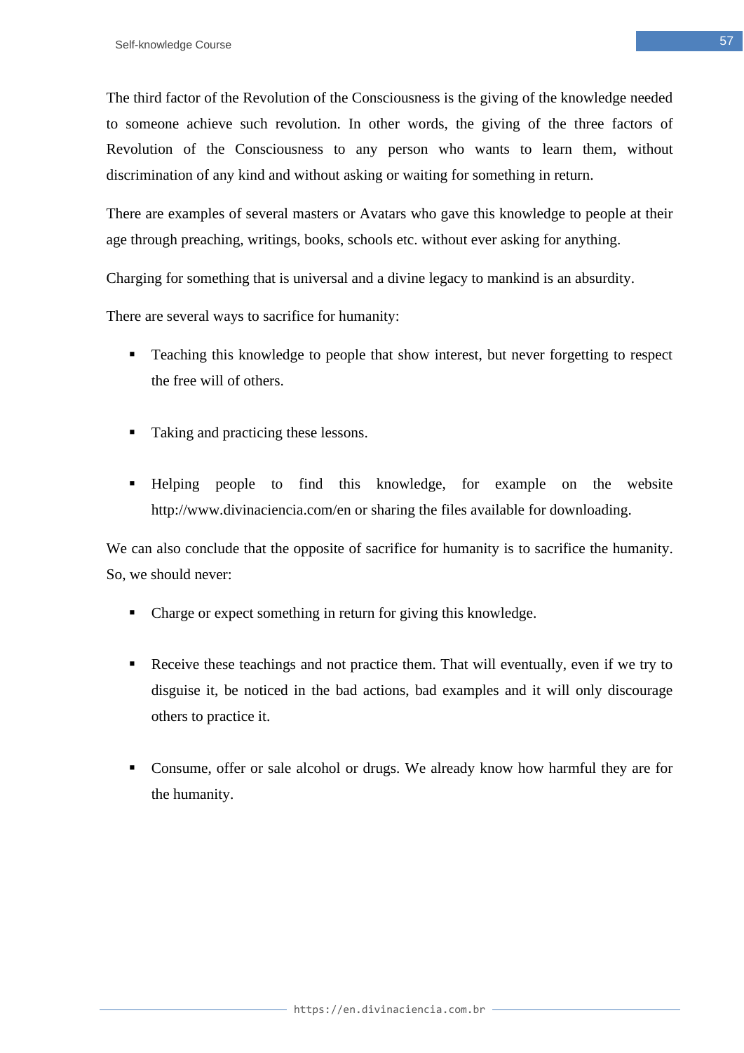The third factor of the Revolution of the Consciousness is the giving of the knowledge needed to someone achieve such revolution. In other words, the giving of the three factors of Revolution of the Consciousness to any person who wants to learn them, without discrimination of any kind and without asking or waiting for something in return.

There are examples of several masters or Avatars who gave this knowledge to people at their age through preaching, writings, books, schools etc. without ever asking for anything.

Charging for something that is universal and a divine legacy to mankind is an absurdity.

There are several ways to sacrifice for humanity:

- Teaching this knowledge to people that show interest, but never forgetting to respect the free will of others.

- Taking and practicing these lessons.

- Helping people to find this knowledge, for example on the website http://www.divinaciencia.com/en or sharing the files available for downloading.

We can also conclude that the opposite of sacrifice for humanity is to sacrifice the humanity. So, we should never:

- Charge or expect something in return for giving this knowledge.

- Receive these teachings and not practice them. That will eventually, even if we try to disguise it, be noticed in the bad actions, bad examples and it will only discourage others to practice it.

- Consume, offer or sale alcohol or drugs. We already know how harmful they are for the humanity.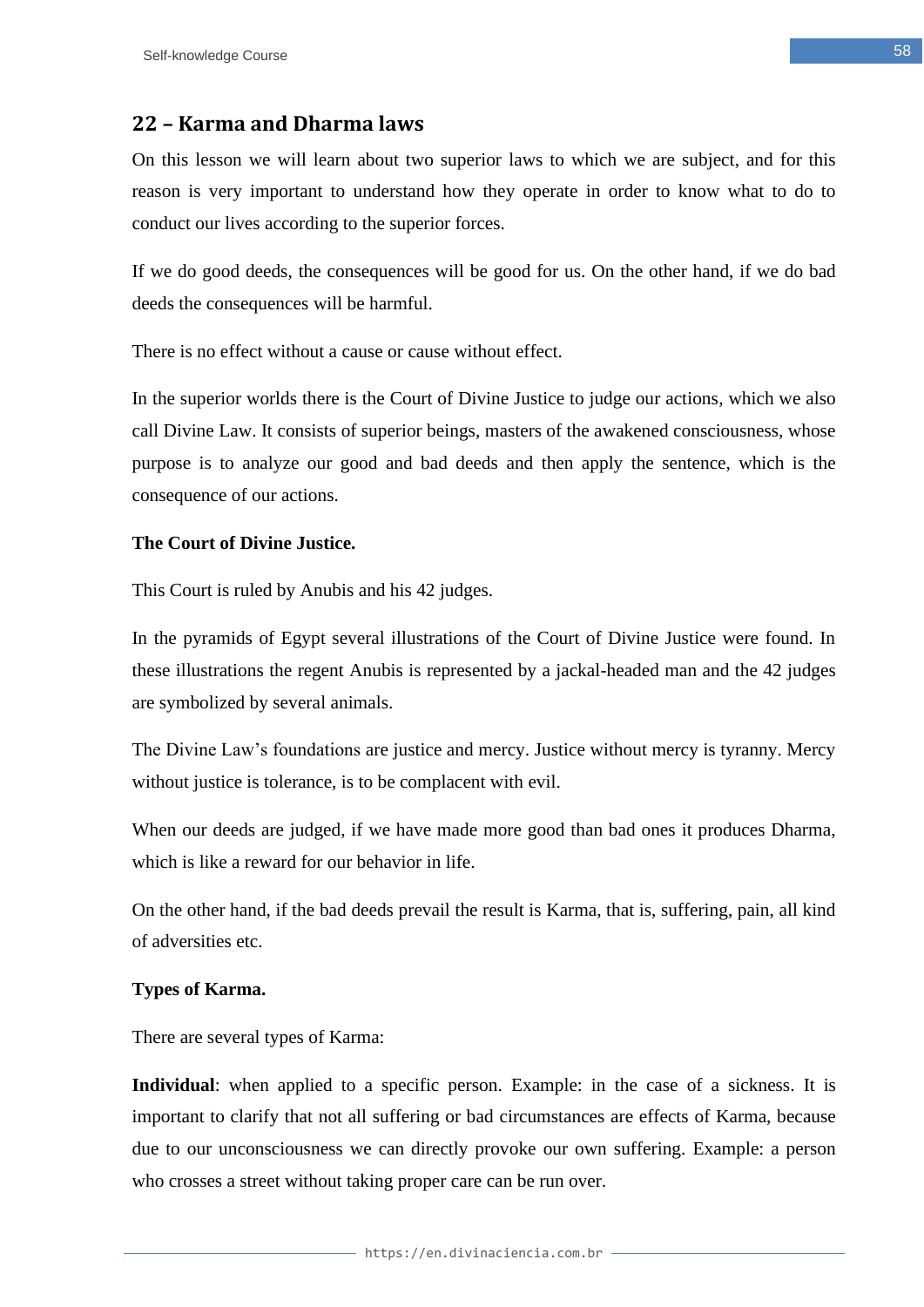## 22 – Karma and Dharma laws

On this lesson we will learn about two superior laws to which we are subject, and for this reason is very important to understand how they operate in order to know what to do to conduct our lives according to the superior forces.

If we do good deeds, the consequences will be good for us. On the other hand, if we do bad deeds the consequences will be harmful.

There is no effect without a cause or cause without effect.

In the superior worlds there is the Court of Divine Justice to judge our actions, which we also call Divine Law. It consists of superior beings, masters of the awakened consciousness, whose purpose is to analyze our good and bad deeds and then apply the sentence, which is the consequence of our actions.

**The Court of Divine Justice.**

This Court is ruled by Anubis and his 42 judges.

In the pyramids of Egypt several illustrations of the Court of Divine Justice were found. In these illustrations the regent Anubis is represented by a jackal-headed man and the 42 judges are symbolized by several animals.

The Divine Law's foundations are justice and mercy. Justice without mercy is tyranny. Mercy without justice is tolerance, is to be complacent with evil.

When our deeds are judged, if we have made more good than bad ones it produces Dharma, which is like a reward for our behavior in life.

On the other hand, if the bad deeds prevail the result is Karma, that is, suffering, pain, all kind of adversities etc.

**Types of Karma.**

There are several types of Karma:

**Individual**: when applied to a specific person. Example: in the case of a sickness. It is important to clarify that not all suffering or bad circumstances are effects of Karma, because due to our unconsciousness we can directly provoke our own suffering. Example: a person who crosses a street without taking proper care can be run over.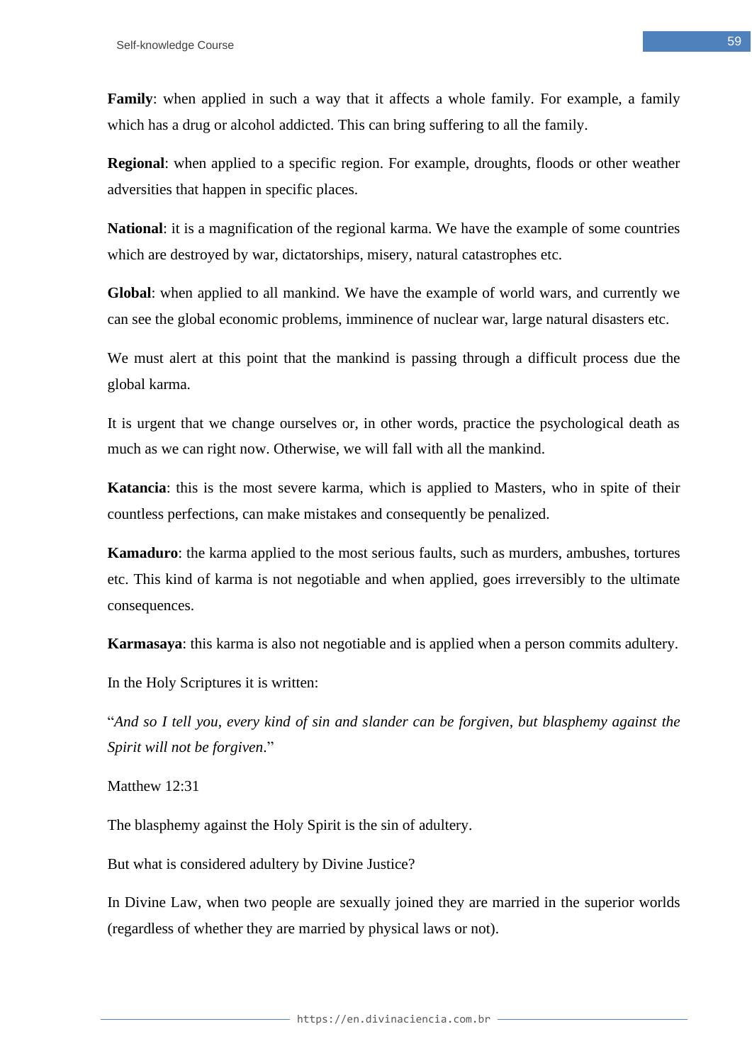**Family**: when applied in such a way that it affects a whole family. For example, a family which has a drug or alcohol addicted. This can bring suffering to all the family.

**Regional**: when applied to a specific region. For example, droughts, floods or other weather adversities that happen in specific places.

**National**: it is a magnification of the regional karma. We have the example of some countries which are destroyed by war, dictatorships, misery, natural catastrophes etc.

**Global**: when applied to all mankind. We have the example of world wars, and currently we can see the global economic problems, imminence of nuclear war, large natural disasters etc.

We must alert at this point that the mankind is passing through a difficult process due the global karma.

It is urgent that we change ourselves or, in other words, practice the psychological death as much as we can right now. Otherwise, we will fall with all the mankind.

**Katancia**: this is the most severe karma, which is applied to Masters, who in spite of their countless perfections, can make mistakes and consequently be penalized.

**Kamaduro**: the karma applied to the most serious faults, such as murders, ambushes, tortures etc. This kind of karma is not negotiable and when applied, goes irreversibly to the ultimate consequences.

**Karmasaya**: this karma is also not negotiable and is applied when a person commits adultery.

In the Holy Scriptures it is written:

"*And so I tell you, every kind of sin and slander can be forgiven, but blasphemy against the Spirit will not be forgiven*."

Matthew 12:31

The blasphemy against the Holy Spirit is the sin of adultery.

But what is considered adultery by Divine Justice?

In Divine Law, when two people are sexually joined they are married in the superior worlds (regardless of whether they are married by physical laws or not).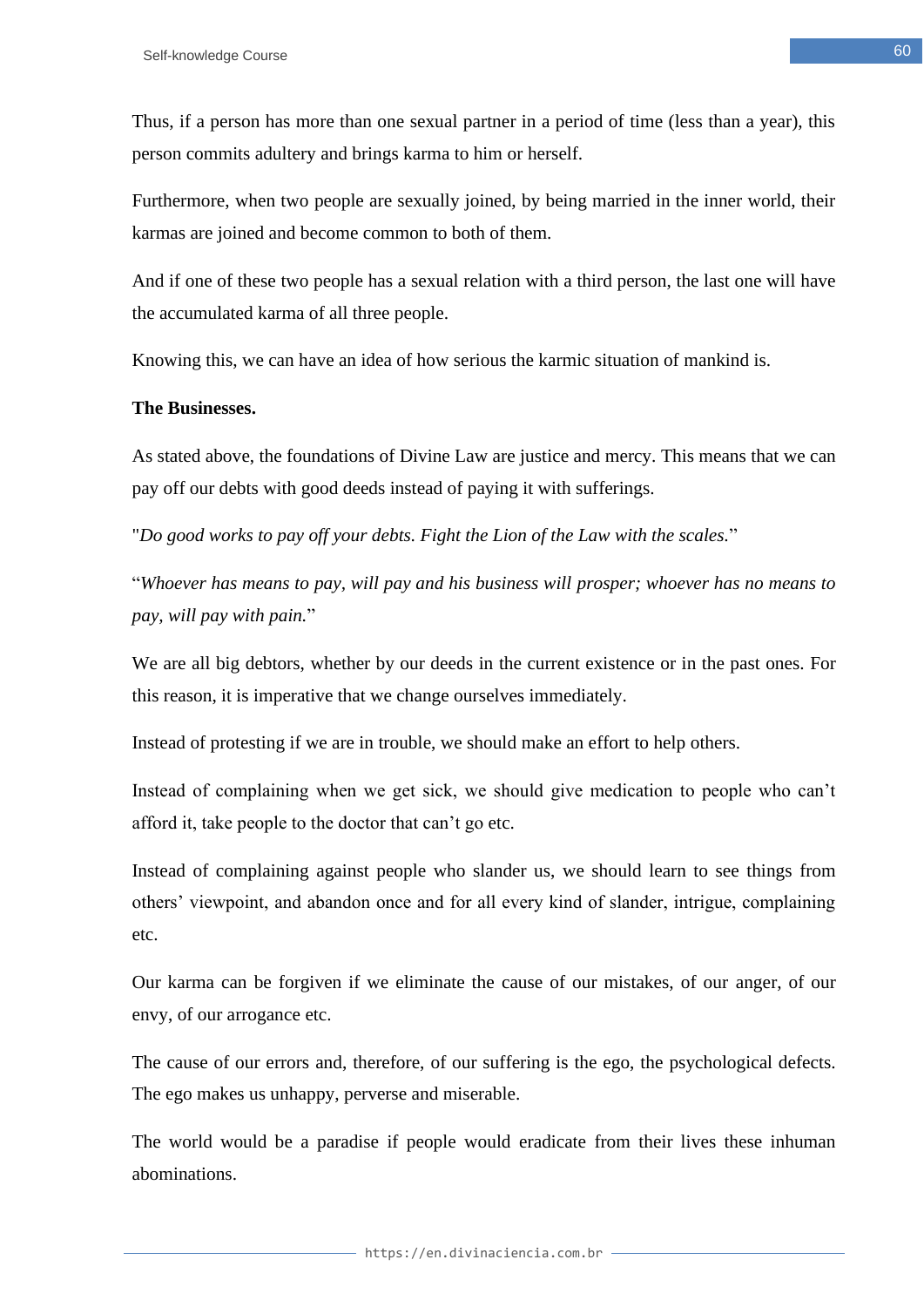Thus, if a person has more than one sexual partner in a period of time (less than a year), this person commits adultery and brings karma to him or herself.

Furthermore, when two people are sexually joined, by being married in the inner world, their karmas are joined and become common to both of them.

And if one of these two people has a sexual relation with a third person, the last one will have the accumulated karma of all three people.

Knowing this, we can have an idea of how serious the karmic situation of mankind is.

**The Businesses.**

As stated above, the foundations of Divine Law are justice and mercy. This means that we can pay off our debts with good deeds instead of paying it with sufferings.

"*Do good works to pay off your debts. Fight the Lion of the Law with the scales.*"

"*Whoever has means to pay, will pay and his business will prosper; whoever has no means to pay, will pay with pain.*"

We are all big debtors, whether by our deeds in the current existence or in the past ones. For this reason, it is imperative that we change ourselves immediately.

Instead of protesting if we are in trouble, we should make an effort to help others.

Instead of complaining when we get sick, we should give medication to people who can't afford it, take people to the doctor that can't go etc.

Instead of complaining against people who slander us, we should learn to see things from others' viewpoint, and abandon once and for all every kind of slander, intrigue, complaining etc.

Our karma can be forgiven if we eliminate the cause of our mistakes, of our anger, of our envy, of our arrogance etc.

The cause of our errors and, therefore, of our suffering is the ego, the psychological defects. The ego makes us unhappy, perverse and miserable.

The world would be a paradise if people would eradicate from their lives these inhuman abominations.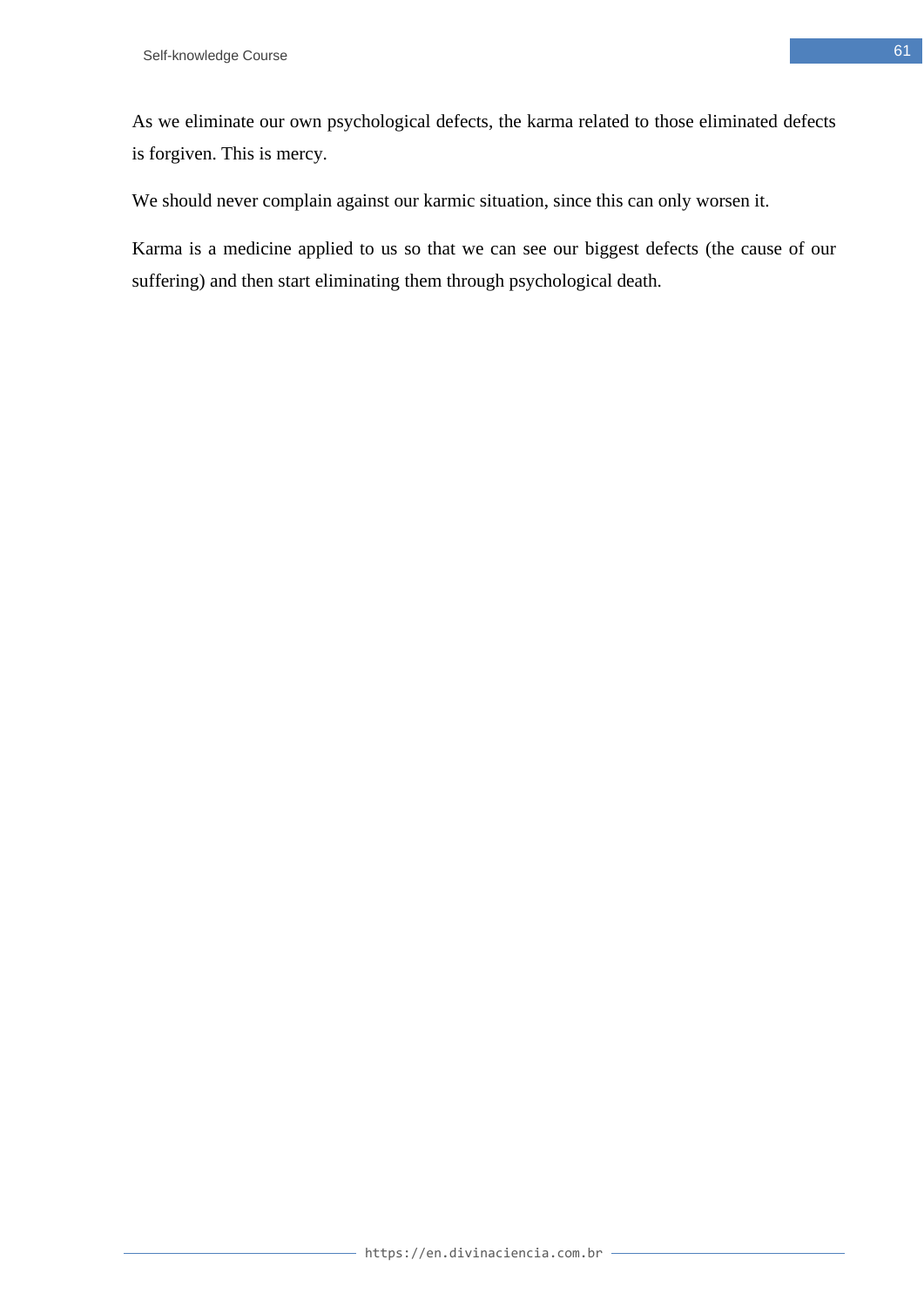As we eliminate our own psychological defects, the karma related to those eliminated defects is forgiven. This is mercy.

We should never complain against our karmic situation, since this can only worsen it.

Karma is a medicine applied to us so that we can see our biggest defects (the cause of our suffering) and then start eliminating them through psychological death.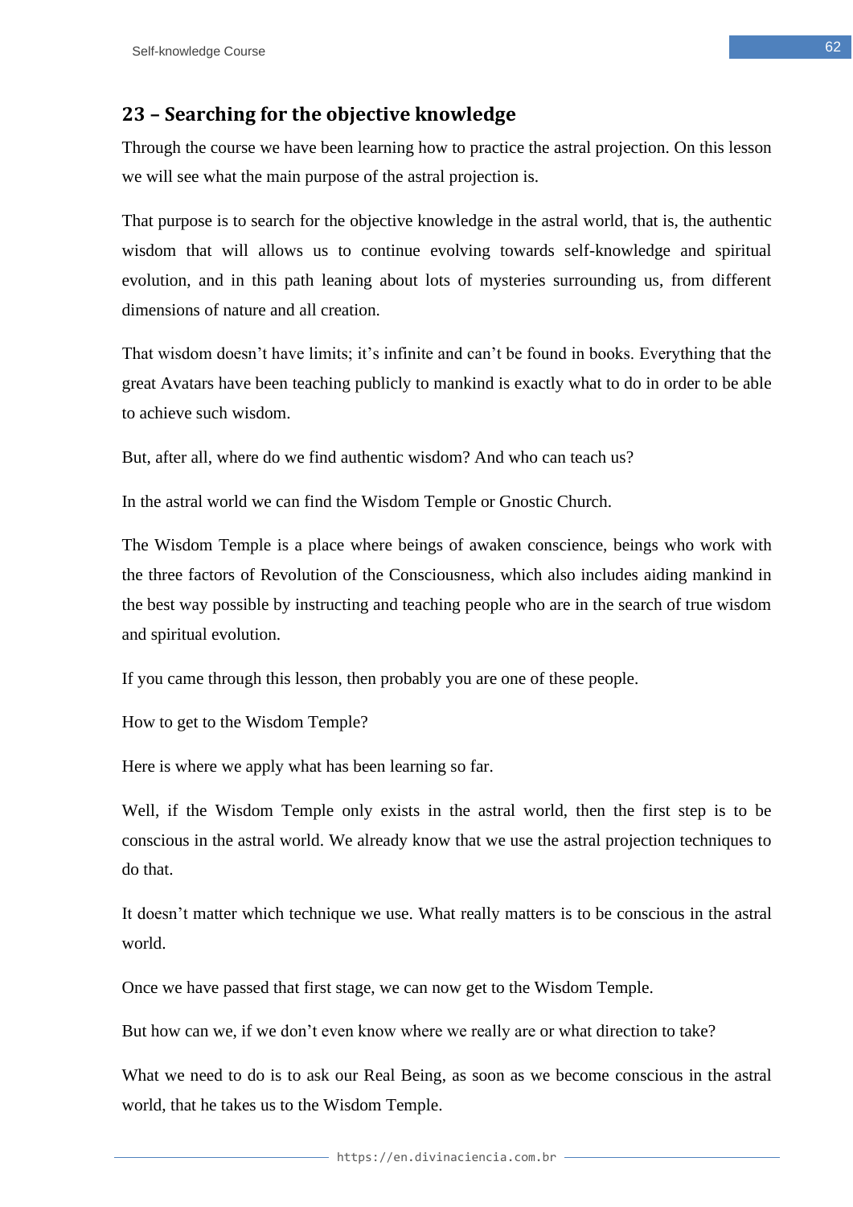## 23 – Searching for the objective knowledge

Through the course we have been learning how to practice the astral projection. On this lesson we will see what the main purpose of the astral projection is.

That purpose is to search for the objective knowledge in the astral world, that is, the authentic wisdom that will allows us to continue evolving towards self-knowledge and spiritual evolution, and in this path leaning about lots of mysteries surrounding us, from different dimensions of nature and all creation.

That wisdom doesn't have limits; it's infinite and can't be found in books. Everything that the great Avatars have been teaching publicly to mankind is exactly what to do in order to be able to achieve such wisdom.

But, after all, where do we find authentic wisdom? And who can teach us?

In the astral world we can find the Wisdom Temple or Gnostic Church.

The Wisdom Temple is a place where beings of awaken conscience, beings who work with the three factors of Revolution of the Consciousness, which also includes aiding mankind in the best way possible by instructing and teaching people who are in the search of true wisdom and spiritual evolution.

If you came through this lesson, then probably you are one of these people.

How to get to the Wisdom Temple?

Here is where we apply what has been learning so far.

Well, if the Wisdom Temple only exists in the astral world, then the first step is to be conscious in the astral world. We already know that we use the astral projection techniques to do that.

It doesn't matter which technique we use. What really matters is to be conscious in the astral world.

Once we have passed that first stage, we can now get to the Wisdom Temple.

But how can we, if we don't even know where we really are or what direction to take?

What we need to do is to ask our Real Being, as soon as we become conscious in the astral world, that he takes us to the Wisdom Temple.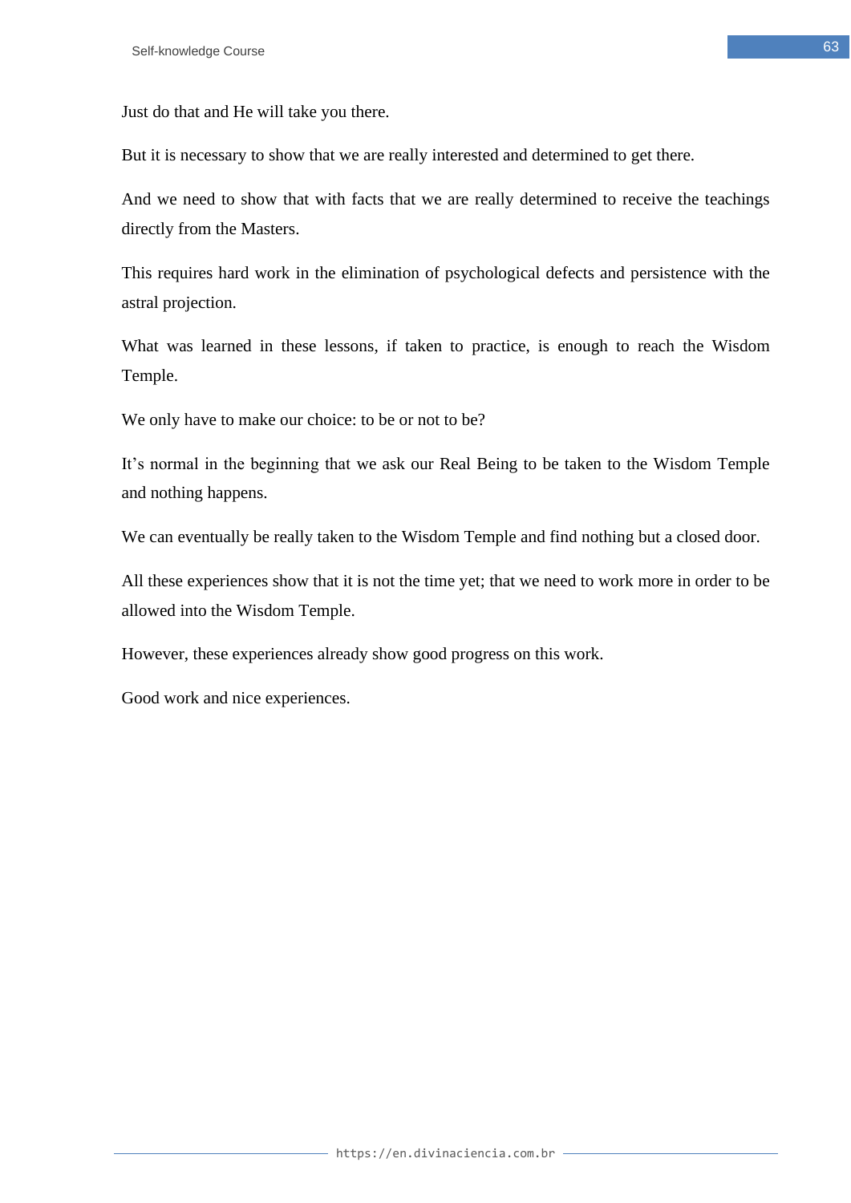Just do that and He will take you there.

But it is necessary to show that we are really interested and determined to get there.

And we need to show that with facts that we are really determined to receive the teachings directly from the Masters.

This requires hard work in the elimination of psychological defects and persistence with the astral projection.

What was learned in these lessons, if taken to practice, is enough to reach the Wisdom Temple.

We only have to make our choice: to be or not to be?

It's normal in the beginning that we ask our Real Being to be taken to the Wisdom Temple and nothing happens.

We can eventually be really taken to the Wisdom Temple and find nothing but a closed door.

All these experiences show that it is not the time yet; that we need to work more in order to be allowed into the Wisdom Temple.

However, these experiences already show good progress on this work.

Good work and nice experiences.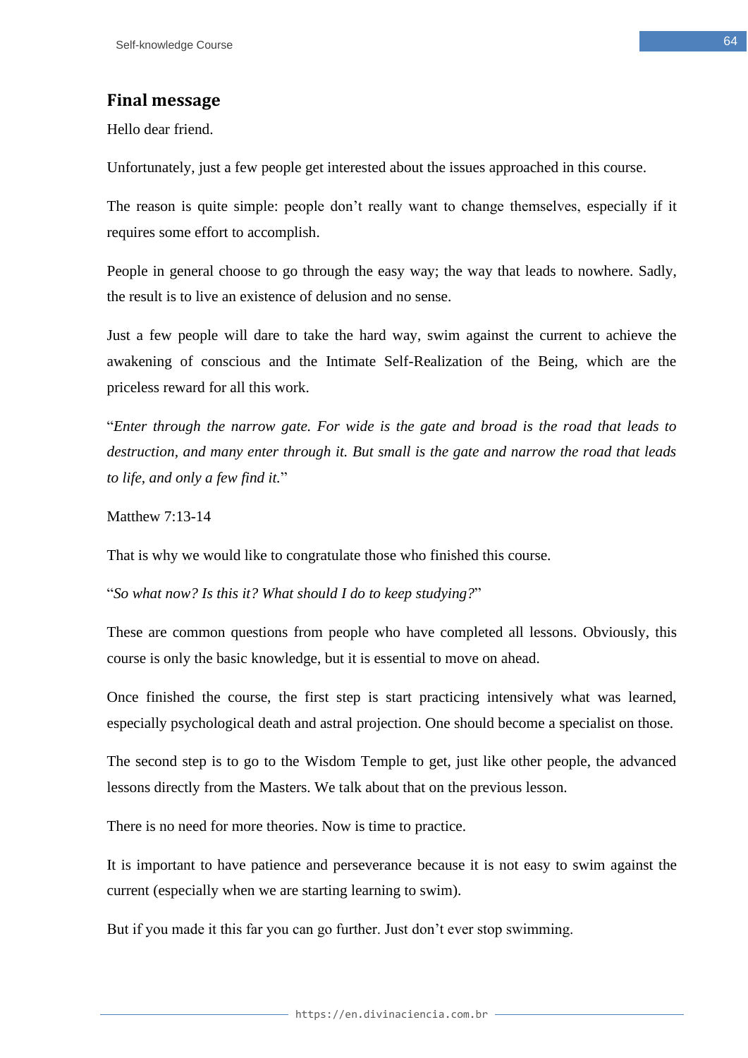## Final message

Hello dear friend.

Unfortunately, just a few people get interested about the issues approached in this course.

The reason is quite simple: people don't really want to change themselves, especially if it requires some effort to accomplish.

People in general choose to go through the easy way; the way that leads to nowhere. Sadly, the result is to live an existence of delusion and no sense.

Just a few people will dare to take the hard way, swim against the current to achieve the awakening of conscious and the Intimate Self-Realization of the Being, which are the priceless reward for all this work.

"*Enter through the narrow gate. For wide is the gate and broad is the road that leads to destruction, and many enter through it. But small is the gate and narrow the road that leads to life, and only a few find it.*"

Matthew 7:13-14

That is why we would like to congratulate those who finished this course.

"*So what now? Is this it? What should I do to keep studying?*"

These are common questions from people who have completed all lessons. Obviously, this course is only the basic knowledge, but it is essential to move on ahead.

Once finished the course, the first step is start practicing intensively what was learned, especially psychological death and astral projection. One should become a specialist on those.

The second step is to go to the Wisdom Temple to get, just like other people, the advanced lessons directly from the Masters. We talk about that on the previous lesson.

There is no need for more theories. Now is time to practice.

It is important to have patience and perseverance because it is not easy to swim against the current (especially when we are starting learning to swim).

But if you made it this far you can go further. Just don't ever stop swimming.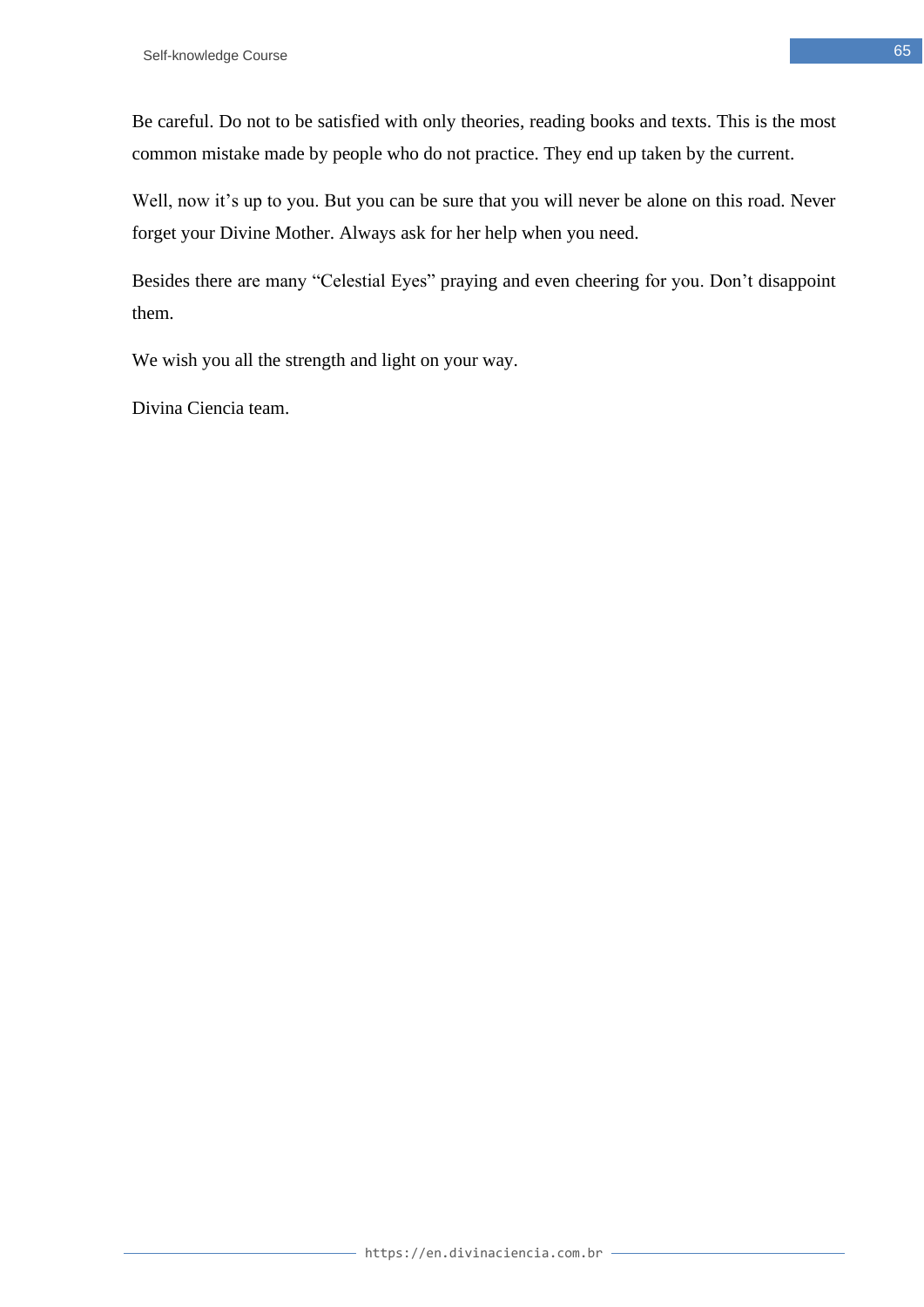Be careful. Do not to be satisfied with only theories, reading books and texts. This is the most common mistake made by people who do not practice. They end up taken by the current.

Well, now it’s up to you. But you can be sure that you will never be alone on this road. Never forget your Divine Mother. Always ask for her help when you need.

Besides there are many “Celestial Eyes” praying and even cheering for you. Don’t disappoint them.

We wish you all the strength and light on your way.

Divina Ciencia team.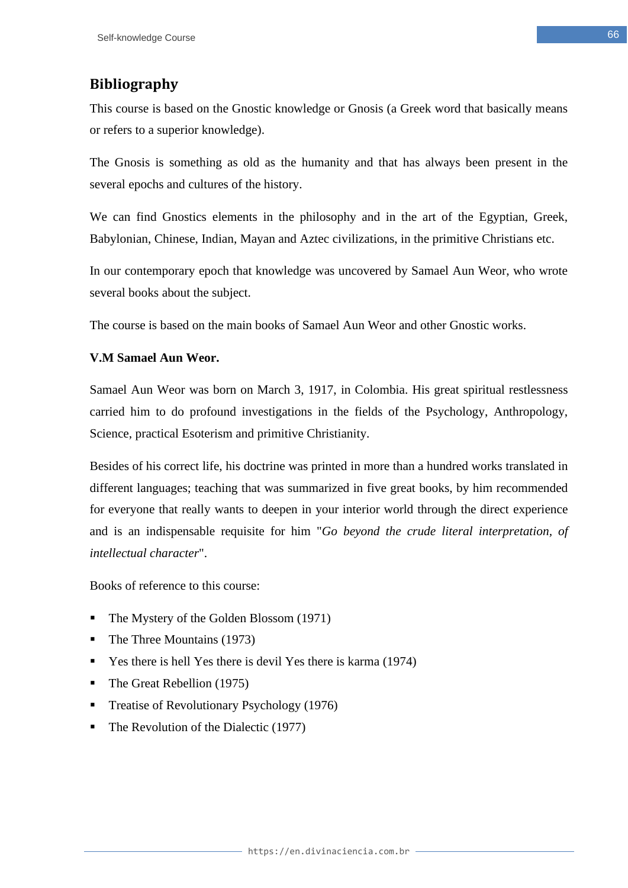## Bibliography

This course is based on the Gnostic knowledge or Gnosis (a Greek word that basically means or refers to a superior knowledge).

The Gnosis is something as old as the humanity and that has always been present in the several epochs and cultures of the history.

We can find Gnostics elements in the philosophy and in the art of the Egyptian, Greek, Babylonian, Chinese, Indian, Mayan and Aztec civilizations, in the primitive Christians etc.

In our contemporary epoch that knowledge was uncovered by Samael Aun Weor, who wrote several books about the subject.

The course is based on the main books of Samael Aun Weor and other Gnostic works.

**V.M Samael Aun Weor.**

Samael Aun Weor was born on March 3, 1917, in Colombia. His great spiritual restlessness carried him to do profound investigations in the fields of the Psychology, Anthropology, Science, practical Esoterism and primitive Christianity.

Besides of his correct life, his doctrine was printed in more than a hundred works translated in different languages; teaching that was summarized in five great books, by him recommended for everyone that really wants to deepen in your interior world through the direct experience and is an indispensable requisite for him "*Go beyond the crude literal interpretation, of intellectual character*".

Books of reference to this course:

- The Mystery of the Golden Blossom (1971)
- The Three Mountains (1973)
- Yes there is hell Yes there is devil Yes there is karma (1974)
- The Great Rebellion (1975)
- Treatise of Revolutionary Psychology (1976)
- The Revolution of the Dialectic (1977)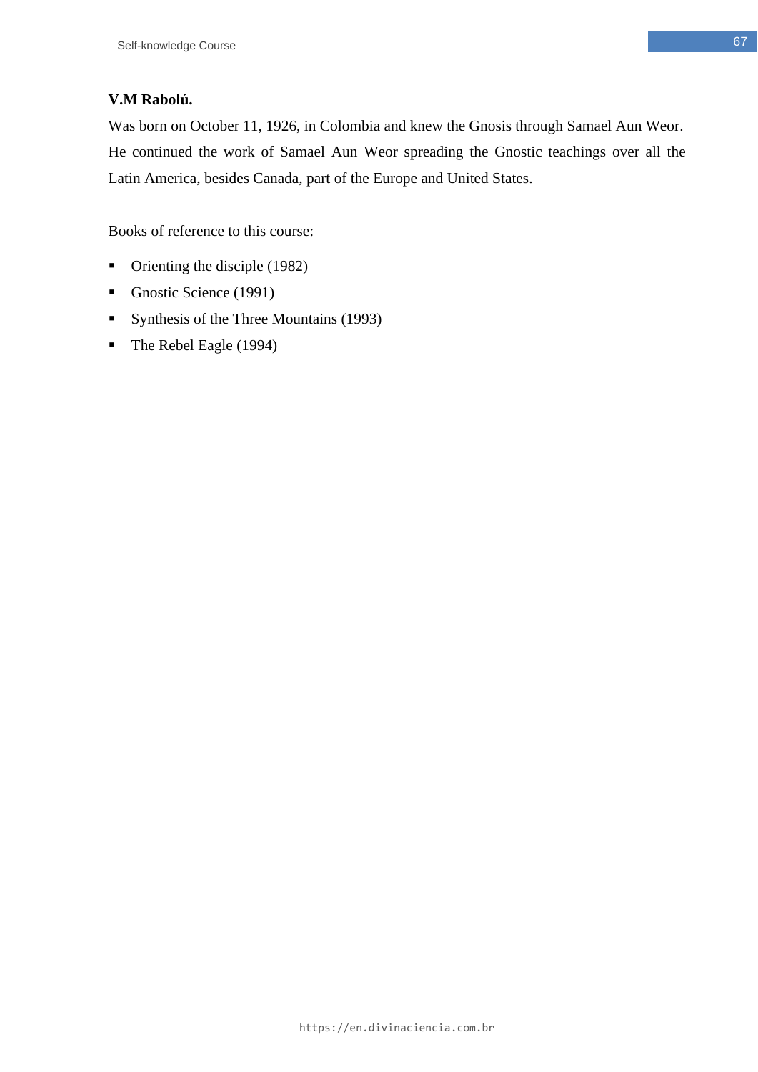**V.M Rabolú.**

Was born on October 11, 1926, in Colombia and knew the Gnosis through Samael Aun Weor. He continued the work of Samael Aun Weor spreading the Gnostic teachings over all the Latin America, besides Canada, part of the Europe and United States.

Books of reference to this course:

- Orienting the disciple (1982)
- Gnostic Science (1991)
- Synthesis of the Three Mountains (1993)
- The Rebel Eagle (1994)